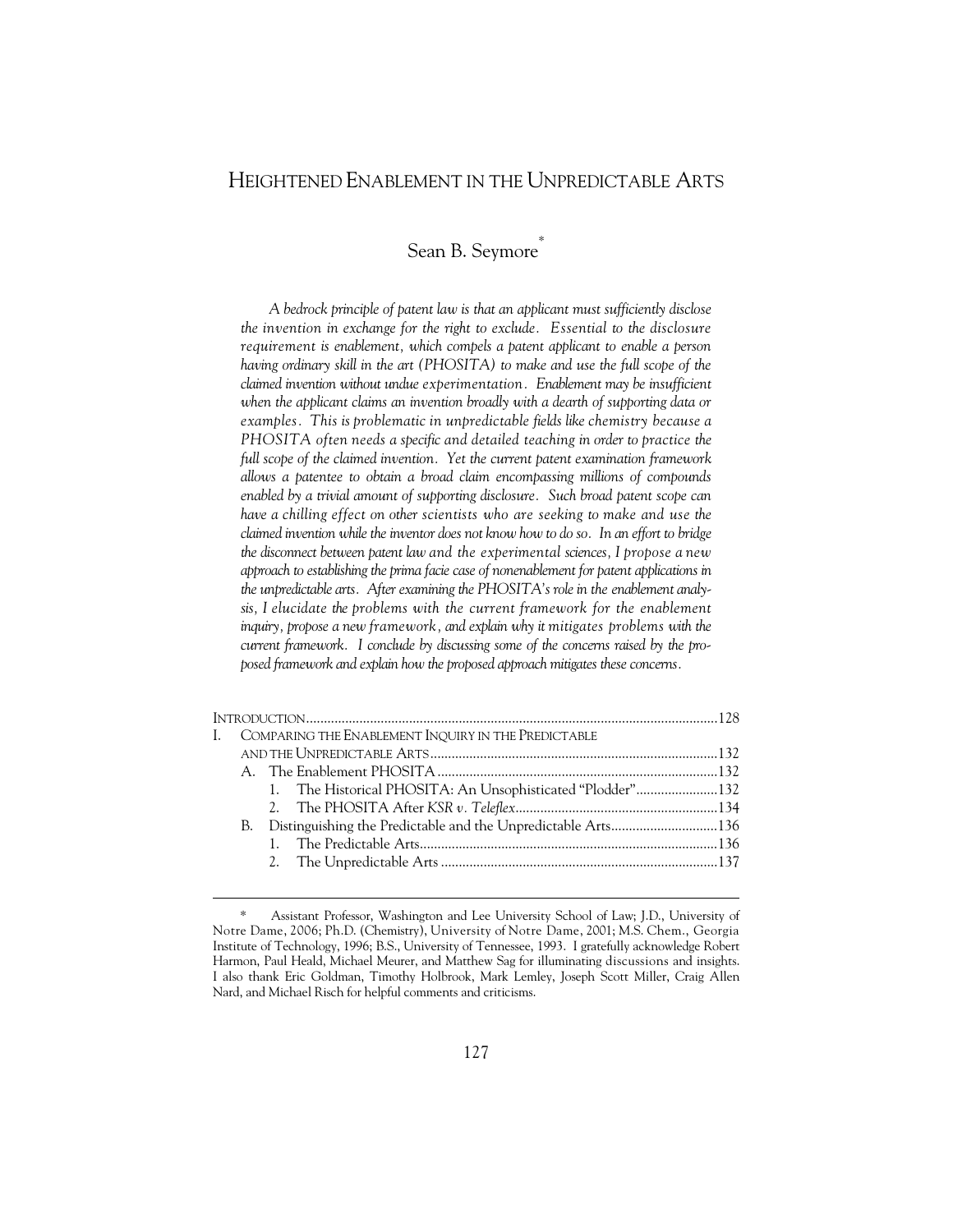# HEIGHTENED ENABLEMENT IN THE UNPREDICTABLE ARTS

Sean B. Seymore[*]

*A bedrock principle of patent law is that an applicant must sufficiently disclose the invention in exchange for the right to exclude. Essential to the disclosure requirement is enablement, which compels a patent applicant to enable a person having ordinary skill in the art (PHOSITA) to make and use the full scope of the claimed invention without undue experimentation. Enablement may be insufficient when the applicant claims an invention broadly with a dearth of supporting data or examples. This is problematic in unpredictable fields like chemistry because a PHOSITA often needs a specific and detailed teaching in order to practice the full scope of the claimed invention. Yet the current patent examination framework allows a patentee to obtain a broad claim encompassing millions of compounds enabled by a trivial amount of supporting disclosure. Such broad patent scope can have a chilling effect on other scientists who are seeking to make and use the claimed invention while the inventor does not know how to do so. In an effort to bridge the disconnect between patent law and the experimental sciences, I propose a new approach to establishing the prima facie case of nonenablement for patent applications in the unpredictable arts. After examining the PHOSITA's role in the enablement analysis, I elucidate the problems with the current framework for the enablement inquiry, propose a new framework, and explain why it mitigates problems with the current framework. I conclude by discussing some of the concerns raised by the proposed framework and explain how the proposed approach mitigates these concerns.*

- INTRODUCTION ........................................................ 128
- I. COMPARING THE ENABLEMENT INQUIRY IN THE PREDICTABLE AND THE UNPREDICTABLE ARTS ........................................ 132
  - A. The Enablement PHOSITA ........................................ 132
    1. The Historical PHOSITA: An Unsophisticated "Plodder" ........ 132
    2. The PHOSITA After *KSR v. Teleflex* .............................. 134
  - B. Distinguishing the Predictable and the Unpredictable Arts ........ 136
    1. The Predictable Arts ........................................ 136
    2. The Unpredictable Arts ........................................ 137

---

[*] Assistant Professor, Washington and Lee University School of Law; J.D., University of Notre Dame, 2006; Ph.D. (Chemistry), University of Notre Dame, 2001; M.S. Chem., Georgia Institute of Technology, 1996; B.S., University of Tennessee, 1993. I gratefully acknowledge Robert Harmon, Paul Heald, Michael Meurer, and Matthew Sag for illuminating discussions and insights. I also thank Eric Goldman, Timothy Holbrook, Mark Lemley, Joseph Scott Miller, Craig Allen Nard, and Michael Risch for helpful comments and criticisms.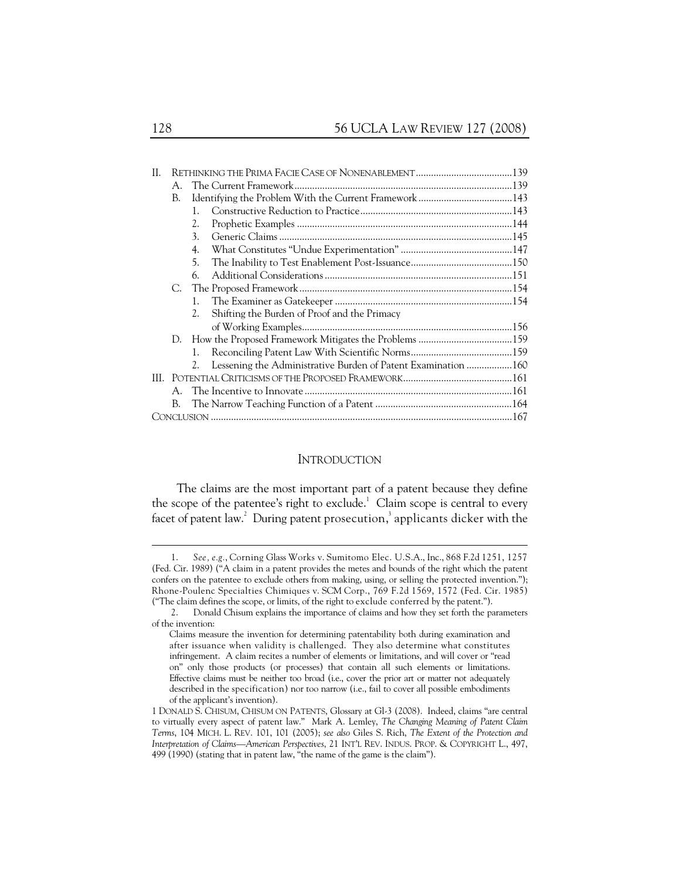- II. RETHINKING THE PRIMA FACIE CASE OF NONENABLEMENT ..... 139
  - A. The Current Framework ..... 139
  - B. Identifying the Problem With the Current Framework ..... 143
    1. Constructive Reduction to Practice ..... 143
    2. Prophetic Examples ..... 144
    3. Generic Claims ..... 145
    4. What Constitutes "Undue Experimentation" ..... 147
    5. The Inability to Test Enablement Post-Issuance ..... 150
    6. Additional Considerations ..... 151
  - C. The Proposed Framework ..... 154
    1. The Examiner as Gatekeeper ..... 154
    2. Shifting the Burden of Proof and the Primacy of Working Examples ..... 156
  - D. How the Proposed Framework Mitigates the Problems ..... 159
    1. Reconciling Patent Law With Scientific Norms ..... 159
    2. Lessening the Administrative Burden of Patent Examination ..... 160
- III. POTENTIAL CRITICISMS OF THE PROPOSED FRAMEWORK ..... 161
  - A. The Incentive to Innovate ..... 161
  - B. The Narrow Teaching Function of a Patent ..... 164
- CONCLUSION ..... 167

## INTRODUCTION

The claims are the most important part of a patent because they define the scope of the patentee's right to exclude.[1] Claim scope is central to every facet of patent law.[2] During patent prosecution,[3] applicants dicker with the

---

1. *See, e.g.*, Corning Glass Works v. Sumitomo Elec. U.S.A., Inc., 868 F.2d 1251, 1257 (Fed. Cir. 1989) ("A claim in a patent provides the metes and bounds of the right which the patent confers on the patentee to exclude others from making, using, or selling the protected invention."); Rhone-Poulenc Specialties Chimiques v. SCM Corp., 769 F.2d 1569, 1572 (Fed. Cir. 1985) ("The claim defines the scope, or limits, of the right to exclude conferred by the patent.").

2. Donald Chisum explains the importance of claims and how they set forth the parameters of the invention:

> Claims measure the invention for determining patentability both during examination and after issuance when validity is challenged. They also determine what constitutes infringement. A claim recites a number of elements or limitations, and will cover or "read on" only those products (or processes) that contain all such elements or limitations. Effective claims must be neither too broad (i.e., cover the prior art or matter not adequately described in the specification) nor too narrow (i.e., fail to cover all possible embodiments of the applicant's invention).

1 DONALD S. CHISUM, CHISUM ON PATENTS, Glossary at Gl-3 (2008). Indeed, claims "are central to virtually every aspect of patent law." Mark A. Lemley, *The Changing Meaning of Patent Claim Terms*, 104 MICH. L. REV. 101, 101 (2005); *see also* Giles S. Rich, *The Extent of the Protection and Interpretation of Claims—American Perspectives*, 21 INT'L REV. INDUS. PROP. & COPYRIGHT L., 497, 499 (1990) (stating that in patent law, "the name of the game is the claim").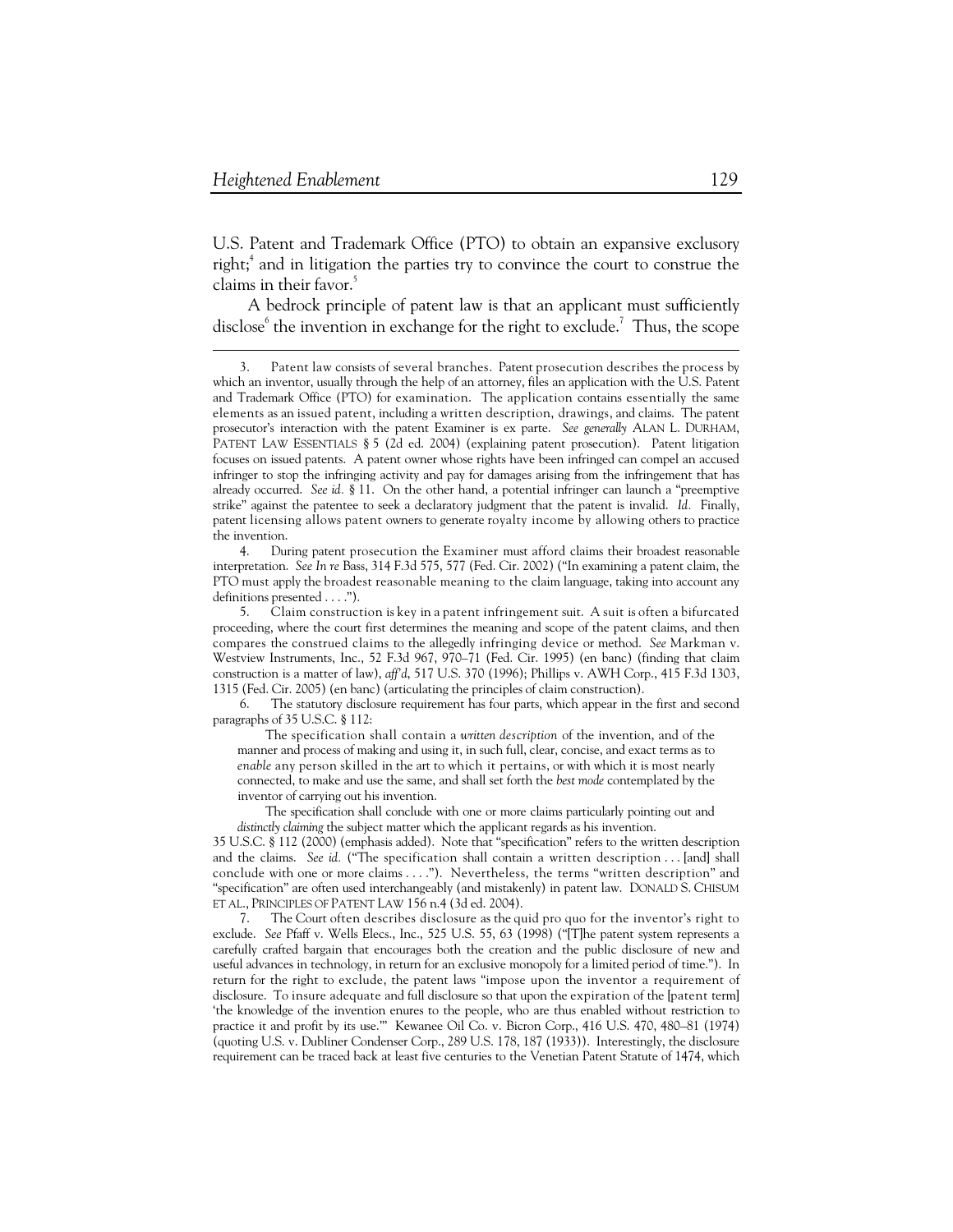U.S. Patent and Trademark Office (PTO) to obtain an expansive exclusory right;[4] and in litigation the parties try to convince the court to construe the claims in their favor.[5]

A bedrock principle of patent law is that an applicant must sufficiently disclose[6] the invention in exchange for the right to exclude.[7] Thus, the scope

---

3. Patent law consists of several branches. Patent prosecution describes the process by which an inventor, usually through the help of an attorney, files an application with the U.S. Patent and Trademark Office (PTO) for examination. The application contains essentially the same elements as an issued patent, including a written description, drawings, and claims. The patent prosecutor's interaction with the patent Examiner is ex parte. *See generally* ALAN L. DURHAM, PATENT LAW ESSENTIALS § 5 (2d ed. 2004) (explaining patent prosecution). Patent litigation focuses on issued patents. A patent owner whose rights have been infringed can compel an accused infringer to stop the infringing activity and pay for damages arising from the infringement that has already occurred. *See id.* § 11. On the other hand, a potential infringer can launch a "preemptive strike" against the patentee to seek a declaratory judgment that the patent is invalid. *Id.* Finally, patent licensing allows patent owners to generate royalty income by allowing others to practice the invention.

4. During patent prosecution the Examiner must afford claims their broadest reasonable interpretation. *See In re* Bass, 314 F.3d 575, 577 (Fed. Cir. 2002) ("In examining a patent claim, the PTO must apply the broadest reasonable meaning to the claim language, taking into account any definitions presented . . . .").

5. Claim construction is key in a patent infringement suit. A suit is often a bifurcated proceeding, where the court first determines the meaning and scope of the patent claims, and then compares the construed claims to the allegedly infringing device or method. *See* Markman v. Westview Instruments, Inc., 52 F.3d 967, 970–71 (Fed. Cir. 1995) (en banc) (finding that claim construction is a matter of law), *aff'd*, 517 U.S. 370 (1996); Phillips v. AWH Corp., 415 F.3d 1303, 1315 (Fed. Cir. 2005) (en banc) (articulating the principles of claim construction).

6. The statutory disclosure requirement has four parts, which appear in the first and second paragraphs of 35 U.S.C. § 112:

> The specification shall contain a *written description* of the invention, and of the manner and process of making and using it, in such full, clear, concise, and exact terms as to *enable* any person skilled in the art to which it pertains, or with which it is most nearly connected, to make and use the same, and shall set forth the *best mode* contemplated by the inventor of carrying out his invention.
>
> The specification shall conclude with one or more claims particularly pointing out and *distinctly claiming* the subject matter which the applicant regards as his invention.

35 U.S.C. § 112 (2000) (emphasis added). Note that "specification" refers to the written description and the claims. *See id.* ("The specification shall contain a written description . . . [and] shall conclude with one or more claims . . . ."). Nevertheless, the terms "written description" and "specification" are often used interchangeably (and mistakenly) in patent law. DONALD S. CHISUM ET AL., PRINCIPLES OF PATENT LAW 156 n.4 (3d ed. 2004).

7. The Court often describes disclosure as the quid pro quo for the inventor's right to exclude. *See* Pfaff v. Wells Elecs., Inc., 525 U.S. 55, 63 (1998) ("[T]he patent system represents a carefully crafted bargain that encourages both the creation and the public disclosure of new and useful advances in technology, in return for an exclusive monopoly for a limited period of time."). In return for the right to exclude, the patent laws "impose upon the inventor a requirement of disclosure. To insure adequate and full disclosure so that upon the expiration of the [patent term] 'the knowledge of the invention enures to the people, who are thus enabled without restriction to practice it and profit by its use.'" Kewanee Oil Co. v. Bicron Corp., 416 U.S. 470, 480–81 (1974) (quoting U.S. v. Dubliner Condenser Corp., 289 U.S. 178, 187 (1933)). Interestingly, the disclosure requirement can be traced back at least five centuries to the Venetian Patent Statute of 1474, which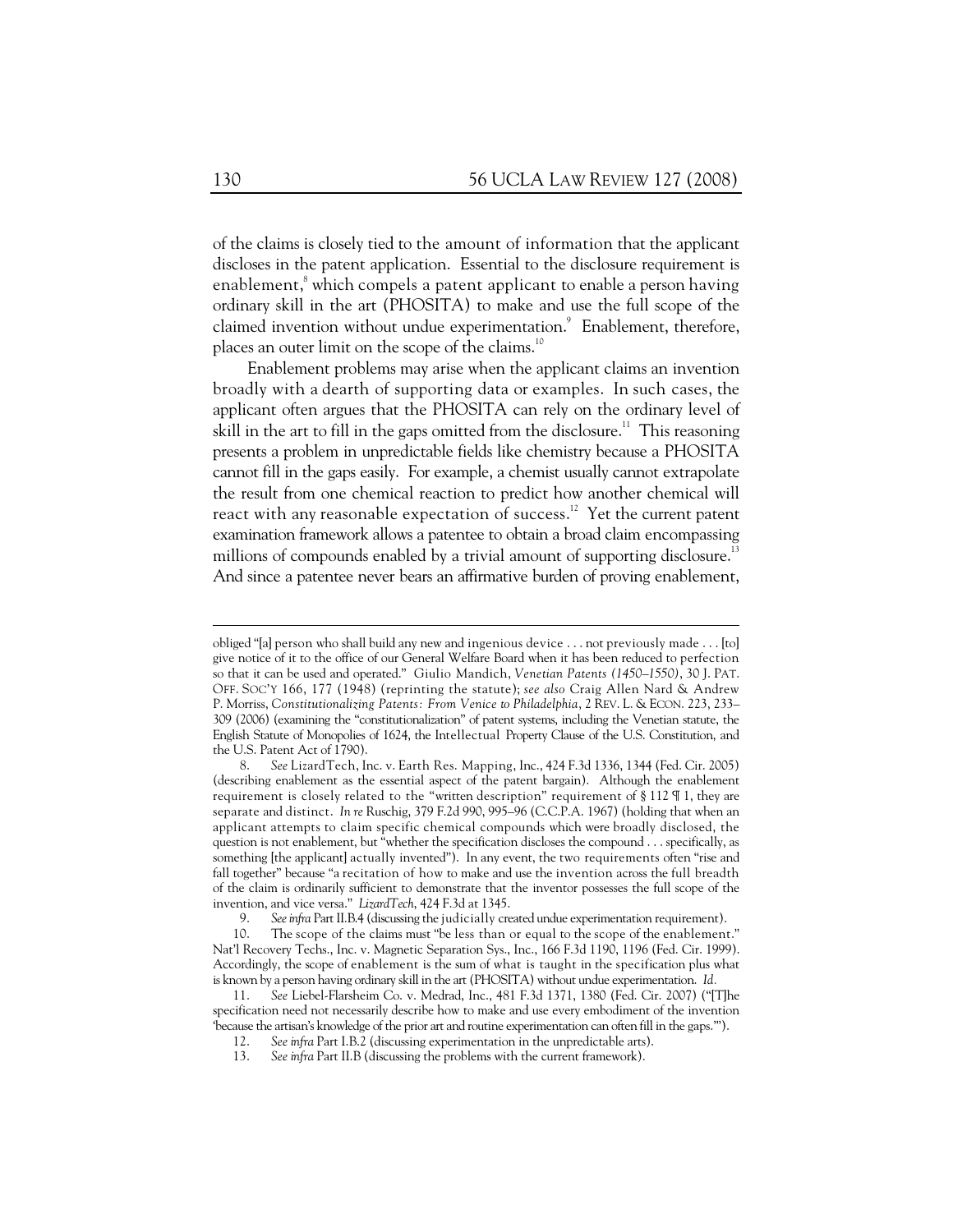of the claims is closely tied to the amount of information that the applicant discloses in the patent application. Essential to the disclosure requirement is enablement,[8] which compels a patent applicant to enable a person having ordinary skill in the art (PHOSITA) to make and use the full scope of the claimed invention without undue experimentation.[9] Enablement, therefore, places an outer limit on the scope of the claims.[10]

Enablement problems may arise when the applicant claims an invention broadly with a dearth of supporting data or examples. In such cases, the applicant often argues that the PHOSITA can rely on the ordinary level of skill in the art to fill in the gaps omitted from the disclosure.[11] This reasoning presents a problem in unpredictable fields like chemistry because a PHOSITA cannot fill in the gaps easily. For example, a chemist usually cannot extrapolate the result from one chemical reaction to predict how another chemical will react with any reasonable expectation of success.[12] Yet the current patent examination framework allows a patentee to obtain a broad claim encompassing millions of compounds enabled by a trivial amount of supporting disclosure.[13] And since a patentee never bears an affirmative burden of proving enablement,

---

obliged "[a] person who shall build any new and ingenious device . . . not previously made . . . [to] give notice of it to the office of our General Welfare Board when it has been reduced to perfection so that it can be used and operated." Giulio Mandich, *Venetian Patents (1450–1550)*, 30 J. PAT. OFF. SOC'Y 166, 177 (1948) (reprinting the statute); *see also* Craig Allen Nard & Andrew P. Morriss, *Constitutionalizing Patents: From Venice to Philadelphia*, 2 REV. L. & ECON. 223, 233–309 (2006) (examining the "constitutionalization" of patent systems, including the Venetian statute, the English Statute of Monopolies of 1624, the Intellectual Property Clause of the U.S. Constitution, and the U.S. Patent Act of 1790).

8. *See* LizardTech, Inc. v. Earth Res. Mapping, Inc., 424 F.3d 1336, 1344 (Fed. Cir. 2005) (describing enablement as the essential aspect of the patent bargain). Although the enablement requirement is closely related to the "written description" requirement of § 112 ¶ 1, they are separate and distinct. *In re* Ruschig, 379 F.2d 990, 995–96 (C.C.P.A. 1967) (holding that when an applicant attempts to claim specific chemical compounds which were broadly disclosed, the question is not enablement, but "whether the specification discloses the compound . . . specifically, as something [the applicant] actually invented"). In any event, the two requirements often "rise and fall together" because "a recitation of how to make and use the invention across the full breadth of the claim is ordinarily sufficient to demonstrate that the inventor possesses the full scope of the invention, and vice versa." *LizardTech*, 424 F.3d at 1345.

9. *See infra* Part II.B.4 (discussing the judicially created undue experimentation requirement).

10. The scope of the claims must "be less than or equal to the scope of the enablement." Nat'l Recovery Techs., Inc. v. Magnetic Separation Sys., Inc., 166 F.3d 1190, 1196 (Fed. Cir. 1999). Accordingly, the scope of enablement is the sum of what is taught in the specification plus what is known by a person having ordinary skill in the art (PHOSITA) without undue experimentation. *Id.*

11. *See* Liebel-Flarsheim Co. v. Medrad, Inc., 481 F.3d 1371, 1380 (Fed. Cir. 2007) ("[T]he specification need not necessarily describe how to make and use every embodiment of the invention 'because the artisan's knowledge of the prior art and routine experimentation can often fill in the gaps.'").

12. *See infra* Part I.B.2 (discussing experimentation in the unpredictable arts).

13. *See infra* Part II.B (discussing the problems with the current framework).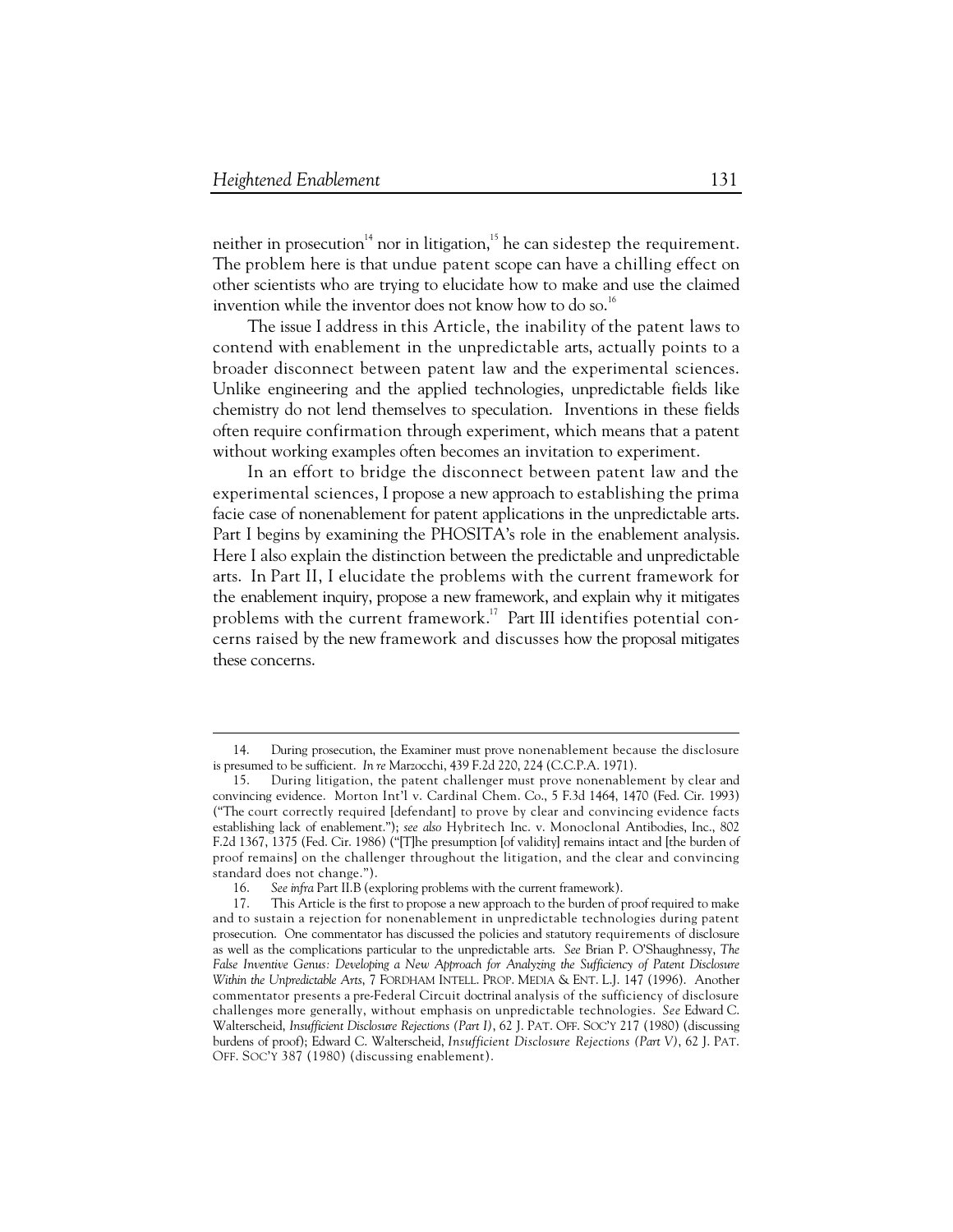neither in prosecution[14] nor in litigation,[15] he can sidestep the requirement. The problem here is that undue patent scope can have a chilling effect on other scientists who are trying to elucidate how to make and use the claimed invention while the inventor does not know how to do so.[16]

The issue I address in this Article, the inability of the patent laws to contend with enablement in the unpredictable arts, actually points to a broader disconnect between patent law and the experimental sciences. Unlike engineering and the applied technologies, unpredictable fields like chemistry do not lend themselves to speculation. Inventions in these fields often require confirmation through experiment, which means that a patent without working examples often becomes an invitation to experiment.

In an effort to bridge the disconnect between patent law and the experimental sciences, I propose a new approach to establishing the prima facie case of nonenablement for patent applications in the unpredictable arts. Part I begins by examining the PHOSITA's role in the enablement analysis. Here I also explain the distinction between the predictable and unpredictable arts. In Part II, I elucidate the problems with the current framework for the enablement inquiry, propose a new framework, and explain why it mitigates problems with the current framework.[17] Part III identifies potential concerns raised by the new framework and discusses how the proposal mitigates these concerns.

---

14. During prosecution, the Examiner must prove nonenablement because the disclosure is presumed to be sufficient. *In re* Marzocchi, 439 F.2d 220, 224 (C.C.P.A. 1971).

15. During litigation, the patent challenger must prove nonenablement by clear and convincing evidence. Morton Int'l v. Cardinal Chem. Co., 5 F.3d 1464, 1470 (Fed. Cir. 1993) ("The court correctly required [defendant] to prove by clear and convincing evidence facts establishing lack of enablement."); *see also* Hybritech Inc. v. Monoclonal Antibodies, Inc., 802 F.2d 1367, 1375 (Fed. Cir. 1986) ("[T]he presumption [of validity] remains intact and [the burden of proof remains] on the challenger throughout the litigation, and the clear and convincing standard does not change.").

16. *See infra* Part II.B (exploring problems with the current framework).

17. This Article is the first to propose a new approach to the burden of proof required to make and to sustain a rejection for nonenablement in unpredictable technologies during patent prosecution. One commentator has discussed the policies and statutory requirements of disclosure as well as the complications particular to the unpredictable arts. *See* Brian P. O'Shaughnessy, *The False Inventive Genus: Developing a New Approach for Analyzing the Sufficiency of Patent Disclosure Within the Unpredictable Arts*, 7 FORDHAM INTELL. PROP. MEDIA & ENT. L.J. 147 (1996). Another commentator presents a pre-Federal Circuit doctrinal analysis of the sufficiency of disclosure challenges more generally, without emphasis on unpredictable technologies. *See* Edward C. Walterscheid, *Insufficient Disclosure Rejections (Part I)*, 62 J. PAT. OFF. SOC'Y 217 (1980) (discussing burdens of proof); Edward C. Walterscheid, *Insufficient Disclosure Rejections (Part V)*, 62 J. PAT. OFF. SOC'Y 387 (1980) (discussing enablement).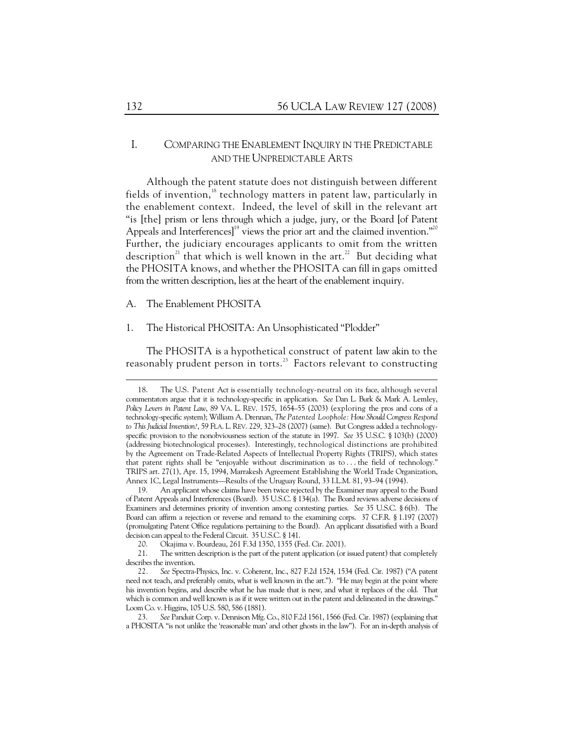# I. Comparing the Enablement Inquiry in the Predictable and the Unpredictable Arts

Although the patent statute does not distinguish between different fields of invention,[18] technology matters in patent law, particularly in the enablement context. Indeed, the level of skill in the relevant art "is [the] prism or lens through which a judge, jury, or the Board [of Patent Appeals and Interferences][19] views the prior art and the claimed invention."[20] Further, the judiciary encourages applicants to omit from the written description[21] that which is well known in the art.[22] But deciding what the PHOSITA knows, and whether the PHOSITA can fill in gaps omitted from the written description, lies at the heart of the enablement inquiry.

## A. The Enablement PHOSITA

### 1. The Historical PHOSITA: An Unsophisticated "Plodder"

The PHOSITA is a hypothetical construct of patent law akin to the reasonably prudent person in torts.[23] Factors relevant to constructing

---

18. The U.S. Patent Act is essentially technology-neutral on its face, although several commentators argue that it is technology-specific in application. *See* Dan L. Burk & Mark A. Lemley, *Policy Levers in Patent Law*, 89 VA. L. REV. 1575, 1654–55 (2003) (exploring the pros and cons of a technology-specific system); William A. Drennan, *The Patented Loophole: How Should Congress Respond to This Judicial Invention?*, 59 FLA. L. REV. 229, 323–28 (2007) (same). But Congress added a technology-specific provision to the nonobviousness section of the statute in 1997. *See* 35 U.S.C. § 103(b) (2000) (addressing biotechnological processes). Interestingly, technological distinctions are prohibited by the Agreement on Trade-Related Aspects of Intellectual Property Rights (TRIPS), which states that patent rights shall be "enjoyable without discrimination as to . . . the field of technology." TRIPS art. 27(1), Apr. 15, 1994, Marrakesh Agreement Establishing the World Trade Organization, Annex 1C, Legal Instruments—Results of the Uruguay Round, 33 I.L.M. 81, 93–94 (1994).

19. An applicant whose claims have been twice rejected by the Examiner may appeal to the Board of Patent Appeals and Interferences (Board). 35 U.S.C. § 134(a). The Board reviews adverse decisions of Examiners and determines priority of invention among contesting parties. *See* 35 U.S.C. § 6(b). The Board can affirm a rejection or reverse and remand to the examining corps. 37 C.F.R. § 1.197 (2007) (promulgating Patent Office regulations pertaining to the Board). An applicant dissatisfied with a Board decision can appeal to the Federal Circuit. 35 U.S.C. § 141.

20. Okajima v. Bourdeau, 261 F.3d 1350, 1355 (Fed. Cir. 2001).

21. The written description is the part of the patent application (or issued patent) that completely describes the invention.

22. *See* Spectra-Physics, Inc. v. Coherent, Inc., 827 F.2d 1524, 1534 (Fed. Cir. 1987) ("A patent need not teach, and preferably omits, what is well known in the art."). "He may begin at the point where his invention begins, and describe what he has made that is new, and what it replaces of the old. That which is common and well known is as if it were written out in the patent and delineated in the drawings." Loom Co. v. Higgins, 105 U.S. 580, 586 (1881).

23. *See* Panduit Corp. v. Dennison Mfg. Co., 810 F.2d 1561, 1566 (Fed. Cir. 1987) (explaining that a PHOSITA "is not unlike the 'reasonable man' and other ghosts in the law"). For an in-depth analysis of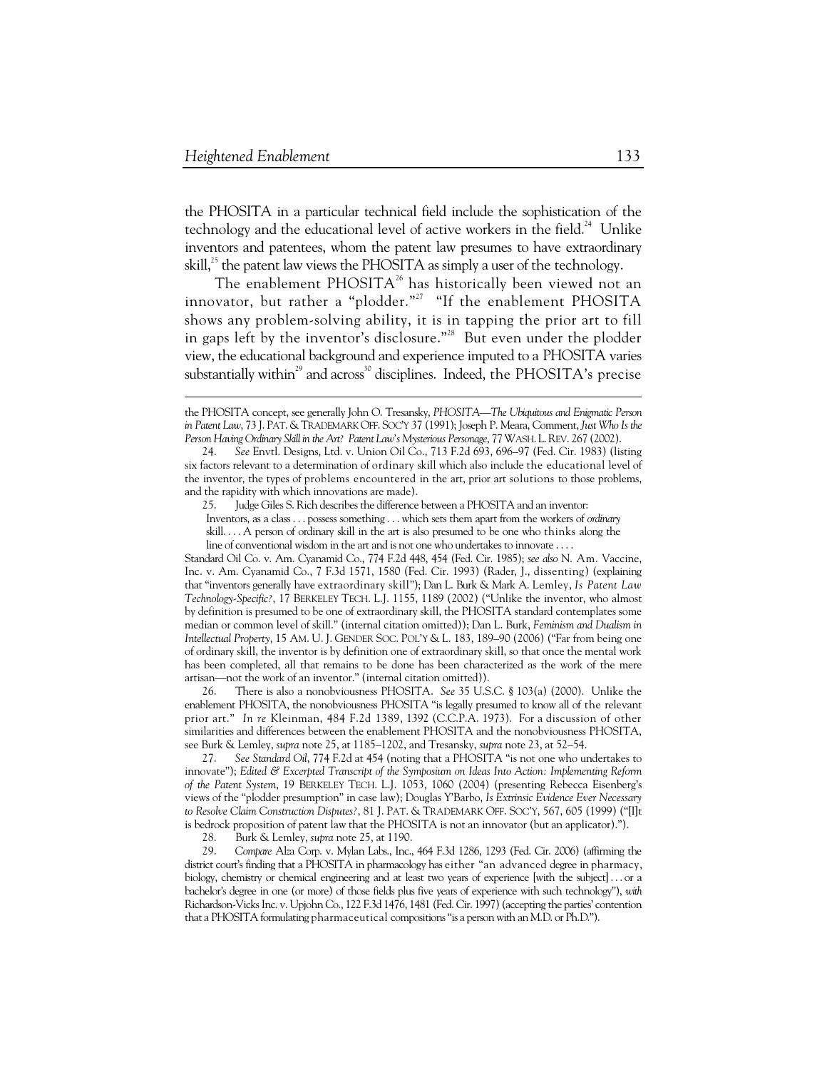the PHOSITA in a particular technical field include the sophistication of the technology and the educational level of active workers in the field.[24] Unlike inventors and patentees, whom the patent law presumes to have extraordinary skill,[25] the patent law views the PHOSITA as simply a user of the technology.

The enablement PHOSITA[26] has historically been viewed not an innovator, but rather a "plodder."[27] "If the enablement PHOSITA shows any problem-solving ability, it is in tapping the prior art to fill in gaps left by the inventor's disclosure."[28] But even under the plodder view, the educational background and experience imputed to a PHOSITA varies substantially within[29] and across[30] disciplines. Indeed, the PHOSITA's precise

---

the PHOSITA concept, see generally John O. Tresansky, *PHOSITA—The Ubiquitous and Enigmatic Person in Patent Law*, 73 J. PAT. & TRADEMARK OFF. SOC'Y 37 (1991); Joseph P. Meara, Comment, *Just Who Is the Person Having Ordinary Skill in the Art? Patent Law's Mysterious Personage*, 77 WASH. L. REV. 267 (2002).

24. *See* Envtl. Designs, Ltd. v. Union Oil Co., 713 F.2d 693, 696–97 (Fed. Cir. 1983) (listing six factors relevant to a determination of ordinary skill which also include the educational level of the inventor, the types of problems encountered in the art, prior art solutions to those problems, and the rapidity with which innovations are made).

25. Judge Giles S. Rich describes the difference between a PHOSITA and an inventor:

> Inventors, as a class . . . possess something . . . which sets them apart from the workers of *ordinary* skill. . . . A person of ordinary skill in the art is also presumed to be one who thinks along the line of conventional wisdom in the art and is not one who undertakes to innovate . . . .

Standard Oil Co. v. Am. Cyanamid Co., 774 F.2d 448, 454 (Fed. Cir. 1985); *see also* N. Am. Vaccine, Inc. v. Am. Cyanamid Co., 7 F.3d 1571, 1580 (Fed. Cir. 1993) (Rader, J., dissenting) (explaining that "inventors generally have extraordinary skill"); Dan L. Burk & Mark A. Lemley, *Is Patent Law Technology-Specific?*, 17 BERKELEY TECH. L.J. 1155, 1189 (2002) ("Unlike the inventor, who almost by definition is presumed to be one of extraordinary skill, the PHOSITA standard contemplates some median or common level of skill." (internal citation omitted)); Dan L. Burk, *Feminism and Dualism in Intellectual Property*, 15 AM. U. J. GENDER SOC. POL'Y & L. 183, 189–90 (2006) ("Far from being one of ordinary skill, the inventor is by definition one of extraordinary skill, so that once the mental work has been completed, all that remains to be done has been characterized as the work of the mere artisan—not the work of an inventor." (internal citation omitted)).

26. There is also a nonobviousness PHOSITA. *See* 35 U.S.C. § 103(a) (2000). Unlike the enablement PHOSITA, the nonobviousness PHOSITA "is legally presumed to know all of the relevant prior art." *In re* Kleinman, 484 F.2d 1389, 1392 (C.C.P.A. 1973). For a discussion of other similarities and differences between the enablement PHOSITA and the nonobviousness PHOSITA, see Burk & Lemley, *supra* note 25, at 1185–1202, and Tresansky, *supra* note 23, at 52–54.

27. *See Standard Oil*, 774 F.2d at 454 (noting that a PHOSITA "is not one who undertakes to innovate"); *Edited & Excerpted Transcript of the Symposium on Ideas Into Action: Implementing Reform of the Patent System*, 19 BERKELEY TECH. L.J. 1053, 1060 (2004) (presenting Rebecca Eisenberg's views of the "plodder presumption" in case law); Douglas Y'Barbo, *Is Extrinsic Evidence Ever Necessary to Resolve Claim Construction Disputes?*, 81 J. PAT. & TRADEMARK OFF. SOC'Y, 567, 605 (1999) ("[I]t is bedrock proposition of patent law that the PHOSITA is not an innovator (but an applicator).").

28. Burk & Lemley, *supra* note 25, at 1190.

29. *Compare* Alza Corp. v. Mylan Labs., Inc., 464 F.3d 1286, 1293 (Fed. Cir. 2006) (affirming the district court's finding that a PHOSITA in pharmacology has either "an advanced degree in pharmacy, biology, chemistry or chemical engineering and at least two years of experience [with the subject] . . . or a bachelor's degree in one (or more) of those fields plus five years of experience with such technology"), *with* Richardson-Vicks Inc. v. Upjohn Co., 122 F.3d 1476, 1481 (Fed. Cir. 1997) (accepting the parties' contention that a PHOSITA formulating pharmaceutical compositions "is a person with an M.D. or Ph.D.").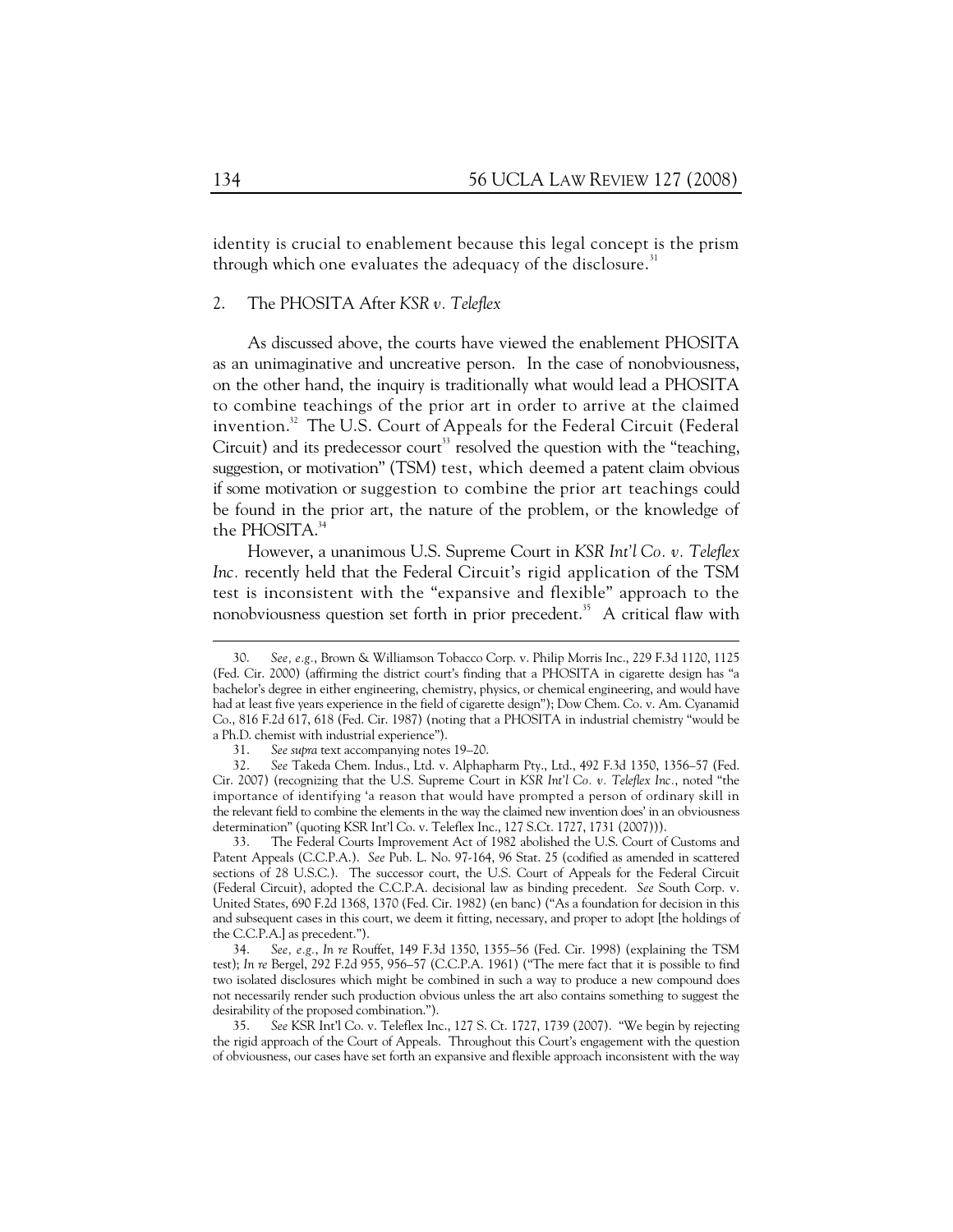identity is crucial to enablement because this legal concept is the prism through which one evaluates the adequacy of the disclosure.[31]

### 2. The PHOSITA After *KSR v. Teleflex*

As discussed above, the courts have viewed the enablement PHOSITA as an unimaginative and uncreative person. In the case of nonobviousness, on the other hand, the inquiry is traditionally what would lead a PHOSITA to combine teachings of the prior art in order to arrive at the claimed invention.[32] The U.S. Court of Appeals for the Federal Circuit (Federal Circuit) and its predecessor court[33] resolved the question with the "teaching, suggestion, or motivation" (TSM) test, which deemed a patent claim obvious if some motivation or suggestion to combine the prior art teachings could be found in the prior art, the nature of the problem, or the knowledge of the PHOSITA.[34]

However, a unanimous U.S. Supreme Court in *KSR Int'l Co. v. Teleflex Inc.* recently held that the Federal Circuit's rigid application of the TSM test is inconsistent with the "expansive and flexible" approach to the nonobviousness question set forth in prior precedent.[35] A critical flaw with

---

30. *See, e.g.*, Brown & Williamson Tobacco Corp. v. Philip Morris Inc., 229 F.3d 1120, 1125 (Fed. Cir. 2000) (affirming the district court's finding that a PHOSITA in cigarette design has "a bachelor's degree in either engineering, chemistry, physics, or chemical engineering, and would have had at least five years experience in the field of cigarette design"); Dow Chem. Co. v. Am. Cyanamid Co., 816 F.2d 617, 618 (Fed. Cir. 1987) (noting that a PHOSITA in industrial chemistry "would be a Ph.D. chemist with industrial experience").

31. *See supra* text accompanying notes 19–20.

32. *See* Takeda Chem. Indus., Ltd. v. Alphapharm Pty., Ltd., 492 F.3d 1350, 1356–57 (Fed. Cir. 2007) (recognizing that the U.S. Supreme Court in *KSR Int'l Co. v. Teleflex Inc.*, noted "the importance of identifying 'a reason that would have prompted a person of ordinary skill in the relevant field to combine the elements in the way the claimed new invention does' in an obviousness determination" (quoting KSR Int'l Co. v. Teleflex Inc., 127 S.Ct. 1727, 1731 (2007))).

33. The Federal Courts Improvement Act of 1982 abolished the U.S. Court of Customs and Patent Appeals (C.C.P.A.). *See* Pub. L. No. 97-164, 96 Stat. 25 (codified as amended in scattered sections of 28 U.S.C.). The successor court, the U.S. Court of Appeals for the Federal Circuit (Federal Circuit), adopted the C.C.P.A. decisional law as binding precedent. *See* South Corp. v. United States, 690 F.2d 1368, 1370 (Fed. Cir. 1982) (en banc) ("As a foundation for decision in this and subsequent cases in this court, we deem it fitting, necessary, and proper to adopt [the holdings of the C.C.P.A.] as precedent.").

34. *See, e.g.*, *In re* Rouffet, 149 F.3d 1350, 1355–56 (Fed. Cir. 1998) (explaining the TSM test); *In re* Bergel, 292 F.2d 955, 956–57 (C.C.P.A. 1961) ("The mere fact that it is possible to find two isolated disclosures which might be combined in such a way to produce a new compound does not necessarily render such production obvious unless the art also contains something to suggest the desirability of the proposed combination.").

35. *See* KSR Int'l Co. v. Teleflex Inc., 127 S. Ct. 1727, 1739 (2007). "We begin by rejecting the rigid approach of the Court of Appeals. Throughout this Court's engagement with the question of obviousness, our cases have set forth an expansive and flexible approach inconsistent with the way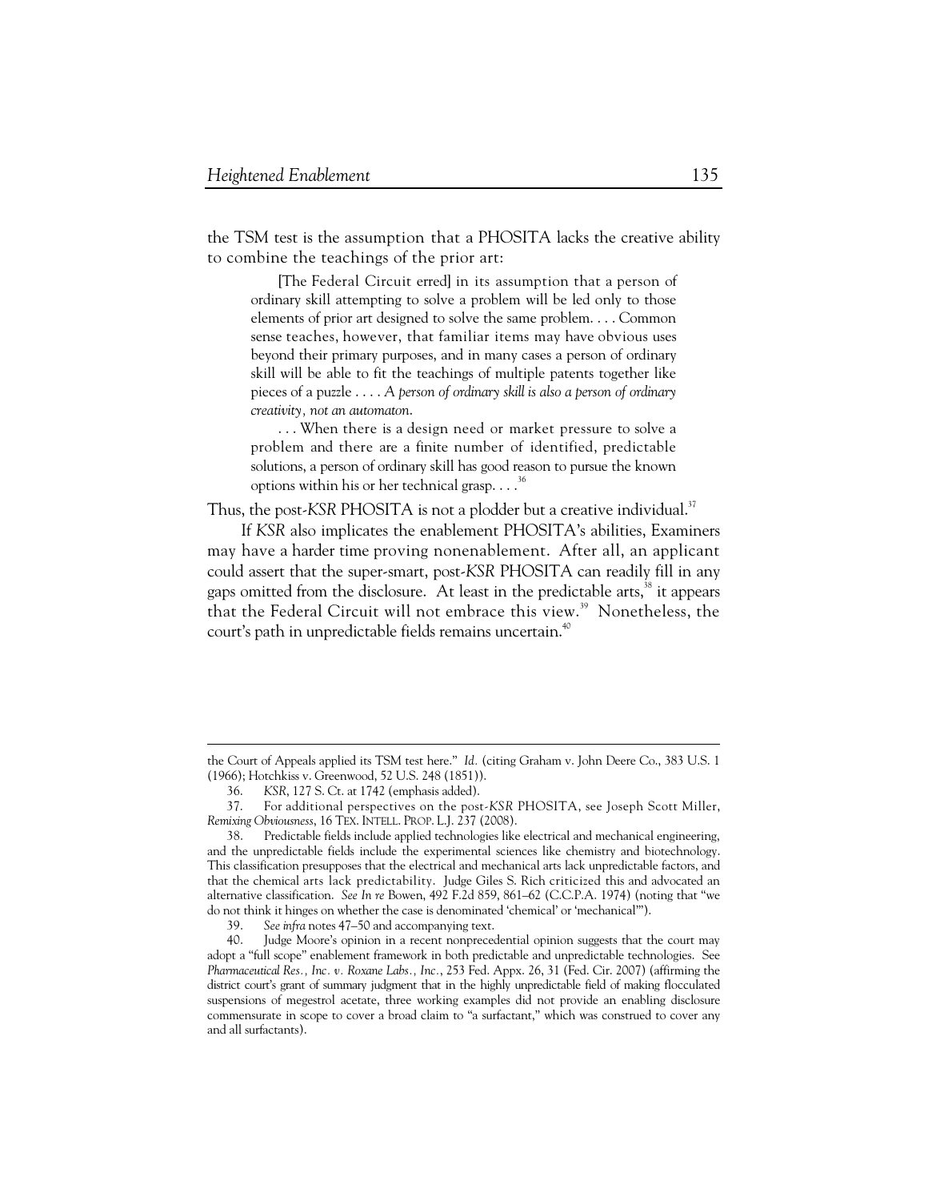the TSM test is the assumption that a PHOSITA lacks the creative ability to combine the teachings of the prior art:

> [The Federal Circuit erred] in its assumption that a person of ordinary skill attempting to solve a problem will be led only to those elements of prior art designed to solve the same problem. . . . Common sense teaches, however, that familiar items may have obvious uses beyond their primary purposes, and in many cases a person of ordinary skill will be able to fit the teachings of multiple patents together like pieces of a puzzle . . . . *A person of ordinary skill is also a person of ordinary creativity, not an automaton*.
>
> . . . When there is a design need or market pressure to solve a problem and there are a finite number of identified, predictable solutions, a person of ordinary skill has good reason to pursue the known options within his or her technical grasp. . . .[36]

Thus, the post-*KSR* PHOSITA is not a plodder but a creative individual.[37]

If *KSR* also implicates the enablement PHOSITA's abilities, Examiners may have a harder time proving nonenablement. After all, an applicant could assert that the super-smart, post-*KSR* PHOSITA can readily fill in any gaps omitted from the disclosure. At least in the predictable arts,[38] it appears that the Federal Circuit will not embrace this view.[39] Nonetheless, the court's path in unpredictable fields remains uncertain.[40]

---

the Court of Appeals applied its TSM test here." *Id.* (citing Graham v. John Deere Co., 383 U.S. 1 (1966); Hotchkiss v. Greenwood, 52 U.S. 248 (1851)).

36. *KSR*, 127 S. Ct. at 1742 (emphasis added).

37. For additional perspectives on the post-*KSR* PHOSITA, see Joseph Scott Miller, *Remixing Obviousness*, 16 TEX. INTELL. PROP. L.J. 237 (2008).

38. Predictable fields include applied technologies like electrical and mechanical engineering, and the unpredictable fields include the experimental sciences like chemistry and biotechnology. This classification presupposes that the electrical and mechanical arts lack unpredictable factors, and that the chemical arts lack predictability. Judge Giles S. Rich criticized this and advocated an alternative classification. *See In re* Bowen, 492 F.2d 859, 861–62 (C.C.P.A. 1974) (noting that "we do not think it hinges on whether the case is denominated 'chemical' or 'mechanical'").

39. *See infra* notes 47–50 and accompanying text.

40. Judge Moore's opinion in a recent nonprecedential opinion suggests that the court may adopt a "full scope" enablement framework in both predictable and unpredictable technologies. See *Pharmaceutical Res., Inc. v. Roxane Labs., Inc.*, 253 Fed. Appx. 26, 31 (Fed. Cir. 2007) (affirming the district court's grant of summary judgment that in the highly unpredictable field of making flocculated suspensions of megestrol acetate, three working examples did not provide an enabling disclosure commensurate in scope to cover a broad claim to "a surfactant," which was construed to cover any and all surfactants).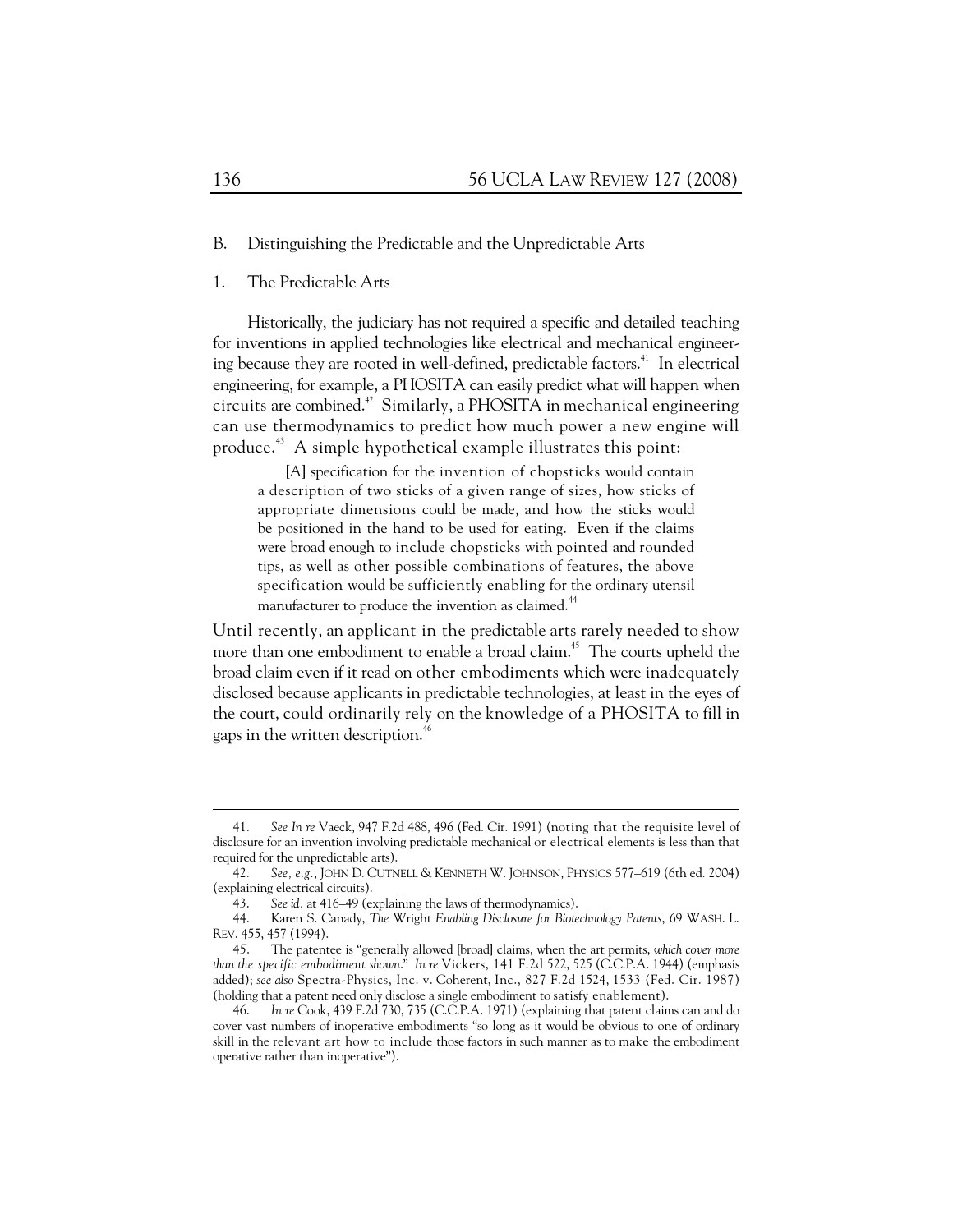## B. Distinguishing the Predictable and the Unpredictable Arts

### 1. The Predictable Arts

Historically, the judiciary has not required a specific and detailed teaching for inventions in applied technologies like electrical and mechanical engineering because they are rooted in well-defined, predictable factors.[41] In electrical engineering, for example, a PHOSITA can easily predict what will happen when circuits are combined.[42] Similarly, a PHOSITA in mechanical engineering can use thermodynamics to predict how much power a new engine will produce.[43] A simple hypothetical example illustrates this point:

> [A] specification for the invention of chopsticks would contain a description of two sticks of a given range of sizes, how sticks of appropriate dimensions could be made, and how the sticks would be positioned in the hand to be used for eating. Even if the claims were broad enough to include chopsticks with pointed and rounded tips, as well as other possible combinations of features, the above specification would be sufficiently enabling for the ordinary utensil manufacturer to produce the invention as claimed.[44]

Until recently, an applicant in the predictable arts rarely needed to show more than one embodiment to enable a broad claim.[45] The courts upheld the broad claim even if it read on other embodiments which were inadequately disclosed because applicants in predictable technologies, at least in the eyes of the court, could ordinarily rely on the knowledge of a PHOSITA to fill in gaps in the written description.[46]

---

41. *See In re* Vaeck, 947 F.2d 488, 496 (Fed. Cir. 1991) (noting that the requisite level of disclosure for an invention involving predictable mechanical or electrical elements is less than that required for the unpredictable arts).

42. *See, e.g.*, JOHN D. CUTNELL & KENNETH W. JOHNSON, PHYSICS 577–619 (6th ed. 2004) (explaining electrical circuits).

43. *See id.* at 416–49 (explaining the laws of thermodynamics).

44. Karen S. Canady, *The* Wright *Enabling Disclosure for Biotechnology Patents*, 69 WASH. L. REV. 455, 457 (1994).

45. The patentee is "generally allowed [broad] claims, when the art permits, *which cover more than the specific embodiment shown*." *In re* Vickers, 141 F.2d 522, 525 (C.C.P.A. 1944) (emphasis added); *see also* Spectra-Physics, Inc. v. Coherent, Inc., 827 F.2d 1524, 1533 (Fed. Cir. 1987) (holding that a patent need only disclose a single embodiment to satisfy enablement).

46. *In re* Cook, 439 F.2d 730, 735 (C.C.P.A. 1971) (explaining that patent claims can and do cover vast numbers of inoperative embodiments "so long as it would be obvious to one of ordinary skill in the relevant art how to include those factors in such manner as to make the embodiment operative rather than inoperative").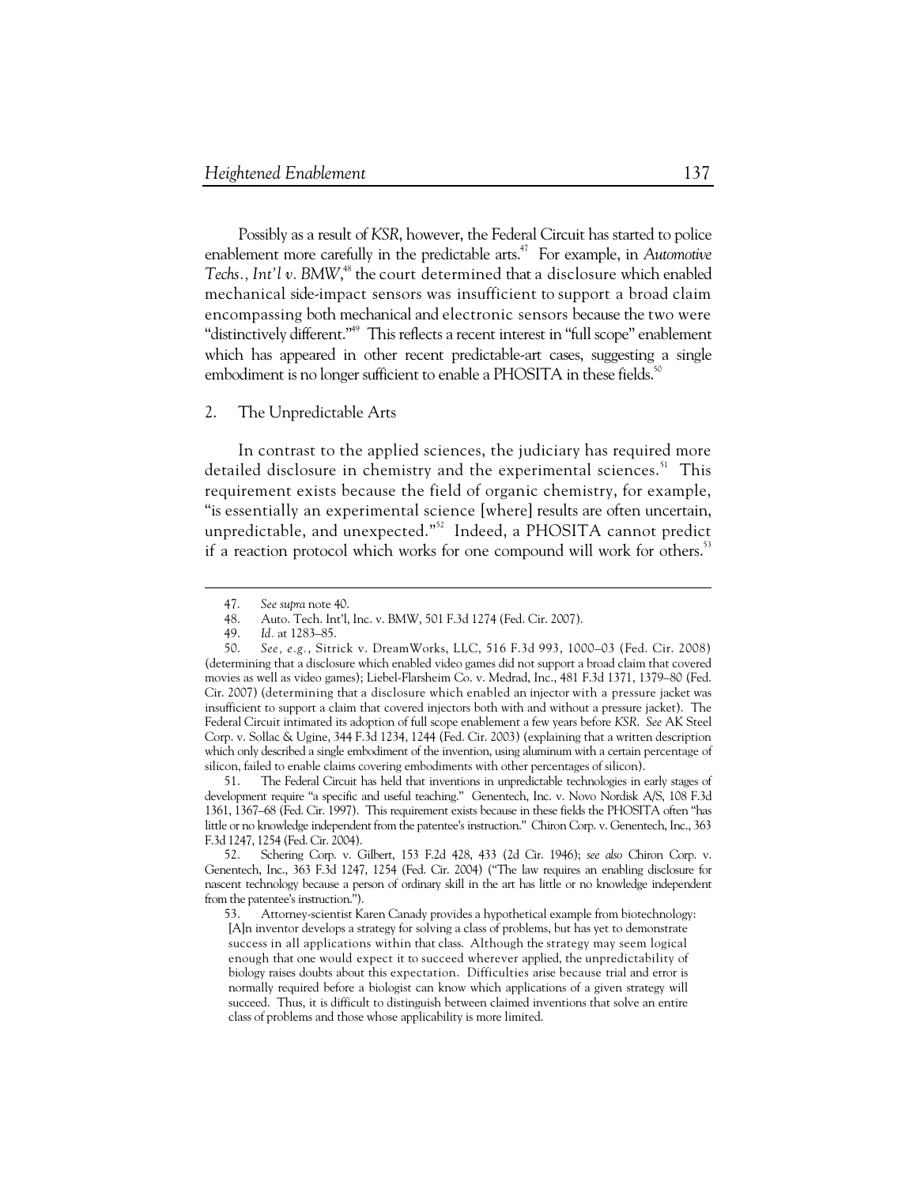Possibly as a result of *KSR*, however, the Federal Circuit has started to police enablement more carefully in the predictable arts.[47] For example, in *Automotive Techs., Int'l v. BMW*,[48] the court determined that a disclosure which enabled mechanical side-impact sensors was insufficient to support a broad claim encompassing both mechanical and electronic sensors because the two were "distinctively different."[49] This reflects a recent interest in "full scope" enablement which has appeared in other recent predictable-art cases, suggesting a single embodiment is no longer sufficient to enable a PHOSITA in these fields.[50]

### 2. The Unpredictable Arts

In contrast to the applied sciences, the judiciary has required more detailed disclosure in chemistry and the experimental sciences.[51] This requirement exists because the field of organic chemistry, for example, "is essentially an experimental science [where] results are often uncertain, unpredictable, and unexpected."[52] Indeed, a PHOSITA cannot predict if a reaction protocol which works for one compound will work for others.[53]

---

47. *See supra* note 40.

48. Auto. Tech. Int'l, Inc. v. BMW, 501 F.3d 1274 (Fed. Cir. 2007).

49. *Id.* at 1283–85.

50. *See, e.g.*, Sitrick v. DreamWorks, LLC, 516 F.3d 993, 1000–03 (Fed. Cir. 2008) (determining that a disclosure which enabled video games did not support a broad claim that covered movies as well as video games); Liebel-Flarsheim Co. v. Medrad, Inc., 481 F.3d 1371, 1379–80 (Fed. Cir. 2007) (determining that a disclosure which enabled an injector with a pressure jacket was insufficient to support a claim that covered injectors both with and without a pressure jacket). The Federal Circuit intimated its adoption of full scope enablement a few years before *KSR*. *See* AK Steel Corp. v. Sollac & Ugine, 344 F.3d 1234, 1244 (Fed. Cir. 2003) (explaining that a written description which only described a single embodiment of the invention, using aluminum with a certain percentage of silicon, failed to enable claims covering embodiments with other percentages of silicon).

51. The Federal Circuit has held that inventions in unpredictable technologies in early stages of development require "a specific and useful teaching." Genentech, Inc. v. Novo Nordisk A/S, 108 F.3d 1361, 1367–68 (Fed. Cir. 1997). This requirement exists because in these fields the PHOSITA often "has little or no knowledge independent from the patentee's instruction." Chiron Corp. v. Genentech, Inc., 363 F.3d 1247, 1254 (Fed. Cir. 2004).

52. Schering Corp. v. Gilbert, 153 F.2d 428, 433 (2d Cir. 1946); *see also* Chiron Corp. v. Genentech, Inc., 363 F.3d 1247, 1254 (Fed. Cir. 2004) ("The law requires an enabling disclosure for nascent technology because a person of ordinary skill in the art has little or no knowledge independent from the patentee's instruction.").

53. Attorney-scientist Karen Canady provides a hypothetical example from biotechnology:

> [A]n inventor develops a strategy for solving a class of problems, but has yet to demonstrate success in all applications within that class. Although the strategy may seem logical enough that one would expect it to succeed wherever applied, the unpredictability of biology raises doubts about this expectation. Difficulties arise because trial and error is normally required before a biologist can know which applications of a given strategy will succeed. Thus, it is difficult to distinguish between claimed inventions that solve an entire class of problems and those whose applicability is more limited.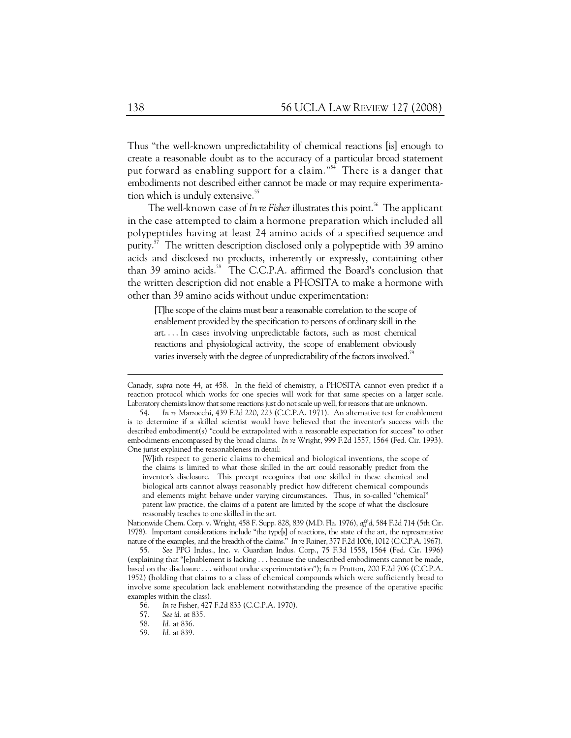Thus "the well-known unpredictability of chemical reactions [is] enough to create a reasonable doubt as to the accuracy of a particular broad statement put forward as enabling support for a claim."[54] There is a danger that embodiments not described either cannot be made or may require experimentation which is unduly extensive.[55]

The well-known case of *In re Fisher* illustrates this point.[56] The applicant in the case attempted to claim a hormone preparation which included all polypeptides having at least 24 amino acids of a specified sequence and purity.[57] The written description disclosed only a polypeptide with 39 amino acids and disclosed no products, inherently or expressly, containing other than 39 amino acids.[58] The C.C.P.A. affirmed the Board's conclusion that the written description did not enable a PHOSITA to make a hormone with other than 39 amino acids without undue experimentation:

> [T]he scope of the claims must bear a reasonable correlation to the scope of enablement provided by the specification to persons of ordinary skill in the art. . . . In cases involving unpredictable factors, such as most chemical reactions and physiological activity, the scope of enablement obviously varies inversely with the degree of unpredictability of the factors involved.[59]

---

Canady, *supra* note 44, at 458. In the field of chemistry, a PHOSITA cannot even predict if a reaction protocol which works for one species will work for that same species on a larger scale. Laboratory chemists know that some reactions just do not scale up well, for reasons that are unknown.

54. *In re* Marzocchi, 439 F.2d 220, 223 (C.C.P.A. 1971). An alternative test for enablement is to determine if a skilled scientist would have believed that the inventor's success with the described embodiment(s) "could be extrapolated with a reasonable expectation for success" to other embodiments encompassed by the broad claims. *In re* Wright, 999 F.2d 1557, 1564 (Fed. Cir. 1993). One jurist explained the reasonableness in detail:

> [W]ith respect to generic claims to chemical and biological inventions, the scope of the claims is limited to what those skilled in the art could reasonably predict from the inventor's disclosure. This precept recognizes that one skilled in these chemical and biological arts cannot always reasonably predict how different chemical compounds and elements might behave under varying circumstances. Thus, in so-called "chemical" patent law practice, the claims of a patent are limited by the scope of what the disclosure reasonably teaches to one skilled in the art.

Nationwide Chem. Corp. v. Wright, 458 F. Supp. 828, 839 (M.D. Fla. 1976), *aff'd*, 584 F.2d 714 (5th Cir. 1978). Important considerations include "the type[s] of reactions, the state of the art, the representative nature of the examples, and the breadth of the claims." *In re* Rainer, 377 F.2d 1006, 1012 (C.C.P.A. 1967).

55. *See* PPG Indus., Inc. v. Guardian Indus. Corp., 75 F.3d 1558, 1564 (Fed. Cir. 1996) (explaining that "[e]nablement is lacking . . . because the undescribed embodiments cannot be made, based on the disclosure . . . without undue experimentation"); *In re* Prutton, 200 F.2d 706 (C.C.P.A. 1952) (holding that claims to a class of chemical compounds which were sufficiently broad to involve some speculation lack enablement notwithstanding the presence of the operative specific examples within the class).

56. *In re* Fisher, 427 F.2d 833 (C.C.P.A. 1970).

57. *See id.* at 835.

58. *Id.* at 836.

59. *Id.* at 839.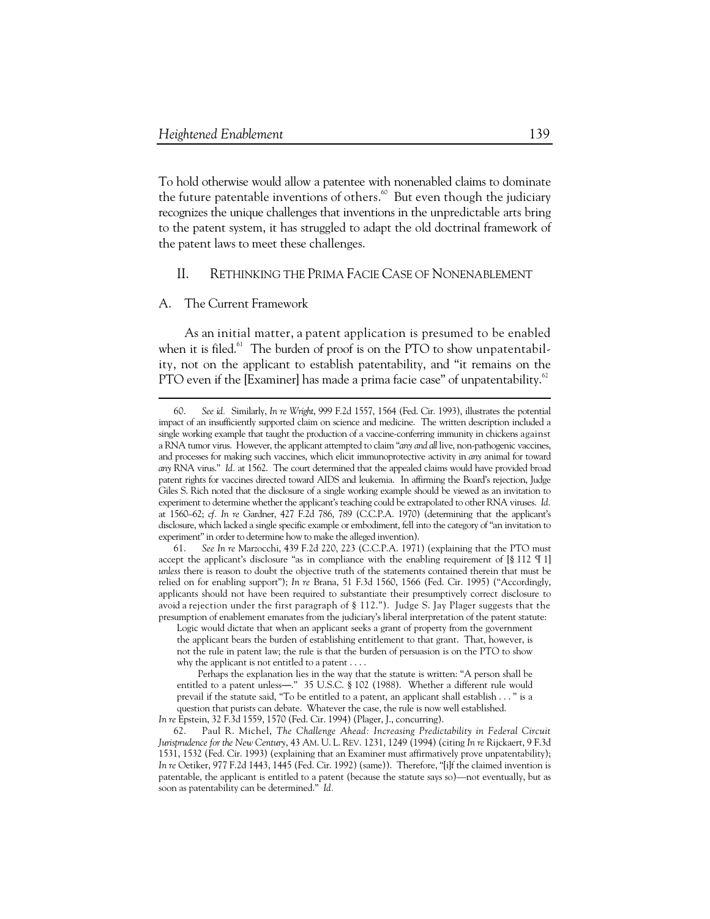To hold otherwise would allow a patentee with nonenabled claims to dominate the future patentable inventions of others.[60] But even though the judiciary recognizes the unique challenges that inventions in the unpredictable arts bring to the patent system, it has struggled to adapt the old doctrinal framework of the patent laws to meet these challenges.

## II. RETHINKING THE PRIMA FACIE CASE OF NONENABLEMENT

### A. The Current Framework

As an initial matter, a patent application is presumed to be enabled when it is filed.[61] The burden of proof is on the PTO to show unpatentability, not on the applicant to establish patentability, and "it remains on the PTO even if the [Examiner] has made a prima facie case" of unpatentability.[62]

---

60. *See id.* Similarly, *In re Wright*, 999 F.2d 1557, 1564 (Fed. Cir. 1993), illustrates the potential impact of an insufficiently supported claim on science and medicine. The written description included a single working example that taught the production of a vaccine-conferring immunity in chickens against a RNA tumor virus. However, the applicant attempted to claim "*any and all* live, non-pathogenic vaccines, and processes for making such vaccines, which elicit immunoprotective activity in *any* animal for toward *any* RNA virus." *Id.* at 1562. The court determined that the appealed claims would have provided broad patent rights for vaccines directed toward AIDS and leukemia. In affirming the Board's rejection, Judge Giles S. Rich noted that the disclosure of a single working example should be viewed as an invitation to experiment to determine whether the applicant's teaching could be extrapolated to other RNA viruses. *Id.* at 1560–62; *cf. In re* Gardner, 427 F.2d 786, 789 (C.C.P.A. 1970) (determining that the applicant's disclosure, which lacked a single specific example or embodiment, fell into the category of "an invitation to experiment" in order to determine how to make the alleged invention).

61. *See In re* Marzocchi, 439 F.2d 220, 223 (C.C.P.A. 1971) (explaining that the PTO must accept the applicant's disclosure "as in compliance with the enabling requirement of [§ 112 ¶ 1] *unless* there is reason to doubt the objective truth of the statements contained therein that must be relied on for enabling support"); *In re* Brana, 51 F.3d 1560, 1566 (Fed. Cir. 1995) ("Accordingly, applicants should not have been required to substantiate their presumptively correct disclosure to avoid a rejection under the first paragraph of § 112."). Judge S. Jay Plager suggests that the presumption of enablement emanates from the judiciary's liberal interpretation of the patent statute:

> Logic would dictate that when an applicant seeks a grant of property from the government the applicant bears the burden of establishing entitlement to that grant. That, however, is not the rule in patent law; the rule is that the burden of persuasion is on the PTO to show why the applicant is not entitled to a patent . . . .
>
> Perhaps the explanation lies in the way that the statute is written: "A person shall be entitled to a patent unless—." 35 U.S.C. § 102 (1988). Whether a different rule would prevail if the statute said, "To be entitled to a patent, an applicant shall establish . . . " is a question that purists can debate. Whatever the case, the rule is now well established.

*In re* Epstein, 32 F.3d 1559, 1570 (Fed. Cir. 1994) (Plager, J., concurring).

62. Paul R. Michel, *The Challenge Ahead: Increasing Predictability in Federal Circuit Jurisprudence for the New Century*, 43 AM. U. L. REV. 1231, 1249 (1994) (citing *In re* Rijckaert, 9 F.3d 1531, 1532 (Fed. Cir. 1993) (explaining that an Examiner must affirmatively prove unpatentability); *In re* Oetiker, 977 F.2d 1443, 1445 (Fed. Cir. 1992) (same)). Therefore, "[i]f the claimed invention is patentable, the applicant is entitled to a patent (because the statute says so)—not eventually, but as soon as patentability can be determined." *Id.*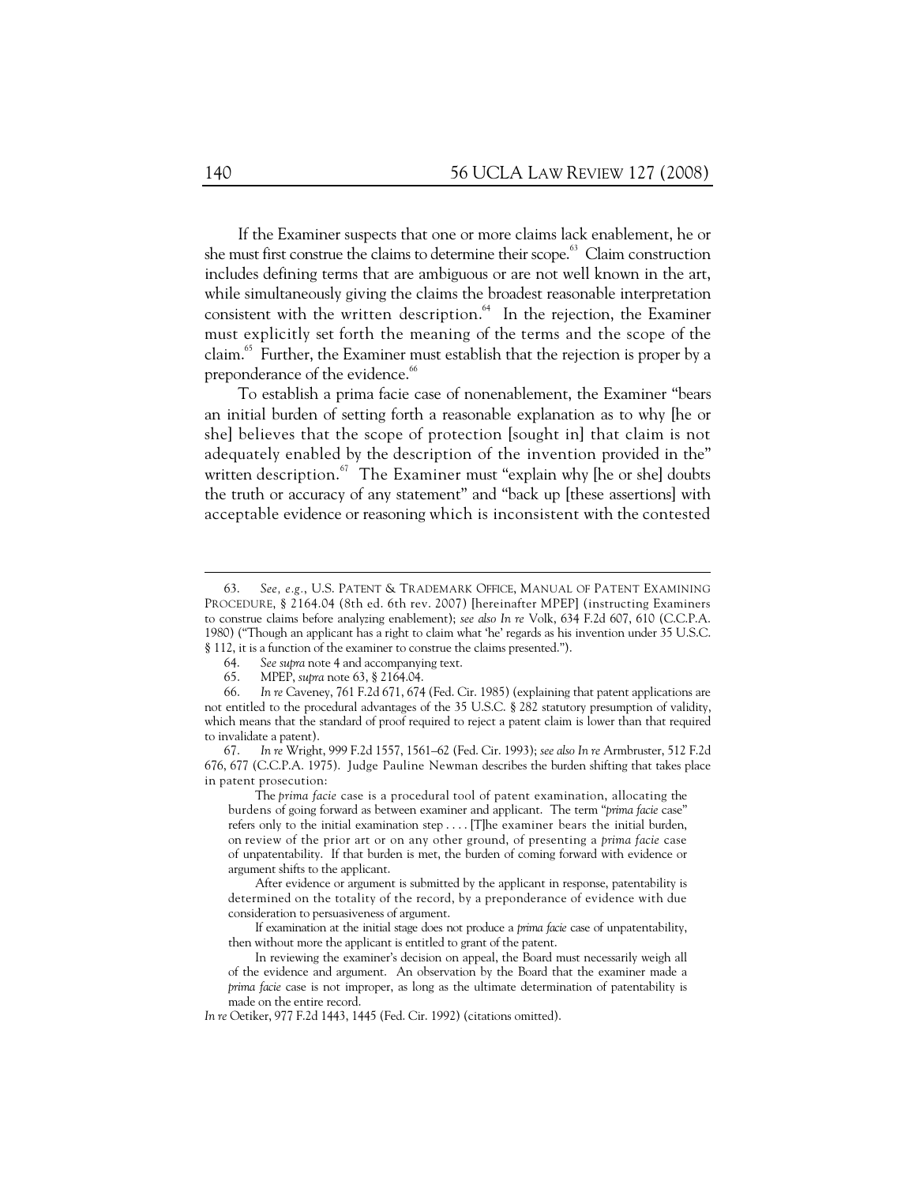If the Examiner suspects that one or more claims lack enablement, he or she must first construe the claims to determine their scope.[63] Claim construction includes defining terms that are ambiguous or are not well known in the art, while simultaneously giving the claims the broadest reasonable interpretation consistent with the written description.[64] In the rejection, the Examiner must explicitly set forth the meaning of the terms and the scope of the claim.[65] Further, the Examiner must establish that the rejection is proper by a preponderance of the evidence.[66]

To establish a prima facie case of nonenablement, the Examiner "bears an initial burden of setting forth a reasonable explanation as to why [he or she] believes that the scope of protection [sought in] that claim is not adequately enabled by the description of the invention provided in the" written description.[67] The Examiner must "explain why [he or she] doubts the truth or accuracy of any statement" and "back up [these assertions] with acceptable evidence or reasoning which is inconsistent with the contested

---

63. *See, e.g.*, U.S. PATENT & TRADEMARK OFFICE, MANUAL OF PATENT EXAMINING PROCEDURE, § 2164.04 (8th ed. 6th rev. 2007) [hereinafter MPEP] (instructing Examiners to construe claims before analyzing enablement); *see also In re* Volk, 634 F.2d 607, 610 (C.C.P.A. 1980) ("Though an applicant has a right to claim what 'he' regards as his invention under 35 U.S.C. § 112, it is a function of the examiner to construe the claims presented.").

64. *See supra* note 4 and accompanying text.

65. MPEP, *supra* note 63, § 2164.04.

66. *In re* Caveney, 761 F.2d 671, 674 (Fed. Cir. 1985) (explaining that patent applications are not entitled to the procedural advantages of the 35 U.S.C. § 282 statutory presumption of validity, which means that the standard of proof required to reject a patent claim is lower than that required to invalidate a patent).

67. *In re* Wright, 999 F.2d 1557, 1561–62 (Fed. Cir. 1993); *see also In re* Armbruster, 512 F.2d 676, 677 (C.C.P.A. 1975). Judge Pauline Newman describes the burden shifting that takes place in patent prosecution:

> The *prima facie* case is a procedural tool of patent examination, allocating the burdens of going forward as between examiner and applicant. The term "*prima facie* case" refers only to the initial examination step . . . . [T]he examiner bears the initial burden, on review of the prior art or on any other ground, of presenting a *prima facie* case of unpatentability. If that burden is met, the burden of coming forward with evidence or argument shifts to the applicant.
>
> After evidence or argument is submitted by the applicant in response, patentability is determined on the totality of the record, by a preponderance of evidence with due consideration to persuasiveness of argument.
>
> If examination at the initial stage does not produce a *prima facie* case of unpatentability, then without more the applicant is entitled to grant of the patent.
>
> In reviewing the examiner's decision on appeal, the Board must necessarily weigh all of the evidence and argument. An observation by the Board that the examiner made a *prima facie* case is not improper, as long as the ultimate determination of patentability is made on the entire record.

*In re* Oetiker, 977 F.2d 1443, 1445 (Fed. Cir. 1992) (citations omitted).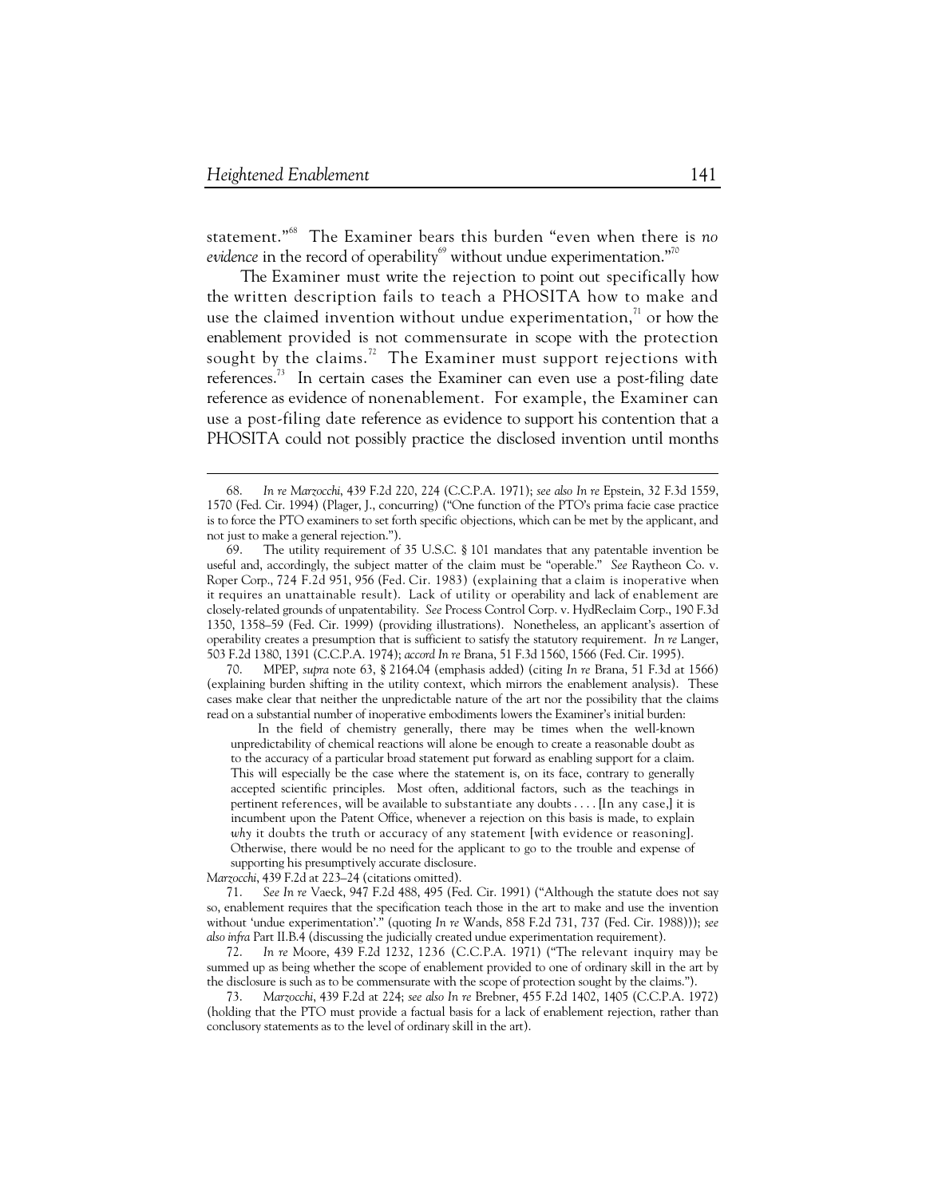statement."[68] The Examiner bears this burden "even when there is *no evidence* in the record of operability[69] without undue experimentation."[70]

The Examiner must write the rejection to point out specifically how the written description fails to teach a PHOSITA how to make and use the claimed invention without undue experimentation,[71] or how the enablement provided is not commensurate in scope with the protection sought by the claims.[72] The Examiner must support rejections with references.[73] In certain cases the Examiner can even use a post-filing date reference as evidence of nonenablement. For example, the Examiner can use a post-filing date reference as evidence to support his contention that a PHOSITA could not possibly practice the disclosed invention until months

---

68. *In re Marzocchi*, 439 F.2d 220, 224 (C.C.P.A. 1971); *see also In re* Epstein, 32 F.3d 1559, 1570 (Fed. Cir. 1994) (Plager, J., concurring) ("One function of the PTO's prima facie case practice is to force the PTO examiners to set forth specific objections, which can be met by the applicant, and not just to make a general rejection.").

69. The utility requirement of 35 U.S.C. § 101 mandates that any patentable invention be useful and, accordingly, the subject matter of the claim must be "operable." *See* Raytheon Co. v. Roper Corp., 724 F.2d 951, 956 (Fed. Cir. 1983) (explaining that a claim is inoperative when it requires an unattainable result). Lack of utility or operability and lack of enablement are closely-related grounds of unpatentability. *See* Process Control Corp. v. HydReclaim Corp., 190 F.3d 1350, 1358–59 (Fed. Cir. 1999) (providing illustrations). Nonetheless, an applicant's assertion of operability creates a presumption that is sufficient to satisfy the statutory requirement. *In re* Langer, 503 F.2d 1380, 1391 (C.C.P.A. 1974); *accord In re* Brana, 51 F.3d 1560, 1566 (Fed. Cir. 1995).

70. MPEP, *supra* note 63, § 2164.04 (emphasis added) (citing *In re* Brana, 51 F.3d at 1566) (explaining burden shifting in the utility context, which mirrors the enablement analysis). These cases make clear that neither the unpredictable nature of the art nor the possibility that the claims read on a substantial number of inoperative embodiments lowers the Examiner's initial burden:

> In the field of chemistry generally, there may be times when the well-known unpredictability of chemical reactions will alone be enough to create a reasonable doubt as to the accuracy of a particular broad statement put forward as enabling support for a claim. This will especially be the case where the statement is, on its face, contrary to generally accepted scientific principles. Most often, additional factors, such as the teachings in pertinent references, will be available to substantiate any doubts . . . . [In any case,] it is incumbent upon the Patent Office, whenever a rejection on this basis is made, to explain *why* it doubts the truth or accuracy of any statement [with evidence or reasoning]. Otherwise, there would be no need for the applicant to go to the trouble and expense of supporting his presumptively accurate disclosure.

*Marzocchi*, 439 F.2d at 223–24 (citations omitted).

71. *See In re* Vaeck, 947 F.2d 488, 495 (Fed. Cir. 1991) ("Although the statute does not say so, enablement requires that the specification teach those in the art to make and use the invention without 'undue experimentation'." (quoting *In re* Wands, 858 F.2d 731, 737 (Fed. Cir. 1988))); *see also infra* Part II.B.4 (discussing the judicially created undue experimentation requirement).

72. *In re* Moore, 439 F.2d 1232, 1236 (C.C.P.A. 1971) ("The relevant inquiry may be summed up as being whether the scope of enablement provided to one of ordinary skill in the art by the disclosure is such as to be commensurate with the scope of protection sought by the claims.").

73. *Marzocchi*, 439 F.2d at 224; *see also In re* Brebner, 455 F.2d 1402, 1405 (C.C.P.A. 1972) (holding that the PTO must provide a factual basis for a lack of enablement rejection, rather than conclusory statements as to the level of ordinary skill in the art).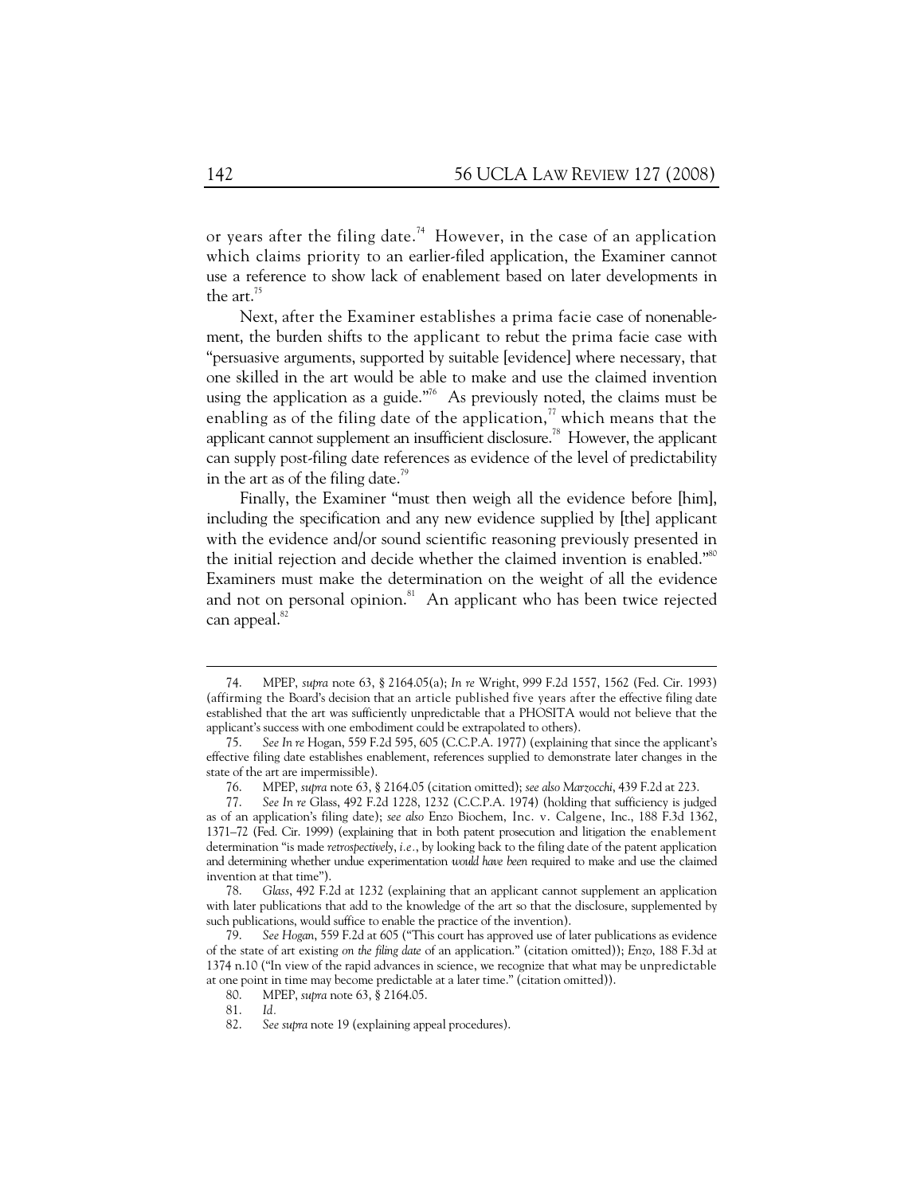or years after the filing date.[74] However, in the case of an application which claims priority to an earlier-filed application, the Examiner cannot use a reference to show lack of enablement based on later developments in the art.[75]

Next, after the Examiner establishes a prima facie case of nonenablement, the burden shifts to the applicant to rebut the prima facie case with "persuasive arguments, supported by suitable [evidence] where necessary, that one skilled in the art would be able to make and use the claimed invention using the application as a guide."[76] As previously noted, the claims must be enabling as of the filing date of the application,[77] which means that the applicant cannot supplement an insufficient disclosure.[78] However, the applicant can supply post-filing date references as evidence of the level of predictability in the art as of the filing date.[79]

Finally, the Examiner "must then weigh all the evidence before [him], including the specification and any new evidence supplied by [the] applicant with the evidence and/or sound scientific reasoning previously presented in the initial rejection and decide whether the claimed invention is enabled."[80] Examiners must make the determination on the weight of all the evidence and not on personal opinion.[81] An applicant who has been twice rejected can appeal.[82]

---

74. MPEP, *supra* note 63, § 2164.05(a); *In re* Wright, 999 F.2d 1557, 1562 (Fed. Cir. 1993) (affirming the Board's decision that an article published five years after the effective filing date established that the art was sufficiently unpredictable that a PHOSITA would not believe that the applicant's success with one embodiment could be extrapolated to others).

75. *See In re* Hogan, 559 F.2d 595, 605 (C.C.P.A. 1977) (explaining that since the applicant's effective filing date establishes enablement, references supplied to demonstrate later changes in the state of the art are impermissible).

76. MPEP, *supra* note 63, § 2164.05 (citation omitted); *see also Marzocchi*, 439 F.2d at 223.

77. *See In re* Glass, 492 F.2d 1228, 1232 (C.C.P.A. 1974) (holding that sufficiency is judged as of an application's filing date); *see also* Enzo Biochem, Inc. v. Calgene, Inc., 188 F.3d 1362, 1371–72 (Fed. Cir. 1999) (explaining that in both patent prosecution and litigation the enablement determination "is made *retrospectively*, *i.e.*, by looking back to the filing date of the patent application and determining whether undue experimentation *would have been* required to make and use the claimed invention at that time").

78. *Glass*, 492 F.2d at 1232 (explaining that an applicant cannot supplement an application with later publications that add to the knowledge of the art so that the disclosure, supplemented by such publications, would suffice to enable the practice of the invention).

79. *See Hogan*, 559 F.2d at 605 ("This court has approved use of later publications as evidence of the state of art existing *on the filing date* of an application." (citation omitted)); *Enzo*, 188 F.3d at 1374 n.10 ("In view of the rapid advances in science, we recognize that what may be unpredictable at one point in time may become predictable at a later time." (citation omitted)).

80. MPEP, *supra* note 63, § 2164.05.

81. *Id.*

82. *See supra* note 19 (explaining appeal procedures).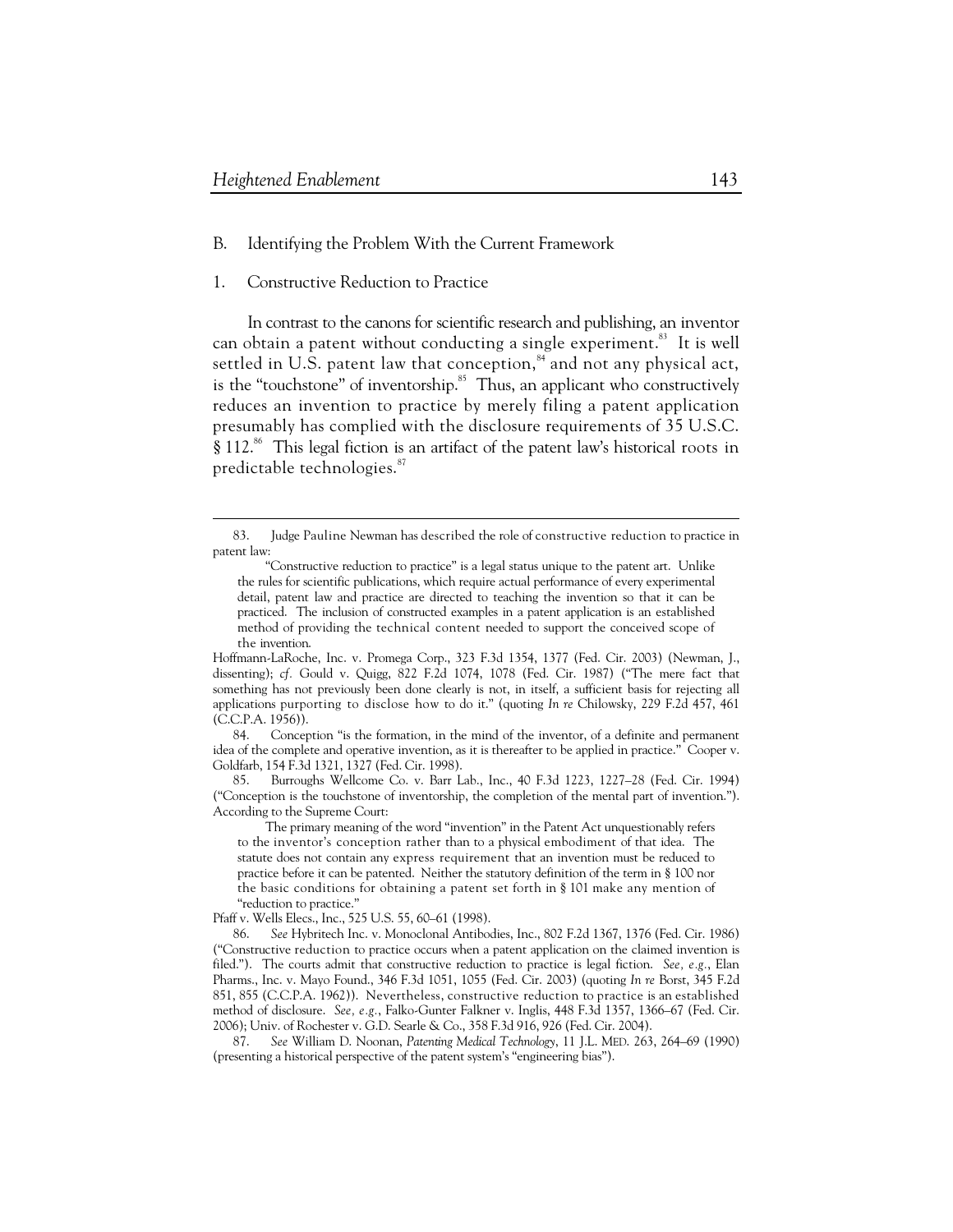## B. Identifying the Problem With the Current Framework

### 1. Constructive Reduction to Practice

In contrast to the canons for scientific research and publishing, an inventor can obtain a patent without conducting a single experiment.[83] It is well settled in U.S. patent law that conception,[84] and not any physical act, is the "touchstone" of inventorship.[85] Thus, an applicant who constructively reduces an invention to practice by merely filing a patent application presumably has complied with the disclosure requirements of 35 U.S.C. § 112.[86] This legal fiction is an artifact of the patent law's historical roots in predictable technologies.[87]

---

83. Judge Pauline Newman has described the role of constructive reduction to practice in patent law:

> "Constructive reduction to practice" is a legal status unique to the patent art. Unlike the rules for scientific publications, which require actual performance of every experimental detail, patent law and practice are directed to teaching the invention so that it can be practiced. The inclusion of constructed examples in a patent application is an established method of providing the technical content needed to support the conceived scope of the invention.

Hoffmann-LaRoche, Inc. v. Promega Corp., 323 F.3d 1354, 1377 (Fed. Cir. 2003) (Newman, J., dissenting); *cf.* Gould v. Quigg, 822 F.2d 1074, 1078 (Fed. Cir. 1987) ("The mere fact that something has not previously been done clearly is not, in itself, a sufficient basis for rejecting all applications purporting to disclose how to do it." (quoting *In re* Chilowsky, 229 F.2d 457, 461 (C.C.P.A. 1956)).

84. Conception "is the formation, in the mind of the inventor, of a definite and permanent idea of the complete and operative invention, as it is thereafter to be applied in practice." Cooper v. Goldfarb, 154 F.3d 1321, 1327 (Fed. Cir. 1998).

85. Burroughs Wellcome Co. v. Barr Lab., Inc., 40 F.3d 1223, 1227–28 (Fed. Cir. 1994) ("Conception is the touchstone of inventorship, the completion of the mental part of invention."). According to the Supreme Court:

> The primary meaning of the word "invention" in the Patent Act unquestionably refers to the inventor's conception rather than to a physical embodiment of that idea. The statute does not contain any express requirement that an invention must be reduced to practice before it can be patented. Neither the statutory definition of the term in § 100 nor the basic conditions for obtaining a patent set forth in § 101 make any mention of "reduction to practice."

Pfaff v. Wells Elecs., Inc., 525 U.S. 55, 60–61 (1998).

86. *See* Hybritech Inc. v. Monoclonal Antibodies, Inc., 802 F.2d 1367, 1376 (Fed. Cir. 1986) ("Constructive reduction to practice occurs when a patent application on the claimed invention is filed."). The courts admit that constructive reduction to practice is legal fiction. *See, e.g.*, Elan Pharms., Inc. v. Mayo Found., 346 F.3d 1051, 1055 (Fed. Cir. 2003) (quoting *In re* Borst, 345 F.2d 851, 855 (C.C.P.A. 1962)). Nevertheless, constructive reduction to practice is an established method of disclosure. *See, e.g.*, Falko-Gunter Falkner v. Inglis, 448 F.3d 1357, 1366–67 (Fed. Cir. 2006); Univ. of Rochester v. G.D. Searle & Co., 358 F.3d 916, 926 (Fed. Cir. 2004).

87. *See* William D. Noonan, *Patenting Medical Technology*, 11 J.L. MED. 263, 264–69 (1990) (presenting a historical perspective of the patent system's "engineering bias").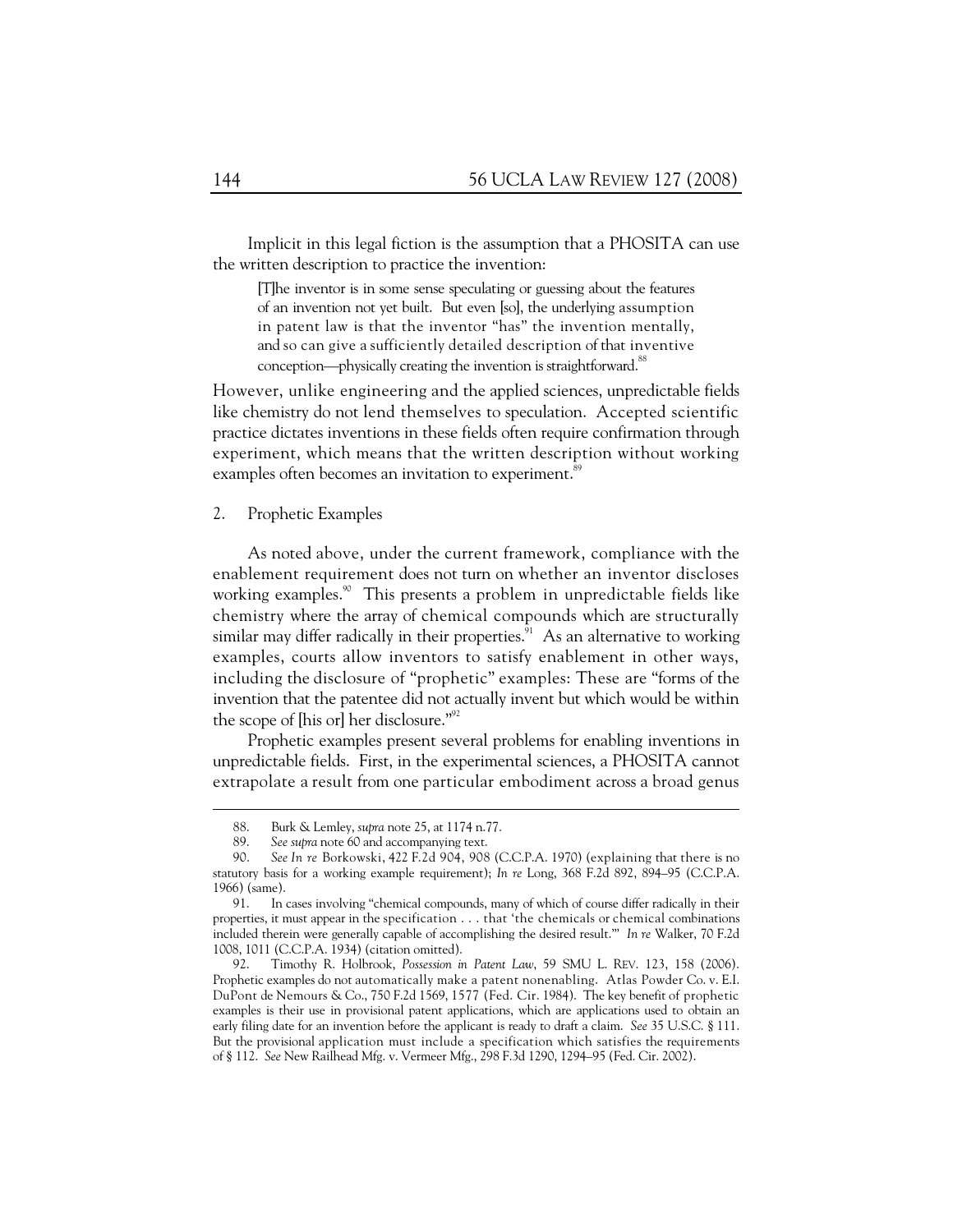Implicit in this legal fiction is the assumption that a PHOSITA can use the written description to practice the invention:

> [T]he inventor is in some sense speculating or guessing about the features of an invention not yet built. But even [so], the underlying assumption in patent law is that the inventor "has" the invention mentally, and so can give a sufficiently detailed description of that inventive conception—physically creating the invention is straightforward.[88]

However, unlike engineering and the applied sciences, unpredictable fields like chemistry do not lend themselves to speculation. Accepted scientific practice dictates inventions in these fields often require confirmation through experiment, which means that the written description without working examples often becomes an invitation to experiment.[89]

### 2. Prophetic Examples

As noted above, under the current framework, compliance with the enablement requirement does not turn on whether an inventor discloses working examples.[90] This presents a problem in unpredictable fields like chemistry where the array of chemical compounds which are structurally similar may differ radically in their properties.[91] As an alternative to working examples, courts allow inventors to satisfy enablement in other ways, including the disclosure of "prophetic" examples: These are "forms of the invention that the patentee did not actually invent but which would be within the scope of [his or] her disclosure."[92]

Prophetic examples present several problems for enabling inventions in unpredictable fields. First, in the experimental sciences, a PHOSITA cannot extrapolate a result from one particular embodiment across a broad genus

---

88. Burk & Lemley, *supra* note 25, at 1174 n.77.

89. *See supra* note 60 and accompanying text.

90. *See In re* Borkowski, 422 F.2d 904, 908 (C.C.P.A. 1970) (explaining that there is no statutory basis for a working example requirement); *In re* Long, 368 F.2d 892, 894–95 (C.C.P.A. 1966) (same).

91. In cases involving "chemical compounds, many of which of course differ radically in their properties, it must appear in the specification . . . that 'the chemicals or chemical combinations included therein were generally capable of accomplishing the desired result.'" *In re* Walker, 70 F.2d 1008, 1011 (C.C.P.A. 1934) (citation omitted).

92. Timothy R. Holbrook, *Possession in Patent Law*, 59 SMU L. REV. 123, 158 (2006). Prophetic examples do not automatically make a patent nonenabling. Atlas Powder Co. v. E.I. DuPont de Nemours & Co., 750 F.2d 1569, 1577 (Fed. Cir. 1984). The key benefit of prophetic examples is their use in provisional patent applications, which are applications used to obtain an early filing date for an invention before the applicant is ready to draft a claim. *See* 35 U.S.C. § 111. But the provisional application must include a specification which satisfies the requirements of § 112. *See* New Railhead Mfg. v. Vermeer Mfg., 298 F.3d 1290, 1294–95 (Fed. Cir. 2002).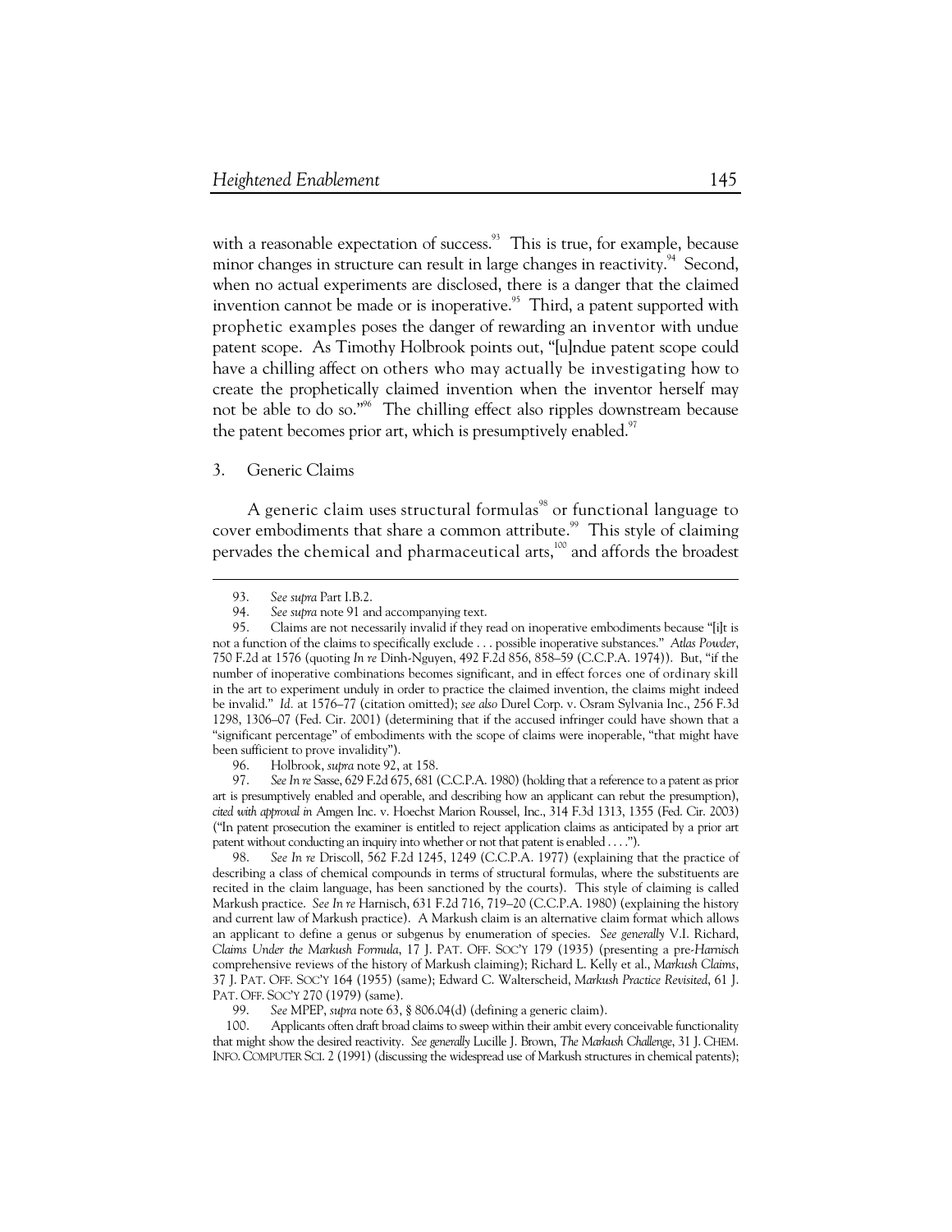with a reasonable expectation of success.[93] This is true, for example, because minor changes in structure can result in large changes in reactivity.[94] Second, when no actual experiments are disclosed, there is a danger that the claimed invention cannot be made or is inoperative.[95] Third, a patent supported with prophetic examples poses the danger of rewarding an inventor with undue patent scope. As Timothy Holbrook points out, "[u]ndue patent scope could have a chilling affect on others who may actually be investigating how to create the prophetically claimed invention when the inventor herself may not be able to do so."[96] The chilling effect also ripples downstream because the patent becomes prior art, which is presumptively enabled.[97]

### 3. Generic Claims

A generic claim uses structural formulas[98] or functional language to cover embodiments that share a common attribute.[99] This style of claiming pervades the chemical and pharmaceutical arts,[100] and affords the broadest

---

93. *See supra* Part I.B.2.

94. *See supra* note 91 and accompanying text.

95. Claims are not necessarily invalid if they read on inoperative embodiments because "[i]t is not a function of the claims to specifically exclude . . . possible inoperative substances." *Atlas Powder*, 750 F.2d at 1576 (quoting *In re* Dinh-Nguyen, 492 F.2d 856, 858–59 (C.C.P.A. 1974)). But, "if the number of inoperative combinations becomes significant, and in effect forces one of ordinary skill in the art to experiment unduly in order to practice the claimed invention, the claims might indeed be invalid." *Id.* at 1576–77 (citation omitted); *see also* Durel Corp. v. Osram Sylvania Inc., 256 F.3d 1298, 1306–07 (Fed. Cir. 2001) (determining that if the accused infringer could have shown that a "significant percentage" of embodiments with the scope of claims were inoperable, "that might have been sufficient to prove invalidity").

96. Holbrook, *supra* note 92, at 158.

97. *See In re* Sasse, 629 F.2d 675, 681 (C.C.P.A. 1980) (holding that a reference to a patent as prior art is presumptively enabled and operable, and describing how an applicant can rebut the presumption), *cited with approval in* Amgen Inc. v. Hoechst Marion Roussel, Inc., 314 F.3d 1313, 1355 (Fed. Cir. 2003) ("In patent prosecution the examiner is entitled to reject application claims as anticipated by a prior art patent without conducting an inquiry into whether or not that patent is enabled . . . .").

98. *See In re* Driscoll, 562 F.2d 1245, 1249 (C.C.P.A. 1977) (explaining that the practice of describing a class of chemical compounds in terms of structural formulas, where the substituents are recited in the claim language, has been sanctioned by the courts). This style of claiming is called Markush practice. *See In re* Harnisch, 631 F.2d 716, 719–20 (C.C.P.A. 1980) (explaining the history and current law of Markush practice). A Markush claim is an alternative claim format which allows an applicant to define a genus or subgenus by enumeration of species. *See generally* V.I. Richard, *Claims Under the Markush Formula*, 17 J. PAT. OFF. SOC'Y 179 (1935) (presenting a pre-*Harnisch* comprehensive reviews of the history of Markush claiming); Richard L. Kelly et al., *Markush Claims*, 37 J. PAT. OFF. SOC'Y 164 (1955) (same); Edward C. Walterscheid, *Markush Practice Revisited*, 61 J. PAT. OFF. SOC'Y 270 (1979) (same).

99. *See* MPEP, *supra* note 63, § 806.04(d) (defining a generic claim).

100. Applicants often draft broad claims to sweep within their ambit every conceivable functionality that might show the desired reactivity. *See generally* Lucille J. Brown, *The Markush Challenge*, 31 J. CHEM. INFO. COMPUTER SCI. 2 (1991) (discussing the widespread use of Markush structures in chemical patents);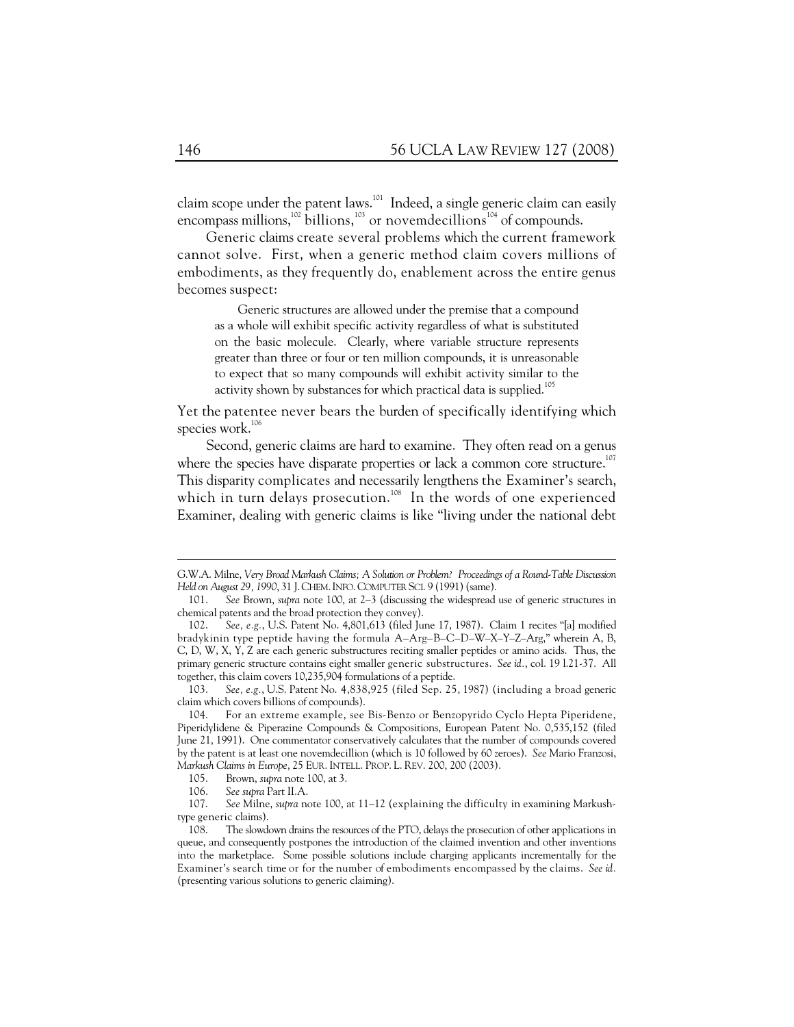claim scope under the patent laws.[101] Indeed, a single generic claim can easily encompass millions,[102] billions,[103] or novemdecillions[104] of compounds.

Generic claims create several problems which the current framework cannot solve. First, when a generic method claim covers millions of embodiments, as they frequently do, enablement across the entire genus becomes suspect:

> Generic structures are allowed under the premise that a compound as a whole will exhibit specific activity regardless of what is substituted on the basic molecule. Clearly, where variable structure represents greater than three or four or ten million compounds, it is unreasonable to expect that so many compounds will exhibit activity similar to the activity shown by substances for which practical data is supplied.[105]

Yet the patentee never bears the burden of specifically identifying which species work.[106]

Second, generic claims are hard to examine. They often read on a genus where the species have disparate properties or lack a common core structure.[107] This disparity complicates and necessarily lengthens the Examiner's search, which in turn delays prosecution.[108] In the words of one experienced Examiner, dealing with generic claims is like "living under the national debt

---

G.W.A. Milne, *Very Broad Markush Claims; A Solution or Problem? Proceedings of a Round-Table Discussion Held on August 29, 1990*, 31 J. CHEM. INFO. COMPUTER SCI. 9 (1991) (same).

101. *See* Brown, *supra* note 100, at 2–3 (discussing the widespread use of generic structures in chemical patents and the broad protection they convey).

102. *See, e.g.*, U.S. Patent No. 4,801,613 (filed June 17, 1987). Claim 1 recites "[a] modified bradykinin type peptide having the formula A–Arg–B–C–D–W–X–Y–Z–Arg," wherein A, B, C, D, W, X, Y, Z are each generic substructures reciting smaller peptides or amino acids. Thus, the primary generic structure contains eight smaller generic substructures. *See id.*, col. 19 l.21-37. All together, this claim covers 10,235,904 formulations of a peptide.

103. *See, e.g.*, U.S. Patent No. 4,838,925 (filed Sep. 25, 1987) (including a broad generic claim which covers billions of compounds).

104. For an extreme example, see Bis-Benzo or Benzopyrido Cyclo Hepta Piperidene, Piperidylidene & Piperazine Compounds & Compositions, European Patent No. 0,535,152 (filed June 21, 1991). One commentator conservatively calculates that the number of compounds covered by the patent is at least one novemdecillion (which is 10 followed by 60 zeroes). *See* Mario Franzosi, *Markush Claims in Europe*, 25 EUR. INTELL. PROP. L. REV. 200, 200 (2003).

105. Brown, *supra* note 100, at 3.

106. *See supra* Part II.A.

107. *See* Milne, *supra* note 100, at 11–12 (explaining the difficulty in examining Markush-type generic claims).

108. The slowdown drains the resources of the PTO, delays the prosecution of other applications in queue, and consequently postpones the introduction of the claimed invention and other inventions into the marketplace. Some possible solutions include charging applicants incrementally for the Examiner's search time or for the number of embodiments encompassed by the claims. *See id.* (presenting various solutions to generic claiming).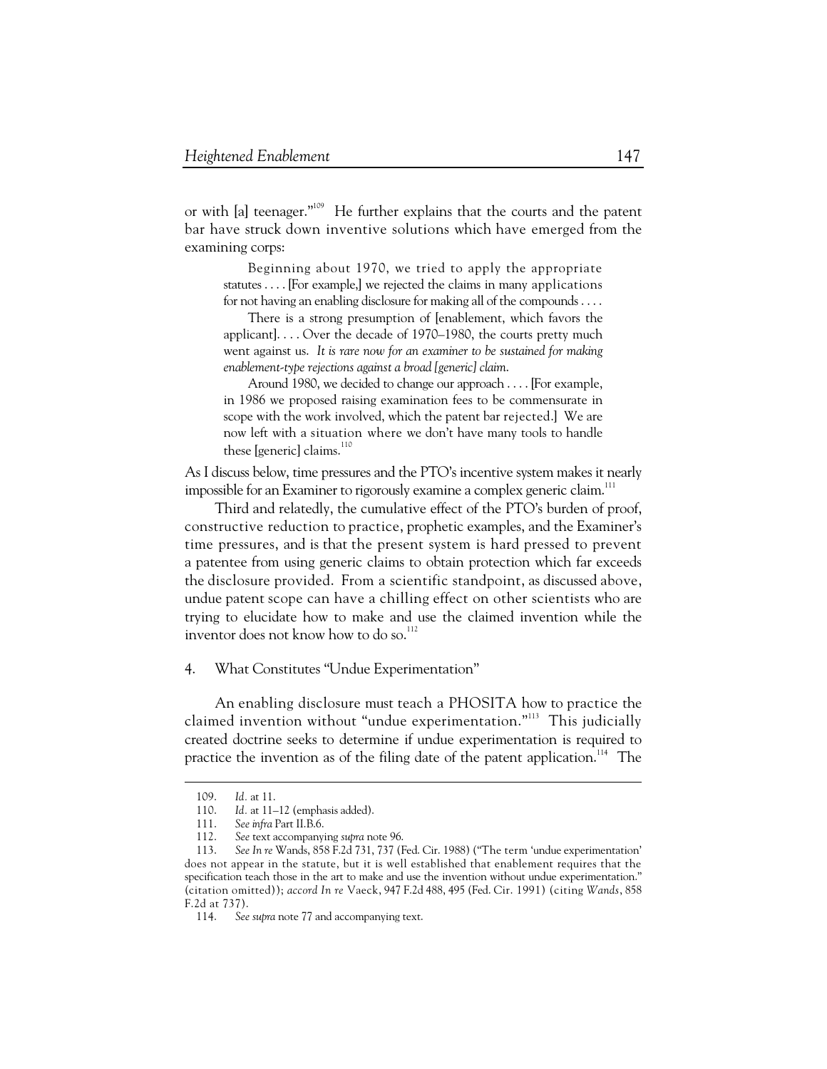or with [a] teenager."[109] He further explains that the courts and the patent bar have struck down inventive solutions which have emerged from the examining corps:

> Beginning about 1970, we tried to apply the appropriate statutes . . . . [For example,] we rejected the claims in many applications for not having an enabling disclosure for making all of the compounds . . . .
>
> There is a strong presumption of [enablement, which favors the applicant]. . . . Over the decade of 1970–1980, the courts pretty much went against us. *It is rare now for an examiner to be sustained for making enablement-type rejections against a broad [generic] claim.*
>
> Around 1980, we decided to change our approach . . . . [For example, in 1986 we proposed raising examination fees to be commensurate in scope with the work involved, which the patent bar rejected.] We are now left with a situation where we don't have many tools to handle these [generic] claims.[110]

As I discuss below, time pressures and the PTO's incentive system makes it nearly impossible for an Examiner to rigorously examine a complex generic claim.[111]

Third and relatedly, the cumulative effect of the PTO's burden of proof, constructive reduction to practice, prophetic examples, and the Examiner's time pressures, and is that the present system is hard pressed to prevent a patentee from using generic claims to obtain protection which far exceeds the disclosure provided. From a scientific standpoint, as discussed above, undue patent scope can have a chilling effect on other scientists who are trying to elucidate how to make and use the claimed invention while the inventor does not know how to do so.[112]

4. What Constitutes "Undue Experimentation"

An enabling disclosure must teach a PHOSITA how to practice the claimed invention without "undue experimentation."[113] This judicially created doctrine seeks to determine if undue experimentation is required to practice the invention as of the filing date of the patent application.[114] The

---

109. *Id.* at 11.

110. *Id.* at 11–12 (emphasis added).

111. *See infra* Part II.B.6.

112. *See* text accompanying *supra* note 96.

113. *See In re* Wands, 858 F.2d 731, 737 (Fed. Cir. 1988) ("The term 'undue experimentation' does not appear in the statute, but it is well established that enablement requires that the specification teach those in the art to make and use the invention without undue experimentation." (citation omitted)); *accord In re* Vaeck, 947 F.2d 488, 495 (Fed. Cir. 1991) (citing *Wands*, 858 F.2d at 737).

114. *See supra* note 77 and accompanying text.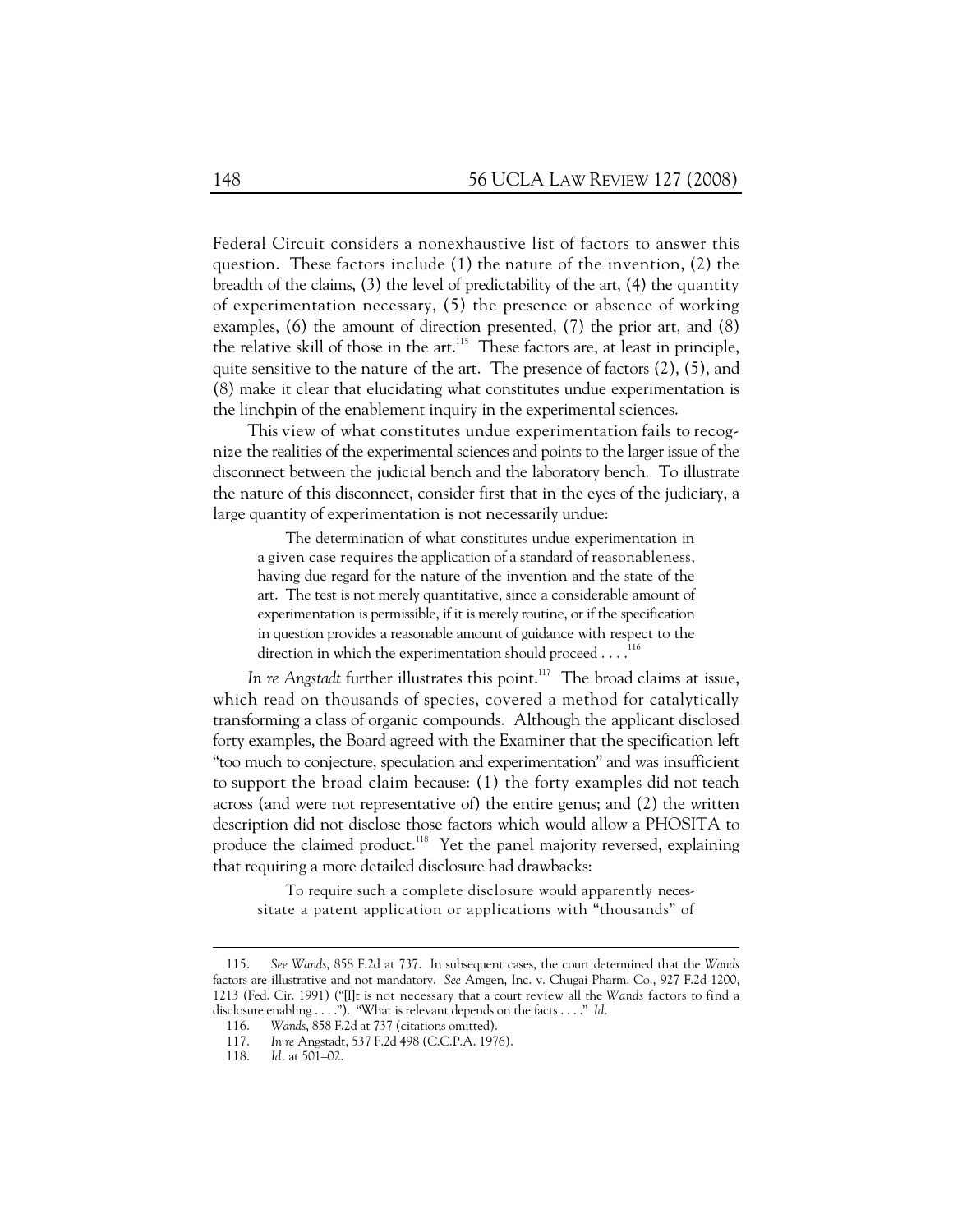Federal Circuit considers a nonexhaustive list of factors to answer this question. These factors include (1) the nature of the invention, (2) the breadth of the claims, (3) the level of predictability of the art, (4) the quantity of experimentation necessary, (5) the presence or absence of working examples, (6) the amount of direction presented, (7) the prior art, and (8) the relative skill of those in the art.[115] These factors are, at least in principle, quite sensitive to the nature of the art. The presence of factors (2), (5), and (8) make it clear that elucidating what constitutes undue experimentation is the linchpin of the enablement inquiry in the experimental sciences.

This view of what constitutes undue experimentation fails to recognize the realities of the experimental sciences and points to the larger issue of the disconnect between the judicial bench and the laboratory bench. To illustrate the nature of this disconnect, consider first that in the eyes of the judiciary, a large quantity of experimentation is not necessarily undue:

> The determination of what constitutes undue experimentation in a given case requires the application of a standard of reasonableness, having due regard for the nature of the invention and the state of the art. The test is not merely quantitative, since a considerable amount of experimentation is permissible, if it is merely routine, or if the specification in question provides a reasonable amount of guidance with respect to the direction in which the experimentation should proceed . . . .[116]

*In re Angstadt* further illustrates this point.[117] The broad claims at issue, which read on thousands of species, covered a method for catalytically transforming a class of organic compounds. Although the applicant disclosed forty examples, the Board agreed with the Examiner that the specification left "too much to conjecture, speculation and experimentation" and was insufficient to support the broad claim because: (1) the forty examples did not teach across (and were not representative of) the entire genus; and (2) the written description did not disclose those factors which would allow a PHOSITA to produce the claimed product.[118] Yet the panel majority reversed, explaining that requiring a more detailed disclosure had drawbacks:

> To require such a complete disclosure would apparently necessitate a patent application or applications with "thousands" of

---

115. *See Wands*, 858 F.2d at 737. In subsequent cases, the court determined that the *Wands* factors are illustrative and not mandatory. *See* Amgen, Inc. v. Chugai Pharm. Co., 927 F.2d 1200, 1213 (Fed. Cir. 1991) ("[I]t is not necessary that a court review all the *Wands* factors to find a disclosure enabling . . . ."). "What is relevant depends on the facts . . . ." *Id.*

116. *Wands*, 858 F.2d at 737 (citations omitted).

117. *In re* Angstadt, 537 F.2d 498 (C.C.P.A. 1976).

118. *Id.* at 501–02.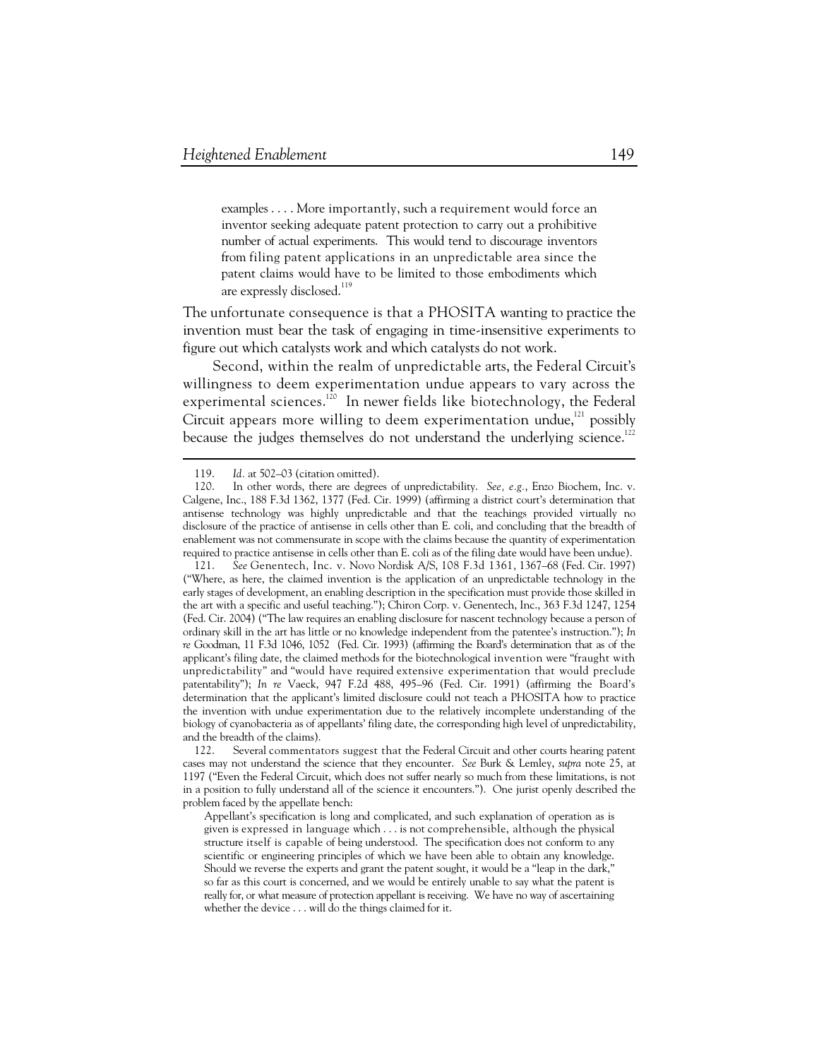> examples . . . . More importantly, such a requirement would force an inventor seeking adequate patent protection to carry out a prohibitive number of actual experiments. This would tend to discourage inventors from filing patent applications in an unpredictable area since the patent claims would have to be limited to those embodiments which are expressly disclosed.[119]

The unfortunate consequence is that a PHOSITA wanting to practice the invention must bear the task of engaging in time-insensitive experiments to figure out which catalysts work and which catalysts do not work.

Second, within the realm of unpredictable arts, the Federal Circuit's willingness to deem experimentation undue appears to vary across the experimental sciences.[120] In newer fields like biotechnology, the Federal Circuit appears more willing to deem experimentation undue,[121] possibly because the judges themselves do not understand the underlying science.[122]

---

119. *Id.* at 502–03 (citation omitted).

120. In other words, there are degrees of unpredictability. *See, e.g.*, Enzo Biochem, Inc. v. Calgene, Inc., 188 F.3d 1362, 1377 (Fed. Cir. 1999) (affirming a district court's determination that antisense technology was highly unpredictable and that the teachings provided virtually no disclosure of the practice of antisense in cells other than E. coli, and concluding that the breadth of enablement was not commensurate in scope with the claims because the quantity of experimentation required to practice antisense in cells other than E. coli as of the filing date would have been undue).

121. *See* Genentech, Inc. v. Novo Nordisk A/S, 108 F.3d 1361, 1367–68 (Fed. Cir. 1997) ("Where, as here, the claimed invention is the application of an unpredictable technology in the early stages of development, an enabling description in the specification must provide those skilled in the art with a specific and useful teaching."); Chiron Corp. v. Genentech, Inc., 363 F.3d 1247, 1254 (Fed. Cir. 2004) ("The law requires an enabling disclosure for nascent technology because a person of ordinary skill in the art has little or no knowledge independent from the patentee's instruction."); *In re* Goodman, 11 F.3d 1046, 1052 (Fed. Cir. 1993) (affirming the Board's determination that as of the applicant's filing date, the claimed methods for the biotechnological invention were "fraught with unpredictability" and "would have required extensive experimentation that would preclude patentability"); *In re* Vaeck, 947 F.2d 488, 495–96 (Fed. Cir. 1991) (affirming the Board's determination that the applicant's limited disclosure could not teach a PHOSITA how to practice the invention with undue experimentation due to the relatively incomplete understanding of the biology of cyanobacteria as of appellants' filing date, the corresponding high level of unpredictability, and the breadth of the claims).

122. Several commentators suggest that the Federal Circuit and other courts hearing patent cases may not understand the science that they encounter. *See* Burk & Lemley, *supra* note 25, at 1197 ("Even the Federal Circuit, which does not suffer nearly so much from these limitations, is not in a position to fully understand all of the science it encounters."). One jurist openly described the problem faced by the appellate bench:

> Appellant's specification is long and complicated, and such explanation of operation as is given is expressed in language which . . . is not comprehensible, although the physical structure itself is capable of being understood. The specification does not conform to any scientific or engineering principles of which we have been able to obtain any knowledge. Should we reverse the experts and grant the patent sought, it would be a "leap in the dark," so far as this court is concerned, and we would be entirely unable to say what the patent is really for, or what measure of protection appellant is receiving. We have no way of ascertaining whether the device . . . will do the things claimed for it.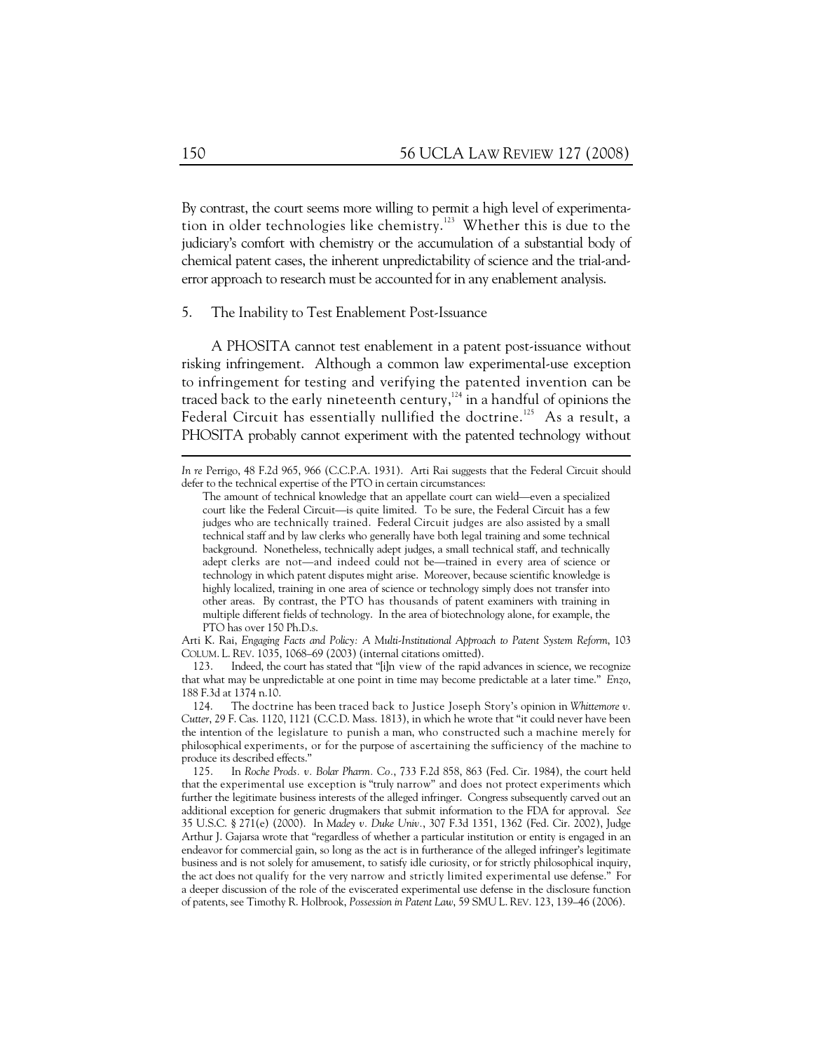By contrast, the court seems more willing to permit a high level of experimentation in older technologies like chemistry.[123] Whether this is due to the judiciary's comfort with chemistry or the accumulation of a substantial body of chemical patent cases, the inherent unpredictability of science and the trial-and-error approach to research must be accounted for in any enablement analysis.

### 5. The Inability to Test Enablement Post-Issuance

A PHOSITA cannot test enablement in a patent post-issuance without risking infringement. Although a common law experimental-use exception to infringement for testing and verifying the patented invention can be traced back to the early nineteenth century,[124] in a handful of opinions the Federal Circuit has essentially nullified the doctrine.[125] As a result, a PHOSITA probably cannot experiment with the patented technology without

---

*In re* Perrigo, 48 F.2d 965, 966 (C.C.P.A. 1931). Arti Rai suggests that the Federal Circuit should defer to the technical expertise of the PTO in certain circumstances:

> The amount of technical knowledge that an appellate court can wield—even a specialized court like the Federal Circuit—is quite limited. To be sure, the Federal Circuit has a few judges who are technically trained. Federal Circuit judges are also assisted by a small technical staff and by law clerks who generally have both legal training and some technical background. Nonetheless, technically adept judges, a small technical staff, and technically adept clerks are not—and indeed could not be—trained in every area of science or technology in which patent disputes might arise. Moreover, because scientific knowledge is highly localized, training in one area of science or technology simply does not transfer into other areas. By contrast, the PTO has thousands of patent examiners with training in multiple different fields of technology. In the area of biotechnology alone, for example, the PTO has over 150 Ph.D.s.

Arti K. Rai, *Engaging Facts and Policy: A Multi-Institutional Approach to Patent System Reform*, 103 COLUM. L. REV. 1035, 1068–69 (2003) (internal citations omitted).

123. Indeed, the court has stated that "[i]n view of the rapid advances in science, we recognize that what may be unpredictable at one point in time may become predictable at a later time." *Enzo*, 188 F.3d at 1374 n.10.

124. The doctrine has been traced back to Justice Joseph Story's opinion in *Whittemore v. Cutter*, 29 F. Cas. 1120, 1121 (C.C.D. Mass. 1813), in which he wrote that "it could never have been the intention of the legislature to punish a man, who constructed such a machine merely for philosophical experiments, or for the purpose of ascertaining the sufficiency of the machine to produce its described effects."

125. In *Roche Prods. v. Bolar Pharm. Co.*, 733 F.2d 858, 863 (Fed. Cir. 1984), the court held that the experimental use exception is "truly narrow" and does not protect experiments which further the legitimate business interests of the alleged infringer. Congress subsequently carved out an additional exception for generic drugmakers that submit information to the FDA for approval. *See* 35 U.S.C. § 271(e) (2000). In *Madey v. Duke Univ.*, 307 F.3d 1351, 1362 (Fed. Cir. 2002), Judge Arthur J. Gajarsa wrote that "regardless of whether a particular institution or entity is engaged in an endeavor for commercial gain, so long as the act is in furtherance of the alleged infringer's legitimate business and is not solely for amusement, to satisfy idle curiosity, or for strictly philosophical inquiry, the act does not qualify for the very narrow and strictly limited experimental use defense." For a deeper discussion of the role of the eviscerated experimental use defense in the disclosure function of patents, see Timothy R. Holbrook, *Possession in Patent Law*, 59 SMU L. REV. 123, 139–46 (2006).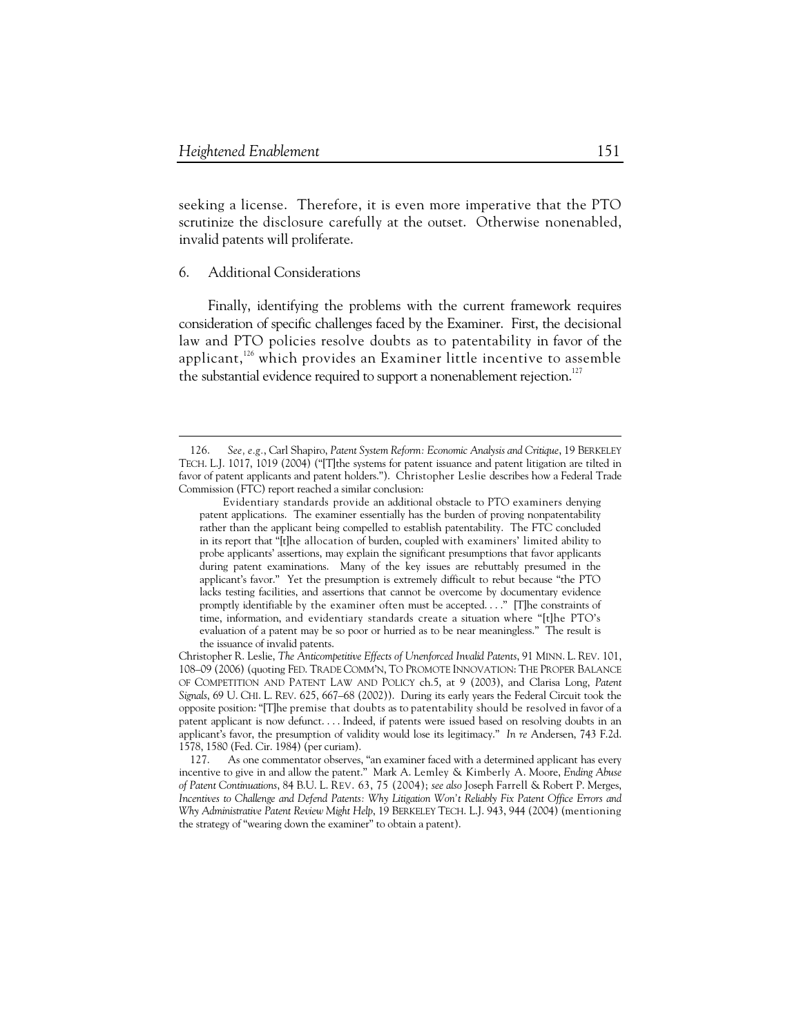seeking a license. Therefore, it is even more imperative that the PTO scrutinize the disclosure carefully at the outset. Otherwise nonenabled, invalid patents will proliferate.

### 6. Additional Considerations

Finally, identifying the problems with the current framework requires consideration of specific challenges faced by the Examiner. First, the decisional law and PTO policies resolve doubts as to patentability in favor of the applicant,[126] which provides an Examiner little incentive to assemble the substantial evidence required to support a nonenablement rejection.[127]

---

126. *See, e.g.*, Carl Shapiro, *Patent System Reform: Economic Analysis and Critique*, 19 BERKELEY TECH. L.J. 1017, 1019 (2004) ("[T]he systems for patent issuance and patent litigation are tilted in favor of patent applicants and patent holders."). Christopher Leslie describes how a Federal Trade Commission (FTC) report reached a similar conclusion:

> Evidentiary standards provide an additional obstacle to PTO examiners denying patent applications. The examiner essentially has the burden of proving nonpatentability rather than the applicant being compelled to establish patentability. The FTC concluded in its report that "[t]he allocation of burden, coupled with examiners' limited ability to probe applicants' assertions, may explain the significant presumptions that favor applicants during patent examinations. Many of the key issues are rebuttably presumed in the applicant's favor." Yet the presumption is extremely difficult to rebut because "the PTO lacks testing facilities, and assertions that cannot be overcome by documentary evidence promptly identifiable by the examiner often must be accepted. . . ." [T]he constraints of time, information, and evidentiary standards create a situation where "[t]he PTO's evaluation of a patent may be so poor or hurried as to be near meaningless." The result is the issuance of invalid patents.

Christopher R. Leslie, *The Anticompetitive Effects of Unenforced Invalid Patents*, 91 MINN. L. REV. 101, 108–09 (2006) (quoting FED. TRADE COMM'N, TO PROMOTE INNOVATION: THE PROPER BALANCE OF COMPETITION AND PATENT LAW AND POLICY ch.5, at 9 (2003), and Clarisa Long, *Patent Signals*, 69 U. CHI. L. REV. 625, 667–68 (2002)). During its early years the Federal Circuit took the opposite position: "[T]he premise that doubts as to patentability should be resolved in favor of a patent applicant is now defunct. . . . Indeed, if patents were issued based on resolving doubts in an applicant's favor, the presumption of validity would lose its legitimacy." *In re* Andersen, 743 F.2d. 1578, 1580 (Fed. Cir. 1984) (per curiam).

127. As one commentator observes, "an examiner faced with a determined applicant has every incentive to give in and allow the patent." Mark A. Lemley & Kimberly A. Moore, *Ending Abuse of Patent Continuations*, 84 B.U. L. REV. 63, 75 (2004); *see also* Joseph Farrell & Robert P. Merges, *Incentives to Challenge and Defend Patents: Why Litigation Won't Reliably Fix Patent Office Errors and Why Administrative Patent Review Might Help*, 19 BERKELEY TECH. L.J. 943, 944 (2004) (mentioning the strategy of "wearing down the examiner" to obtain a patent).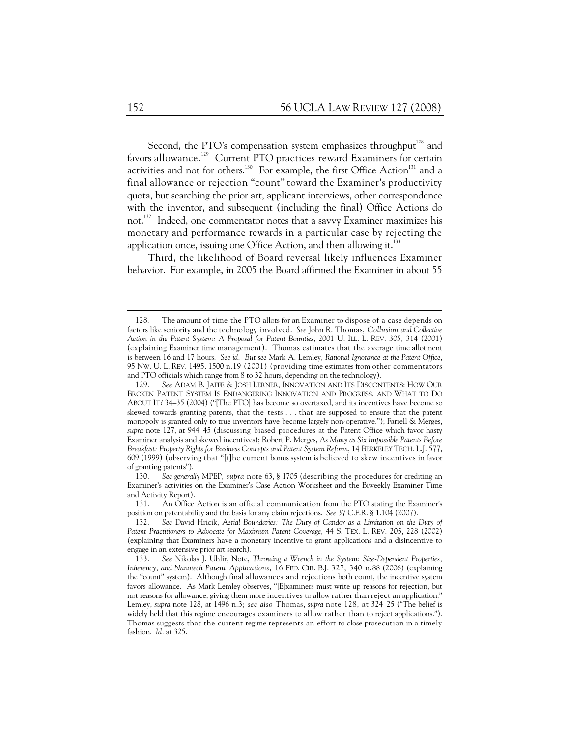Second, the PTO's compensation system emphasizes throughput[128] and favors allowance.[129] Current PTO practices reward Examiners for certain activities and not for others.[130] For example, the first Office Action[131] and a final allowance or rejection "count" toward the Examiner's productivity quota, but searching the prior art, applicant interviews, other correspondence with the inventor, and subsequent (including the final) Office Actions do not.[132] Indeed, one commentator notes that a savvy Examiner maximizes his monetary and performance rewards in a particular case by rejecting the application once, issuing one Office Action, and then allowing it.[133]

Third, the likelihood of Board reversal likely influences Examiner behavior. For example, in 2005 the Board affirmed the Examiner in about 55

---

128. The amount of time the PTO allots for an Examiner to dispose of a case depends on factors like seniority and the technology involved. *See* John R. Thomas, *Collusion and Collective Action in the Patent System: A Proposal for Patent Bounties*, 2001 U. ILL. L. REV. 305, 314 (2001) (explaining Examiner time management). Thomas estimates that the average time allotment is between 16 and 17 hours. *See id. But see* Mark A. Lemley, *Rational Ignorance at the Patent Office*, 95 NW. U. L. REV. 1495, 1500 n.19 (2001) (providing time estimates from other commentators and PTO officials which range from 8 to 32 hours, depending on the technology).

129. *See* ADAM B. JAFFE & JOSH LERNER, INNOVATION AND ITS DISCONTENTS: HOW OUR BROKEN PATENT SYSTEM IS ENDANGERING INNOVATION AND PROGRESS, AND WHAT TO DO ABOUT IT? 34–35 (2004) ("[The PTO] has become so overtaxed, and its incentives have become so skewed towards granting patents, that the tests . . . that are supposed to ensure that the patent monopoly is granted only to true inventors have become largely non-operative."); Farrell & Merges, *supra* note 127, at 944–45 (discussing biased procedures at the Patent Office which favor hasty Examiner analysis and skewed incentives); Robert P. Merges, *As Many as Six Impossible Patents Before Breakfast: Property Rights for Business Concepts and Patent System Reform*, 14 BERKELEY TECH. L.J. 577, 609 (1999) (observing that "[t]he current bonus system is believed to skew incentives in favor of granting patents").

130. *See generally* MPEP, *supra* note 63, § 1705 (describing the procedures for crediting an Examiner's activities on the Examiner's Case Action Worksheet and the Biweekly Examiner Time and Activity Report).

131. An Office Action is an official communication from the PTO stating the Examiner's position on patentability and the basis for any claim rejections. *See* 37 C.F.R. § 1.104 (2007).

132. *See* David Hricik, *Aerial Boundaries: The Duty of Candor as a Limitation on the Duty of Patent Practitioners to Advocate for Maximum Patent Coverage*, 44 S. TEX. L. REV. 205, 228 (2002) (explaining that Examiners have a monetary incentive to grant applications and a disincentive to engage in an extensive prior art search).

133. *See* Nikolas J. Uhlir, Note, *Throwing a Wrench in the System: Size-Dependent Properties, Inherency, and Nanotech Patent Applications*, 16 FED. CIR. B.J. 327, 340 n.88 (2006) (explaining the "count" system). Although final allowances and rejections both count, the incentive system favors allowance. As Mark Lemley observes, "[E]xaminers must write up reasons for rejection, but not reasons for allowance, giving them more incentives to allow rather than reject an application." Lemley, *supra* note 128, at 1496 n.3; *see also* Thomas, *supra* note 128, at 324–25 ("The belief is widely held that this regime encourages examiners to allow rather than to reject applications."). Thomas suggests that the current regime represents an effort to close prosecution in a timely fashion. *Id.* at 325.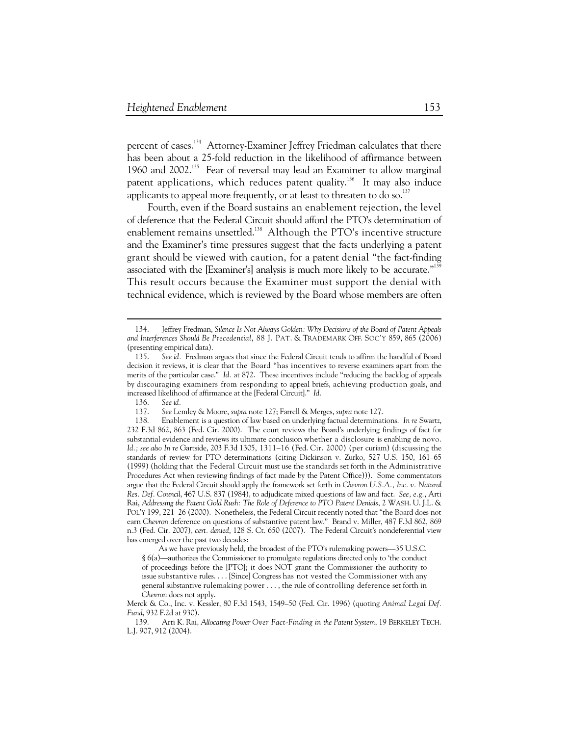percent of cases.[134] Attorney-Examiner Jeffrey Friedman calculates that there has been about a 25-fold reduction in the likelihood of affirmance between 1960 and 2002.[135] Fear of reversal may lead an Examiner to allow marginal patent applications, which reduces patent quality.[136] It may also induce applicants to appeal more frequently, or at least to threaten to do so.[137]

Fourth, even if the Board sustains an enablement rejection, the level of deference that the Federal Circuit should afford the PTO's determination of enablement remains unsettled.[138] Although the PTO's incentive structure and the Examiner's time pressures suggest that the facts underlying a patent grant should be viewed with caution, for a patent denial "the fact-finding associated with the [Examiner's] analysis is much more likely to be accurate."[139] This result occurs because the Examiner must support the denial with technical evidence, which is reviewed by the Board whose members are often

---

134. Jeffrey Fredman, *Silence Is Not Always Golden: Why Decisions of the Board of Patent Appeals and Interferences Should Be Precedential*, 88 J. PAT. & TRADEMARK OFF. SOC'Y 859, 865 (2006) (presenting empirical data).

135. *See id.* Fredman argues that since the Federal Circuit tends to affirm the handful of Board decision it reviews, it is clear that the Board "has incentives to reverse examiners apart from the merits of the particular case." *Id.* at 872. These incentives include "reducing the backlog of appeals by discouraging examiners from responding to appeal briefs, achieving production goals, and increased likelihood of affirmance at the [Federal Circuit]." *Id.*

136. *See id.*

137. *See* Lemley & Moore, *supra* note 127; Farrell & Merges, *supra* note 127.

138. Enablement is a question of law based on underlying factual determinations. *In re* Swartz, 232 F.3d 862, 863 (Fed. Cir. 2000). The court reviews the Board's underlying findings of fact for substantial evidence and reviews its ultimate conclusion whether a disclosure is enabling de novo. *Id.; see also In re* Gartside, 203 F.3d 1305, 1311–16 (Fed. Cir. 2000) (per curiam) (discussing the standards of review for PTO determinations (citing Dickinson v. Zurko, 527 U.S. 150, 161–65 (1999) (holding that the Federal Circuit must use the standards set forth in the Administrative Procedures Act when reviewing findings of fact made by the Patent Office))). Some commentators argue that the Federal Circuit should apply the framework set forth in *Chevron U.S.A., Inc. v. Natural Res. Def. Council*, 467 U.S. 837 (1984), to adjudicate mixed questions of law and fact. *See, e.g.*, Arti Rai, *Addressing the Patent Gold Rush: The Role of Deference to PTO Patent Denials*, 2 WASH. U. J.L. & POL'Y 199, 221–26 (2000). Nonetheless, the Federal Circuit recently noted that "the Board does not earn *Chevron* deference on questions of substantive patent law." Brand v. Miller, 487 F.3d 862, 869 n.3 (Fed. Cir. 2007), *cert. denied*, 128 S. Ct. 650 (2007). The Federal Circuit's nondeferential view has emerged over the past two decades:

> As we have previously held, the broadest of the PTO's rulemaking powers—35 U.S.C. § 6(a)—authorizes the Commissioner to promulgate regulations directed only to 'the conduct of proceedings before the [PTO]; it does NOT grant the Commissioner the authority to issue substantive rules. . . . [Since] Congress has not vested the Commissioner with any general substantive rulemaking power . . . , the rule of controlling deference set forth in *Chevron* does not apply.

Merck & Co., Inc. v. Kessler, 80 F.3d 1543, 1549–50 (Fed. Cir. 1996) (quoting *Animal Legal Def. Fund*, 932 F.2d at 930).

139. Arti K. Rai, *Allocating Power Over Fact-Finding in the Patent System*, 19 BERKELEY TECH. L.J. 907, 912 (2004).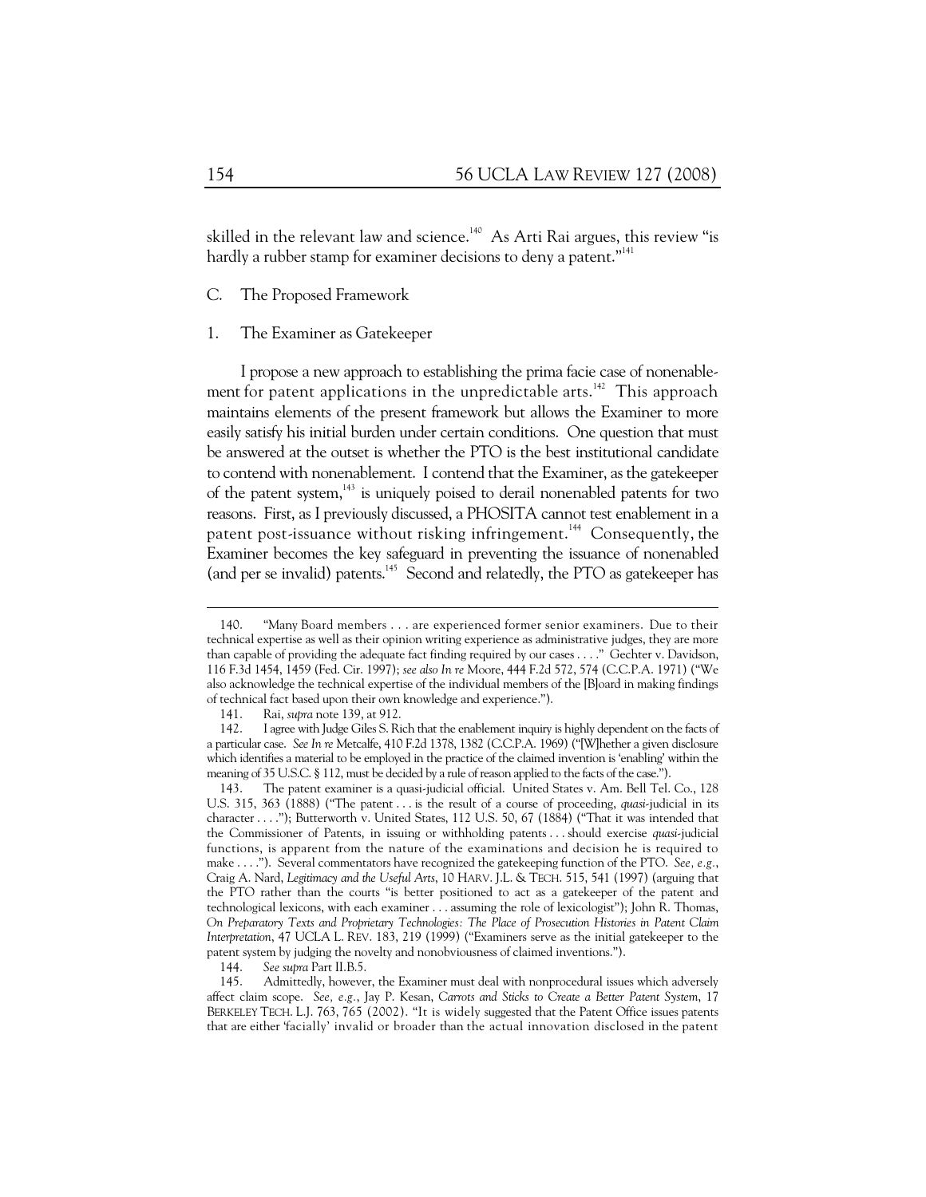skilled in the relevant law and science.[140] As Arti Rai argues, this review "is hardly a rubber stamp for examiner decisions to deny a patent."[141]

## C. The Proposed Framework

### 1. The Examiner as Gatekeeper

I propose a new approach to establishing the prima facie case of nonenablement for patent applications in the unpredictable arts.[142] This approach maintains elements of the present framework but allows the Examiner to more easily satisfy his initial burden under certain conditions. One question that must be answered at the outset is whether the PTO is the best institutional candidate to contend with nonenablement. I contend that the Examiner, as the gatekeeper of the patent system,[143] is uniquely poised to derail nonenabled patents for two reasons. First, as I previously discussed, a PHOSITA cannot test enablement in a patent post-issuance without risking infringement.[144] Consequently, the Examiner becomes the key safeguard in preventing the issuance of nonenabled (and per se invalid) patents.[145] Second and relatedly, the PTO as gatekeeper has

---

140. "Many Board members . . . are experienced former senior examiners. Due to their technical expertise as well as their opinion writing experience as administrative judges, they are more than capable of providing the adequate fact finding required by our cases . . . ." Gechter v. Davidson, 116 F.3d 1454, 1459 (Fed. Cir. 1997); *see also In re* Moore, 444 F.2d 572, 574 (C.C.P.A. 1971) ("We also acknowledge the technical expertise of the individual members of the [B]oard in making findings of technical fact based upon their own knowledge and experience.").

141. Rai, *supra* note 139, at 912.

142. I agree with Judge Giles S. Rich that the enablement inquiry is highly dependent on the facts of a particular case. *See In re* Metcalfe, 410 F.2d 1378, 1382 (C.C.P.A. 1969) ("[W]hether a given disclosure which identifies a material to be employed in the practice of the claimed invention is 'enabling' within the meaning of 35 U.S.C. § 112, must be decided by a rule of reason applied to the facts of the case.").

143. The patent examiner is a quasi-judicial official. United States v. Am. Bell Tel. Co., 128 U.S. 315, 363 (1888) ("The patent . . . is the result of a course of proceeding, *quasi*-judicial in its character . . . ."); Butterworth v. United States, 112 U.S. 50, 67 (1884) ("That it was intended that the Commissioner of Patents, in issuing or withholding patents . . . should exercise *quasi*-judicial functions, is apparent from the nature of the examinations and decision he is required to make . . . ."). Several commentators have recognized the gatekeeping function of the PTO. *See, e.g.*, Craig A. Nard, *Legitimacy and the Useful Arts*, 10 HARV. J.L. & TECH. 515, 541 (1997) (arguing that the PTO rather than the courts "is better positioned to act as a gatekeeper of the patent and technological lexicons, with each examiner . . . assuming the role of lexicologist"); John R. Thomas, *On Preparatory Texts and Proprietary Technologies: The Place of Prosecution Histories in Patent Claim Interpretation*, 47 UCLA L. REV. 183, 219 (1999) ("Examiners serve as the initial gatekeeper to the patent system by judging the novelty and nonobviousness of claimed inventions.").

144. *See supra* Part II.B.5.

145. Admittedly, however, the Examiner must deal with nonprocedural issues which adversely affect claim scope. *See, e.g.*, Jay P. Kesan, *Carrots and Sticks to Create a Better Patent System*, 17 BERKELEY TECH. L.J. 763, 765 (2002). "It is widely suggested that the Patent Office issues patents that are either 'facially' invalid or broader than the actual innovation disclosed in the patent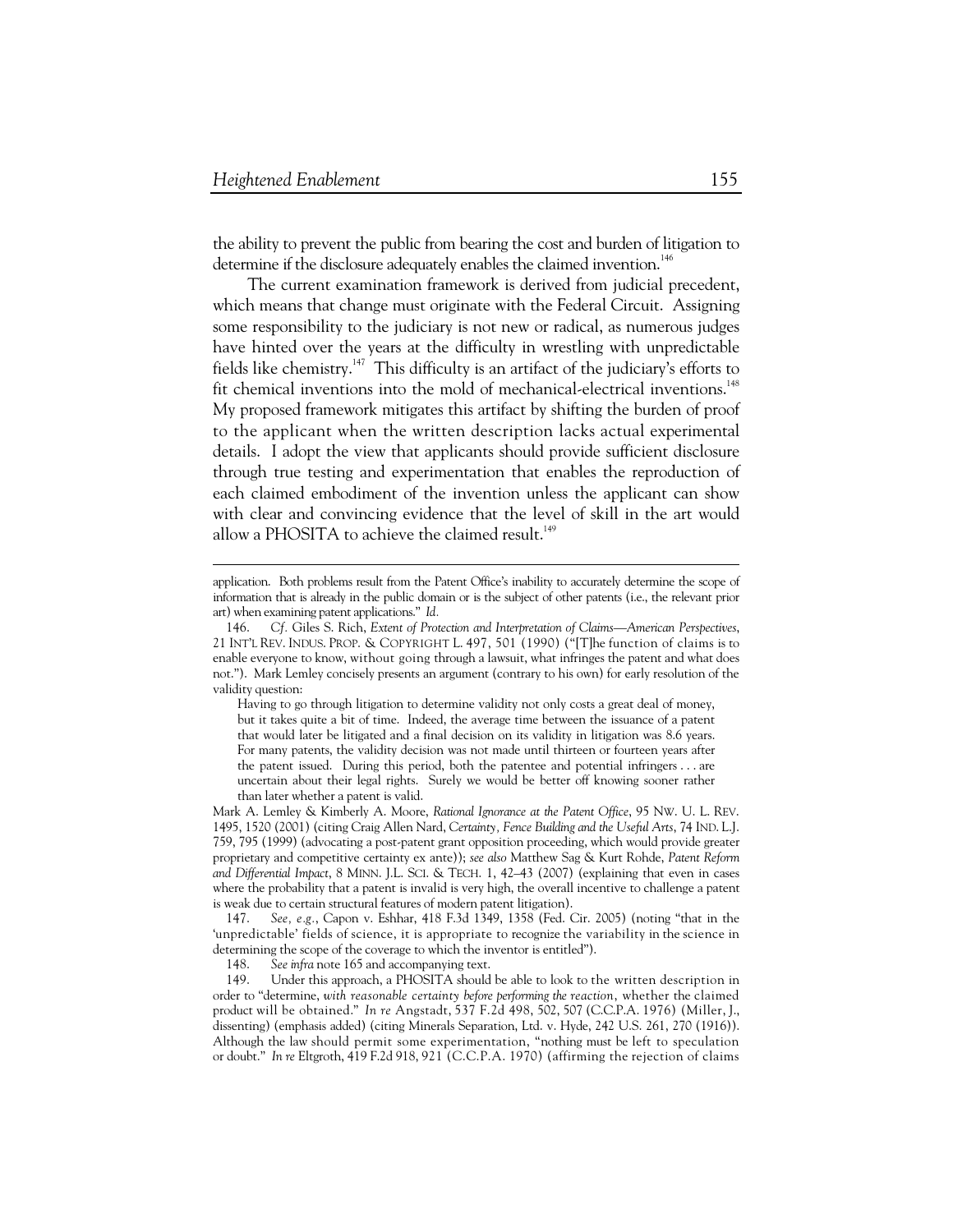the ability to prevent the public from bearing the cost and burden of litigation to determine if the disclosure adequately enables the claimed invention.[146]

The current examination framework is derived from judicial precedent, which means that change must originate with the Federal Circuit. Assigning some responsibility to the judiciary is not new or radical, as numerous judges have hinted over the years at the difficulty in wrestling with unpredictable fields like chemistry.[147] This difficulty is an artifact of the judiciary's efforts to fit chemical inventions into the mold of mechanical-electrical inventions.[148] My proposed framework mitigates this artifact by shifting the burden of proof to the applicant when the written description lacks actual experimental details. I adopt the view that applicants should provide sufficient disclosure through true testing and experimentation that enables the reproduction of each claimed embodiment of the invention unless the applicant can show with clear and convincing evidence that the level of skill in the art would allow a PHOSITA to achieve the claimed result.[149]

---

application. Both problems result from the Patent Office's inability to accurately determine the scope of information that is already in the public domain or is the subject of other patents (i.e., the relevant prior art) when examining patent applications." *Id.*

146. *Cf.* Giles S. Rich, *Extent of Protection and Interpretation of Claims—American Perspectives*, 21 INT'L REV. INDUS. PROP. & COPYRIGHT L. 497, 501 (1990) ("[T]he function of claims is to enable everyone to know, without going through a lawsuit, what infringes the patent and what does not."). Mark Lemley concisely presents an argument (contrary to his own) for early resolution of the validity question:

> Having to go through litigation to determine validity not only costs a great deal of money, but it takes quite a bit of time. Indeed, the average time between the issuance of a patent that would later be litigated and a final decision on its validity in litigation was 8.6 years. For many patents, the validity decision was not made until thirteen or fourteen years after the patent issued. During this period, both the patentee and potential infringers . . . are uncertain about their legal rights. Surely we would be better off knowing sooner rather than later whether a patent is valid.

Mark A. Lemley & Kimberly A. Moore, *Rational Ignorance at the Patent Office*, 95 NW. U. L. REV. 1495, 1520 (2001) (citing Craig Allen Nard, *Certainty, Fence Building and the Useful Arts*, 74 IND. L.J. 759, 795 (1999) (advocating a post-patent grant opposition proceeding, which would provide greater proprietary and competitive certainty ex ante)); *see also* Matthew Sag & Kurt Rohde, *Patent Reform and Differential Impact*, 8 MINN. J.L. SCI. & TECH. 1, 42–43 (2007) (explaining that even in cases where the probability that a patent is invalid is very high, the overall incentive to challenge a patent is weak due to certain structural features of modern patent litigation).

147. *See, e.g.*, Capon v. Eshhar, 418 F.3d 1349, 1358 (Fed. Cir. 2005) (noting "that in the 'unpredictable' fields of science, it is appropriate to recognize the variability in the science in determining the scope of the coverage to which the inventor is entitled").

148. *See infra* note 165 and accompanying text.

149. Under this approach, a PHOSITA should be able to look to the written description in order to "determine, *with reasonable certainty before performing the reaction*, whether the claimed product will be obtained." *In re* Angstadt, 537 F.2d 498, 502, 507 (C.C.P.A. 1976) (Miller, J., dissenting) (emphasis added) (citing Minerals Separation, Ltd. v. Hyde, 242 U.S. 261, 270 (1916)). Although the law should permit some experimentation, "nothing must be left to speculation or doubt." *In re* Eltgroth, 419 F.2d 918, 921 (C.C.P.A. 1970) (affirming the rejection of claims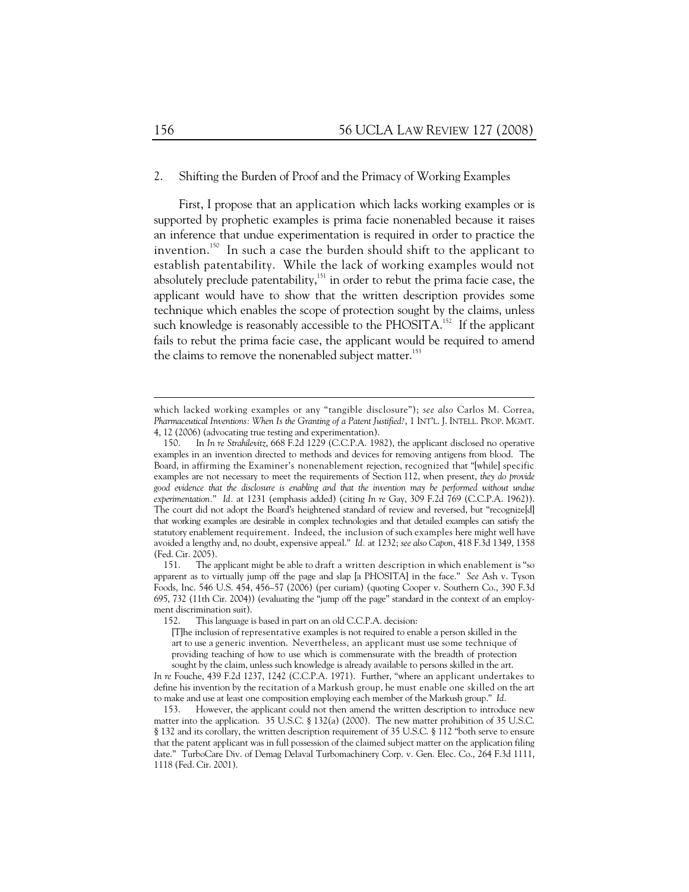### 2. Shifting the Burden of Proof and the Primacy of Working Examples

First, I propose that an application which lacks working examples or is supported by prophetic examples is prima facie nonenabled because it raises an inference that undue experimentation is required in order to practice the invention.[150] In such a case the burden should shift to the applicant to establish patentability. While the lack of working examples would not absolutely preclude patentability,[151] in order to rebut the prima facie case, the applicant would have to show that the written description provides some technique which enables the scope of protection sought by the claims, unless such knowledge is reasonably accessible to the PHOSITA.[152] If the applicant fails to rebut the prima facie case, the applicant would be required to amend the claims to remove the nonenabled subject matter.[153]

---

which lacked working examples or any "tangible disclosure"); *see also* Carlos M. Correa, *Pharmaceutical Inventions: When Is the Granting of a Patent Justified?*, 1 INT'L. J. INTELL. PROP. MGMT. 4, 12 (2006) (advocating true testing and experimentation).

150. In *In re Strahilevitz*, 668 F.2d 1229 (C.C.P.A. 1982), the applicant disclosed no operative examples in an invention directed to methods and devices for removing antigens from blood. The Board, in affirming the Examiner's nonenablement rejection, recognized that "[while] specific examples are not necessary to meet the requirements of Section 112, when present, *they do provide good evidence that the disclosure is enabling and that the invention may be performed without undue experimentation*." *Id.* at 1231 (emphasis added) (citing *In re* Gay, 309 F.2d 769 (C.C.P.A. 1962)). The court did not adopt the Board's heightened standard of review and reversed, but "recognize[d] that working examples are desirable in complex technologies and that detailed examples can satisfy the statutory enablement requirement. Indeed, the inclusion of such examples here might well have avoided a lengthy and, no doubt, expensive appeal." *Id.* at 1232; *see also Capon*, 418 F.3d 1349, 1358 (Fed. Cir. 2005).

151. The applicant might be able to draft a written description in which enablement is "so apparent as to virtually jump off the page and slap [a PHOSITA] in the face." *See* Ash v. Tyson Foods, Inc. 546 U.S. 454, 456–57 (2006) (per curiam) (quoting Cooper v. Southern Co., 390 F.3d 695, 732 (11th Cir. 2004)) (evaluating the "jump off the page" standard in the context of an employment discrimination suit).

152. This language is based in part on an old C.C.P.A. decision:

> [T]he inclusion of representative examples is not required to enable a person skilled in the art to use a generic invention. Nevertheless, an applicant must use some technique of providing teaching of how to use which is commensurate with the breadth of protection sought by the claim, unless such knowledge is already available to persons skilled in the art.

*In re* Fouche, 439 F.2d 1237, 1242 (C.C.P.A. 1971). Further, "where an applicant undertakes to define his invention by the recitation of a Markush group, he must enable one skilled on the art to make and use at least one composition employing each member of the Markush group." *Id.*

153. However, the applicant could not then amend the written description to introduce new matter into the application. 35 U.S.C. § 132(a) (2000). The new matter prohibition of 35 U.S.C. § 132 and its corollary, the written description requirement of 35 U.S.C. § 112 "both serve to ensure that the patent applicant was in full possession of the claimed subject matter on the application filing date." TurboCare Div. of Demag Delaval Turbomachinery Corp. v. Gen. Elec. Co., 264 F.3d 1111, 1118 (Fed. Cir. 2001).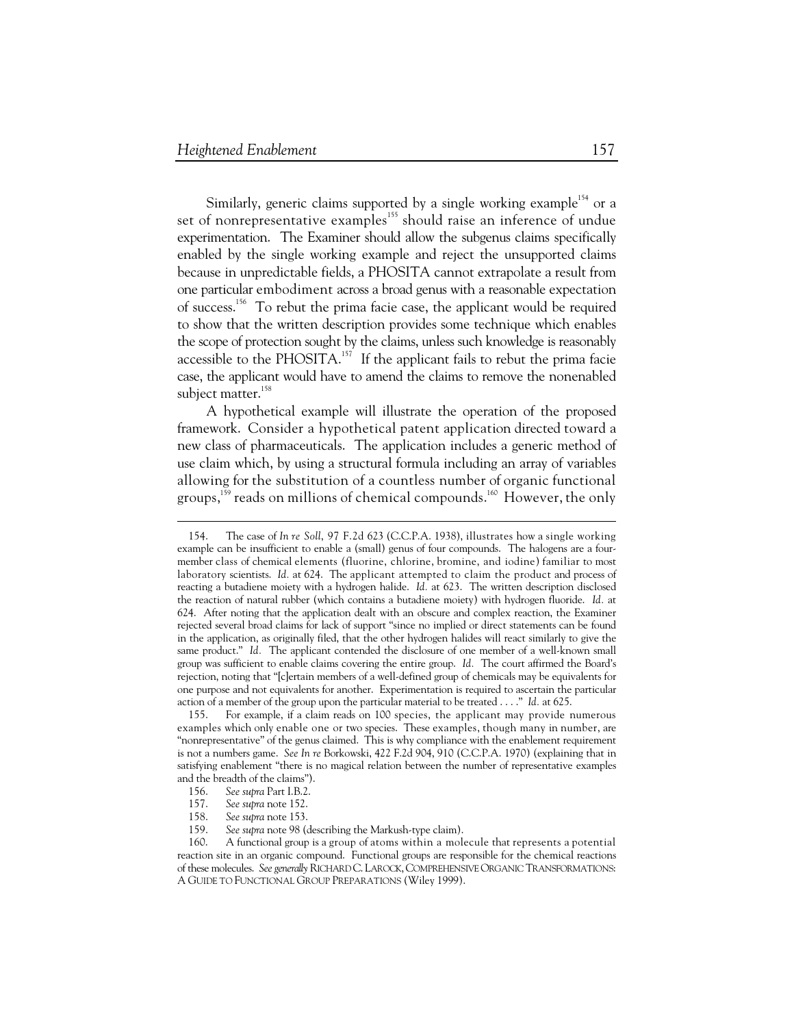Similarly, generic claims supported by a single working example[154] or a set of nonrepresentative examples[155] should raise an inference of undue experimentation. The Examiner should allow the subgenus claims specifically enabled by the single working example and reject the unsupported claims because in unpredictable fields, a PHOSITA cannot extrapolate a result from one particular embodiment across a broad genus with a reasonable expectation of success.[156] To rebut the prima facie case, the applicant would be required to show that the written description provides some technique which enables the scope of protection sought by the claims, unless such knowledge is reasonably accessible to the PHOSITA.[157] If the applicant fails to rebut the prima facie case, the applicant would have to amend the claims to remove the nonenabled subject matter.[158]

A hypothetical example will illustrate the operation of the proposed framework. Consider a hypothetical patent application directed toward a new class of pharmaceuticals. The application includes a generic method of use claim which, by using a structural formula including an array of variables allowing for the substitution of a countless number of organic functional groups,[159] reads on millions of chemical compounds.[160] However, the only

---

154. The case of *In re Soll*, 97 F.2d 623 (C.C.P.A. 1938), illustrates how a single working example can be insufficient to enable a (small) genus of four compounds. The halogens are a four-member class of chemical elements (fluorine, chlorine, bromine, and iodine) familiar to most laboratory scientists. *Id.* at 624. The applicant attempted to claim the product and process of reacting a butadiene moiety with a hydrogen halide. *Id.* at 623. The written description disclosed the reaction of natural rubber (which contains a butadiene moiety) with hydrogen fluoride. *Id.* at 624. After noting that the application dealt with an obscure and complex reaction, the Examiner rejected several broad claims for lack of support "since no implied or direct statements can be found in the application, as originally filed, that the other hydrogen halides will react similarly to give the same product." *Id.* The applicant contended the disclosure of one member of a well-known small group was sufficient to enable claims covering the entire group. *Id.* The court affirmed the Board's rejection, noting that "[c]ertain members of a well-defined group of chemicals may be equivalents for one purpose and not equivalents for another. Experimentation is required to ascertain the particular action of a member of the group upon the particular material to be treated . . . ." *Id.* at 625.

155. For example, if a claim reads on 100 species, the applicant may provide numerous examples which only enable one or two species. These examples, though many in number, are "nonrepresentative" of the genus claimed. This is why compliance with the enablement requirement is not a numbers game. *See In re* Borkowski, 422 F.2d 904, 910 (C.C.P.A. 1970) (explaining that in satisfying enablement "there is no magical relation between the number of representative examples and the breadth of the claims").

156. *See supra* Part I.B.2.

157. *See supra* note 152.

158. *See supra* note 153.

159. *See supra* note 98 (describing the Markush-type claim).

160. A functional group is a group of atoms within a molecule that represents a potential reaction site in an organic compound. Functional groups are responsible for the chemical reactions of these molecules. *See generally* RICHARD C. LAROCK, COMPREHENSIVE ORGANIC TRANSFORMATIONS: A GUIDE TO FUNCTIONAL GROUP PREPARATIONS (Wiley 1999).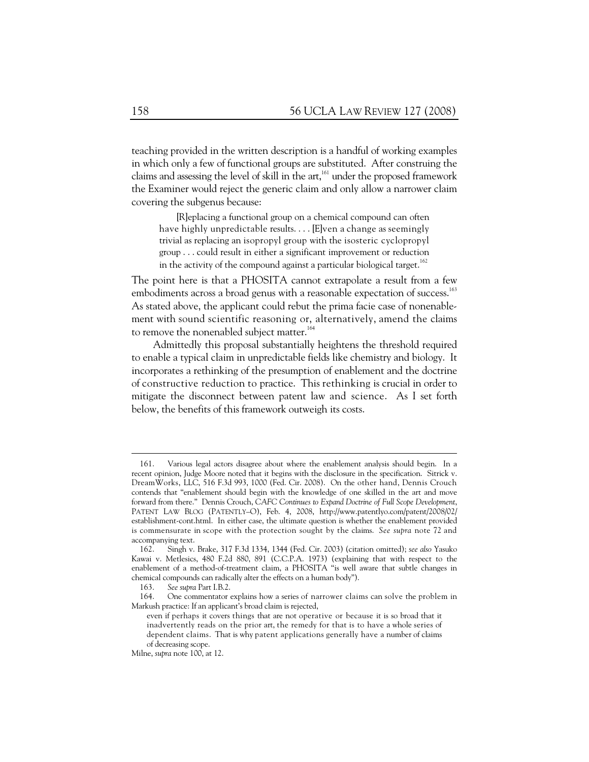teaching provided in the written description is a handful of working examples in which only a few of functional groups are substituted. After construing the claims and assessing the level of skill in the art,[161] under the proposed framework the Examiner would reject the generic claim and only allow a narrower claim covering the subgenus because:

> [R]eplacing a functional group on a chemical compound can often have highly unpredictable results. . . . [E]ven a change as seemingly trivial as replacing an isopropyl group with the isosteric cyclopropyl group . . . could result in either a significant improvement or reduction in the activity of the compound against a particular biological target.[162]

The point here is that a PHOSITA cannot extrapolate a result from a few embodiments across a broad genus with a reasonable expectation of success.[163] As stated above, the applicant could rebut the prima facie case of nonenablement with sound scientific reasoning or, alternatively, amend the claims to remove the nonenabled subject matter.[164]

Admittedly this proposal substantially heightens the threshold required to enable a typical claim in unpredictable fields like chemistry and biology. It incorporates a rethinking of the presumption of enablement and the doctrine of constructive reduction to practice. This rethinking is crucial in order to mitigate the disconnect between patent law and science. As I set forth below, the benefits of this framework outweigh its costs.

---

161. Various legal actors disagree about where the enablement analysis should begin. In a recent opinion, Judge Moore noted that it begins with the disclosure in the specification. Sitrick v. DreamWorks, LLC, 516 F.3d 993, 1000 (Fed. Cir. 2008). On the other hand, Dennis Crouch contends that "enablement should begin with the knowledge of one skilled in the art and move forward from there." Dennis Crouch, *CAFC Continues to Expand Doctrine of Full Scope Development*, PATENT LAW BLOG (PATENTLY–O), Feb. 4, 2008, http://www.patentlyo.com/patent/2008/02/establishment-cont.html. In either case, the ultimate question is whether the enablement provided is commensurate in scope with the protection sought by the claims. *See supra* note 72 and accompanying text.

162. Singh v. Brake, 317 F.3d 1334, 1344 (Fed. Cir. 2003) (citation omitted); *see also* Yasuko Kawai v. Metlesics, 480 F.2d 880, 891 (C.C.P.A. 1973) (explaining that with respect to the enablement of a method-of-treatment claim, a PHOSITA "is well aware that subtle changes in chemical compounds can radically alter the effects on a human body").

163. *See supra* Part I.B.2.

164. One commentator explains how a series of narrower claims can solve the problem in Markush practice: If an applicant's broad claim is rejected,

> even if perhaps it covers things that are not operative or because it is so broad that it inadvertently reads on the prior art, the remedy for that is to have a whole series of dependent claims. That is why patent applications generally have a number of claims of decreasing scope.

Milne, *supra* note 100, at 12.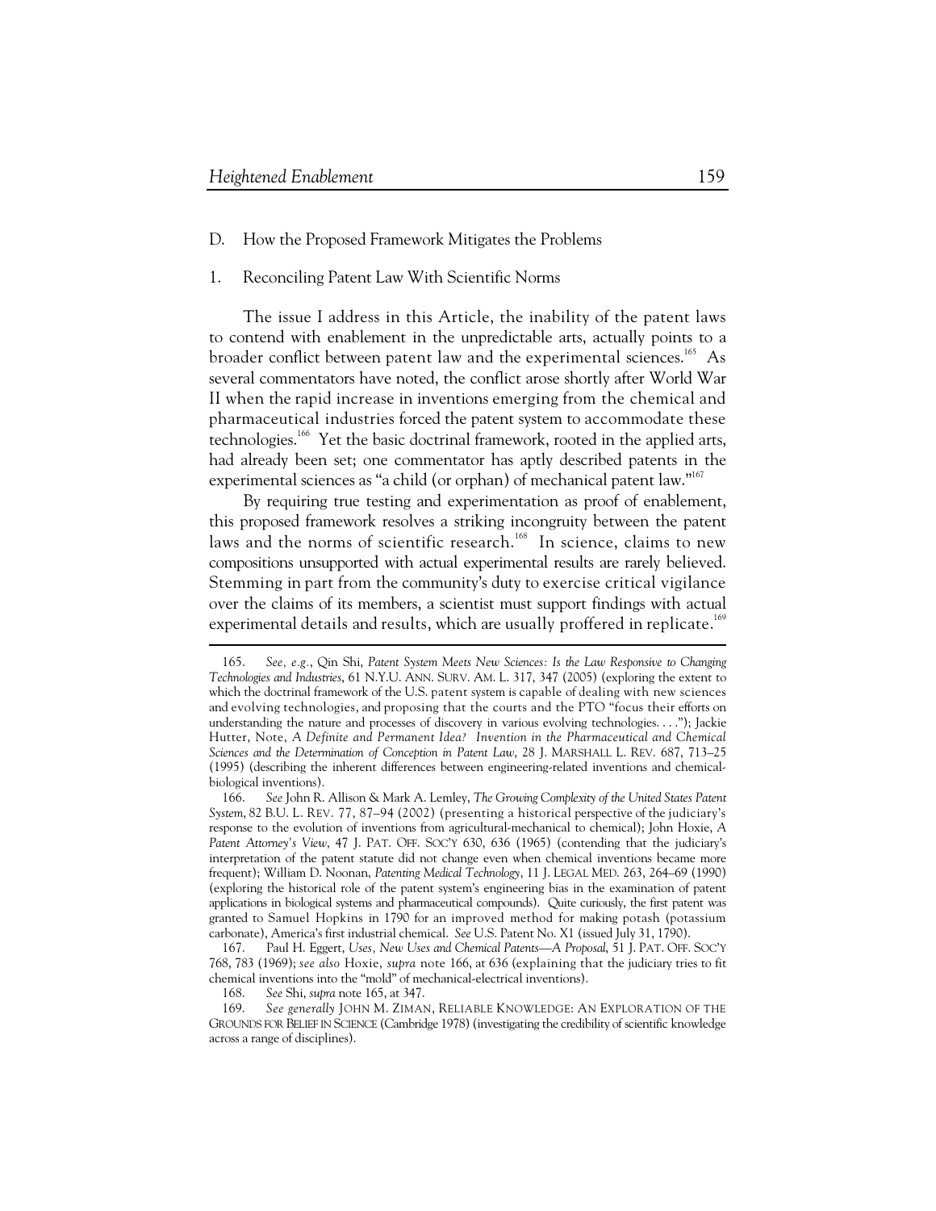### D. How the Proposed Framework Mitigates the Problems

#### 1. Reconciling Patent Law With Scientific Norms

The issue I address in this Article, the inability of the patent laws to contend with enablement in the unpredictable arts, actually points to a broader conflict between patent law and the experimental sciences.[165] As several commentators have noted, the conflict arose shortly after World War II when the rapid increase in inventions emerging from the chemical and pharmaceutical industries forced the patent system to accommodate these technologies.[166] Yet the basic doctrinal framework, rooted in the applied arts, had already been set; one commentator has aptly described patents in the experimental sciences as "a child (or orphan) of mechanical patent law."[167]

By requiring true testing and experimentation as proof of enablement, this proposed framework resolves a striking incongruity between the patent laws and the norms of scientific research.[168] In science, claims to new compositions unsupported with actual experimental results are rarely believed. Stemming in part from the community's duty to exercise critical vigilance over the claims of its members, a scientist must support findings with actual experimental details and results, which are usually proffered in replicate.[169]

---

165. *See, e.g.*, Qin Shi, *Patent System Meets New Sciences: Is the Law Responsive to Changing Technologies and Industries*, 61 N.Y.U. ANN. SURV. AM. L. 317, 347 (2005) (exploring the extent to which the doctrinal framework of the U.S. patent system is capable of dealing with new sciences and evolving technologies, and proposing that the courts and the PTO "focus their efforts on understanding the nature and processes of discovery in various evolving technologies. . . ."); Jackie Hutter, Note, *A Definite and Permanent Idea? Invention in the Pharmaceutical and Chemical Sciences and the Determination of Conception in Patent Law*, 28 J. MARSHALL L. REV. 687, 713–25 (1995) (describing the inherent differences between engineering-related inventions and chemical-biological inventions).

166. *See* John R. Allison & Mark A. Lemley, *The Growing Complexity of the United States Patent System*, 82 B.U. L. REV. 77, 87–94 (2002) (presenting a historical perspective of the judiciary's response to the evolution of inventions from agricultural-mechanical to chemical); John Hoxie, *A Patent Attorney's View*, 47 J. PAT. OFF. SOC'Y 630, 636 (1965) (contending that the judiciary's interpretation of the patent statute did not change even when chemical inventions became more frequent); William D. Noonan, *Patenting Medical Technology*, 11 J. LEGAL MED. 263, 264–69 (1990) (exploring the historical role of the patent system's engineering bias in the examination of patent applications in biological systems and pharmaceutical compounds). Quite curiously, the first patent was granted to Samuel Hopkins in 1790 for an improved method for making potash (potassium carbonate), America's first industrial chemical. *See* U.S. Patent No. X1 (issued July 31, 1790).

167. Paul H. Eggert, *Uses, New Uses and Chemical Patents—A Proposal*, 51 J. PAT. OFF. SOC'Y 768, 783 (1969); *see also* Hoxie, *supra* note 166, at 636 (explaining that the judiciary tries to fit chemical inventions into the "mold" of mechanical-electrical inventions).

168. *See* Shi, *supra* note 165, at 347.

169. *See generally* JOHN M. ZIMAN, RELIABLE KNOWLEDGE: AN EXPLORATION OF THE GROUNDS FOR BELIEF IN SCIENCE (Cambridge 1978) (investigating the credibility of scientific knowledge across a range of disciplines).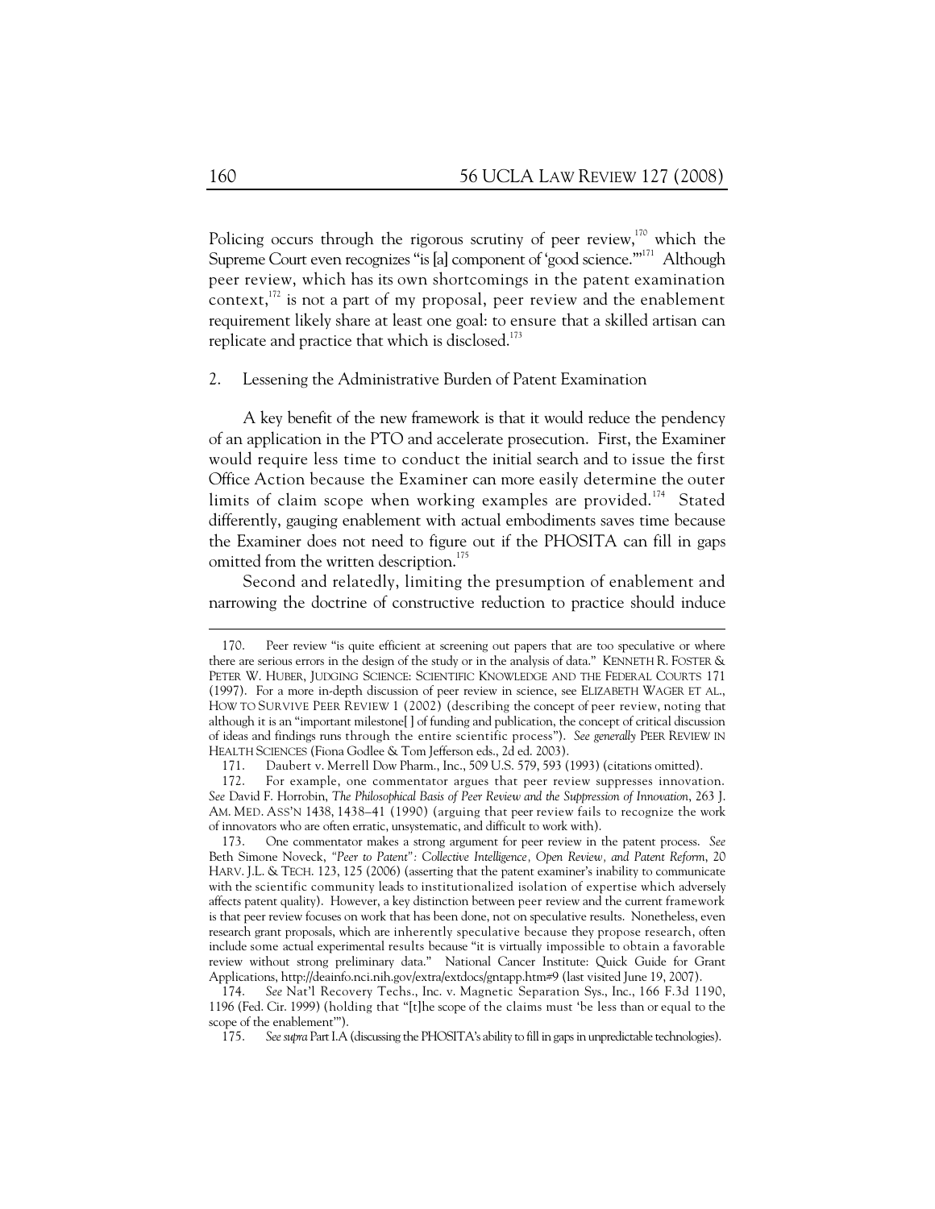Policing occurs through the rigorous scrutiny of peer review,[170] which the Supreme Court even recognizes "is [a] component of 'good science.'"[171] Although peer review, which has its own shortcomings in the patent examination context,[172] is not a part of my proposal, peer review and the enablement requirement likely share at least one goal: to ensure that a skilled artisan can replicate and practice that which is disclosed.[173]

### 2. Lessening the Administrative Burden of Patent Examination

A key benefit of the new framework is that it would reduce the pendency of an application in the PTO and accelerate prosecution. First, the Examiner would require less time to conduct the initial search and to issue the first Office Action because the Examiner can more easily determine the outer limits of claim scope when working examples are provided.[174] Stated differently, gauging enablement with actual embodiments saves time because the Examiner does not need to figure out if the PHOSITA can fill in gaps omitted from the written description.[175]

Second and relatedly, limiting the presumption of enablement and narrowing the doctrine of constructive reduction to practice should induce

---

170. Peer review "is quite efficient at screening out papers that are too speculative or where there are serious errors in the design of the study or in the analysis of data." KENNETH R. FOSTER & PETER W. HUBER, JUDGING SCIENCE: SCIENTIFIC KNOWLEDGE AND THE FEDERAL COURTS 171 (1997). For a more in-depth discussion of peer review in science, see ELIZABETH WAGER ET AL., HOW TO SURVIVE PEER REVIEW 1 (2002) (describing the concept of peer review, noting that although it is an "important milestone[ ] of funding and publication, the concept of critical discussion of ideas and findings runs through the entire scientific process"). *See generally* PEER REVIEW IN HEALTH SCIENCES (Fiona Godlee & Tom Jefferson eds., 2d ed. 2003).

171. Daubert v. Merrell Dow Pharm., Inc., 509 U.S. 579, 593 (1993) (citations omitted).

172. For example, one commentator argues that peer review suppresses innovation. *See* David F. Horrobin, *The Philosophical Basis of Peer Review and the Suppression of Innovation*, 263 J. AM. MED. ASS'N 1438, 1438–41 (1990) (arguing that peer review fails to recognize the work of innovators who are often erratic, unsystematic, and difficult to work with).

173. One commentator makes a strong argument for peer review in the patent process. *See* Beth Simone Noveck, *"Peer to Patent": Collective Intelligence, Open Review, and Patent Reform*, 20 HARV. J.L. & TECH. 123, 125 (2006) (asserting that the patent examiner's inability to communicate with the scientific community leads to institutionalized isolation of expertise which adversely affects patent quality). However, a key distinction between peer review and the current framework is that peer review focuses on work that has been done, not on speculative results. Nonetheless, even research grant proposals, which are inherently speculative because they propose research, often include some actual experimental results because "it is virtually impossible to obtain a favorable review without strong preliminary data." National Cancer Institute: Quick Guide for Grant Applications, http://deainfo.nci.nih.gov/extra/extdocs/gntapp.htm#9 (last visited June 19, 2007).

174. *See* Nat'l Recovery Techs., Inc. v. Magnetic Separation Sys., Inc., 166 F.3d 1190, 1196 (Fed. Cir. 1999) (holding that "[t]he scope of the claims must 'be less than or equal to the scope of the enablement'").

175. *See supra* Part I.A (discussing the PHOSITA's ability to fill in gaps in unpredictable technologies).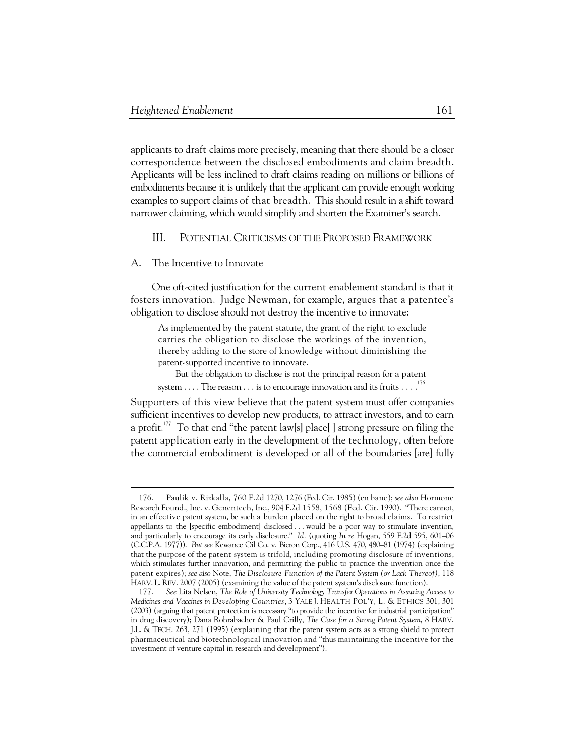applicants to draft claims more precisely, meaning that there should be a closer correspondence between the disclosed embodiments and claim breadth. Applicants will be less inclined to draft claims reading on millions or billions of embodiments because it is unlikely that the applicant can provide enough working examples to support claims of that breadth. This should result in a shift toward narrower claiming, which would simplify and shorten the Examiner's search.

## III. POTENTIAL CRITICISMS OF THE PROPOSED FRAMEWORK

### A. The Incentive to Innovate

One oft-cited justification for the current enablement standard is that it fosters innovation. Judge Newman, for example, argues that a patentee's obligation to disclose should not destroy the incentive to innovate:

> As implemented by the patent statute, the grant of the right to exclude carries the obligation to disclose the workings of the invention, thereby adding to the store of knowledge without diminishing the patent-supported incentive to innovate.
>
> But the obligation to disclose is not the principal reason for a patent system . . . . The reason . . . is to encourage innovation and its fruits . . . .[176]

Supporters of this view believe that the patent system must offer companies sufficient incentives to develop new products, to attract investors, and to earn a profit.[177] To that end "the patent law[s] place[ ] strong pressure on filing the patent application early in the development of the technology, often before the commercial embodiment is developed or all of the boundaries [are] fully

---

176. Paulik v. Rizkalla, 760 F.2d 1270, 1276 (Fed. Cir. 1985) (en banc); *see also* Hormone Research Found., Inc. v. Genentech, Inc., 904 F.2d 1558, 1568 (Fed. Cir. 1990). "There cannot, in an effective patent system, be such a burden placed on the right to broad claims. To restrict appellants to the [specific embodiment] disclosed . . . would be a poor way to stimulate invention, and particularly to encourage its early disclosure." *Id.* (quoting *In re* Hogan, 559 F.2d 595, 601–06 (C.C.P.A. 1977)). *But see* Kewanee Oil Co. v. Bicron Corp., 416 U.S. 470, 480–81 (1974) (explaining that the purpose of the patent system is trifold, including promoting disclosure of inventions, which stimulates further innovation, and permitting the public to practice the invention once the patent expires); *see also* Note, *The Disclosure Function of the Patent System (or Lack Thereof)*, 118 HARV. L. REV. 2007 (2005) (examining the value of the patent system's disclosure function).

177. *See* Lita Nelsen, *The Role of University Technology Transfer Operations in Assuring Access to Medicines and Vaccines in Developing Countries*, 3 YALE J. HEALTH POL'Y, L. & ETHICS 301, 301 (2003) (arguing that patent protection is necessary "to provide the incentive for industrial participation" in drug discovery); Dana Rohrabacher & Paul Crilly, *The Case for a Strong Patent System*, 8 HARV. J.L. & TECH. 263, 271 (1995) (explaining that the patent system acts as a strong shield to protect pharmaceutical and biotechnological innovation and "thus maintaining the incentive for the investment of venture capital in research and development").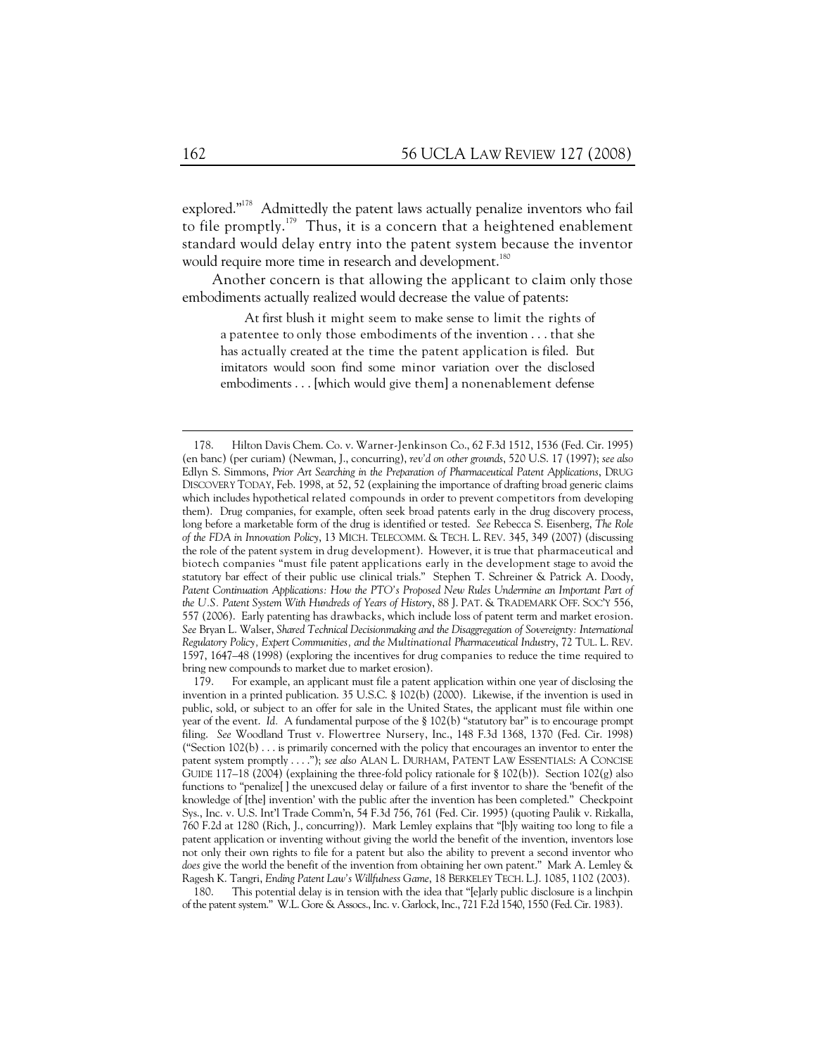explored."[178] Admittedly the patent laws actually penalize inventors who fail to file promptly.[179] Thus, it is a concern that a heightened enablement standard would delay entry into the patent system because the inventor would require more time in research and development.[180]

Another concern is that allowing the applicant to claim only those embodiments actually realized would decrease the value of patents:

> At first blush it might seem to make sense to limit the rights of a patentee to only those embodiments of the invention . . . that she has actually created at the time the patent application is filed. But imitators would soon find some minor variation over the disclosed embodiments . . . [which would give them] a nonenablement defense

---

178. Hilton Davis Chem. Co. v. Warner-Jenkinson Co., 62 F.3d 1512, 1536 (Fed. Cir. 1995) (en banc) (per curiam) (Newman, J., concurring), *rev'd on other grounds*, 520 U.S. 17 (1997); *see also* Edlyn S. Simmons, *Prior Art Searching in the Preparation of Pharmaceutical Patent Applications*, DRUG DISCOVERY TODAY, Feb. 1998, at 52, 52 (explaining the importance of drafting broad generic claims which includes hypothetical related compounds in order to prevent competitors from developing them). Drug companies, for example, often seek broad patents early in the drug discovery process, long before a marketable form of the drug is identified or tested. *See* Rebecca S. Eisenberg, *The Role of the FDA in Innovation Policy*, 13 MICH. TELECOMM. & TECH. L. REV. 345, 349 (2007) (discussing the role of the patent system in drug development). However, it is true that pharmaceutical and biotech companies "must file patent applications early in the development stage to avoid the statutory bar effect of their public use clinical trials." Stephen T. Schreiner & Patrick A. Doody, *Patent Continuation Applications: How the PTO's Proposed New Rules Undermine an Important Part of the U.S. Patent System With Hundreds of Years of History*, 88 J. PAT. & TRADEMARK OFF. SOC'Y 556, 557 (2006). Early patenting has drawbacks, which include loss of patent term and market erosion. *See* Bryan L. Walser, *Shared Technical Decisionmaking and the Disaggregation of Sovereignty: International Regulatory Policy, Expert Communities, and the Multinational Pharmaceutical Industry*, 72 TUL. L. REV. 1597, 1647–48 (1998) (exploring the incentives for drug companies to reduce the time required to bring new compounds to market due to market erosion).

179. For example, an applicant must file a patent application within one year of disclosing the invention in a printed publication. 35 U.S.C. § 102(b) (2000). Likewise, if the invention is used in public, sold, or subject to an offer for sale in the United States, the applicant must file within one year of the event. *Id.* A fundamental purpose of the § 102(b) "statutory bar" is to encourage prompt filing. *See* Woodland Trust v. Flowertree Nursery, Inc., 148 F.3d 1368, 1370 (Fed. Cir. 1998) ("Section 102(b) . . . is primarily concerned with the policy that encourages an inventor to enter the patent system promptly . . . ."); *see also* ALAN L. DURHAM, PATENT LAW ESSENTIALS: A CONCISE GUIDE 117–18 (2004) (explaining the three-fold policy rationale for § 102(b)). Section 102(g) also functions to "penalize[ ] the unexcused delay or failure of a first inventor to share the 'benefit of the knowledge of [the] invention' with the public after the invention has been completed." Checkpoint Sys., Inc. v. U.S. Int'l Trade Comm'n, 54 F.3d 756, 761 (Fed. Cir. 1995) (quoting Paulik v. Rizkalla, 760 F.2d at 1280 (Rich, J., concurring)). Mark Lemley explains that "[b]y waiting too long to file a patent application or inventing without giving the world the benefit of the invention, inventors lose not only their own rights to file for a patent but also the ability to prevent a second inventor who *does* give the world the benefit of the invention from obtaining her own patent." Mark A. Lemley & Ragesh K. Tangri, *Ending Patent Law's Willfulness Game*, 18 BERKELEY TECH. L.J. 1085, 1102 (2003).

180. This potential delay is in tension with the idea that "[e]arly public disclosure is a linchpin of the patent system." W.L. Gore & Assocs., Inc. v. Garlock, Inc., 721 F.2d 1540, 1550 (Fed. Cir. 1983).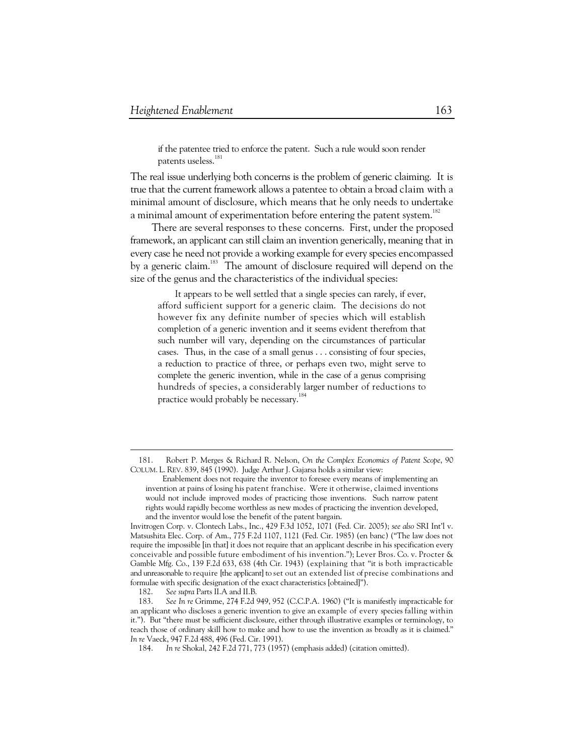> if the patentee tried to enforce the patent. Such a rule would soon render patents useless.[181]

The real issue underlying both concerns is the problem of generic claiming. It is true that the current framework allows a patentee to obtain a broad claim with a minimal amount of disclosure, which means that he only needs to undertake a minimal amount of experimentation before entering the patent system.[182]

There are several responses to these concerns. First, under the proposed framework, an applicant can still claim an invention generically, meaning that in every case he need not provide a working example for every species encompassed by a generic claim.[183] The amount of disclosure required will depend on the size of the genus and the characteristics of the individual species:

> It appears to be well settled that a single species can rarely, if ever, afford sufficient support for a generic claim. The decisions do not however fix any definite number of species which will establish completion of a generic invention and it seems evident therefrom that such number will vary, depending on the circumstances of particular cases. Thus, in the case of a small genus . . . consisting of four species, a reduction to practice of three, or perhaps even two, might serve to complete the generic invention, while in the case of a genus comprising hundreds of species, a considerably larger number of reductions to practice would probably be necessary.[184]

---

181. Robert P. Merges & Richard R. Nelson, *On the Complex Economics of Patent Scope*, 90 COLUM. L. REV. 839, 845 (1990). Judge Arthur J. Gajarsa holds a similar view:

> Enablement does not require the inventor to foresee every means of implementing an invention at pains of losing his patent franchise. Were it otherwise, claimed inventions would not include improved modes of practicing those inventions. Such narrow patent rights would rapidly become worthless as new modes of practicing the invention developed, and the inventor would lose the benefit of the patent bargain.

Invitrogen Corp. v. Clontech Labs., Inc., 429 F.3d 1052, 1071 (Fed. Cir. 2005); *see also* SRI Int'l v. Matsushita Elec. Corp. of Am., 775 F.2d 1107, 1121 (Fed. Cir. 1985) (en banc) ("The law does not require the impossible [in that] it does not require that an applicant describe in his specification every conceivable and possible future embodiment of his invention."); Lever Bros. Co. v. Procter & Gamble Mfg. Co., 139 F.2d 633, 638 (4th Cir. 1943) (explaining that "it is both impracticable and unreasonable to require [the applicant] to set out an extended list of precise combinations and formulae with specific designation of the exact characteristics [obtained]").

182. *See supra* Parts II.A and II.B.

183. *See In re* Grimme, 274 F.2d 949, 952 (C.C.P.A. 1960) ("It is manifestly impracticable for an applicant who discloses a generic invention to give an example of every species falling within it."). But "there must be sufficient disclosure, either through illustrative examples or terminology, to teach those of ordinary skill how to make and how to use the invention as broadly as it is claimed." *In re* Vaeck, 947 F.2d 488, 496 (Fed. Cir. 1991).

184. *In re* Shokal, 242 F.2d 771, 773 (1957) (emphasis added) (citation omitted).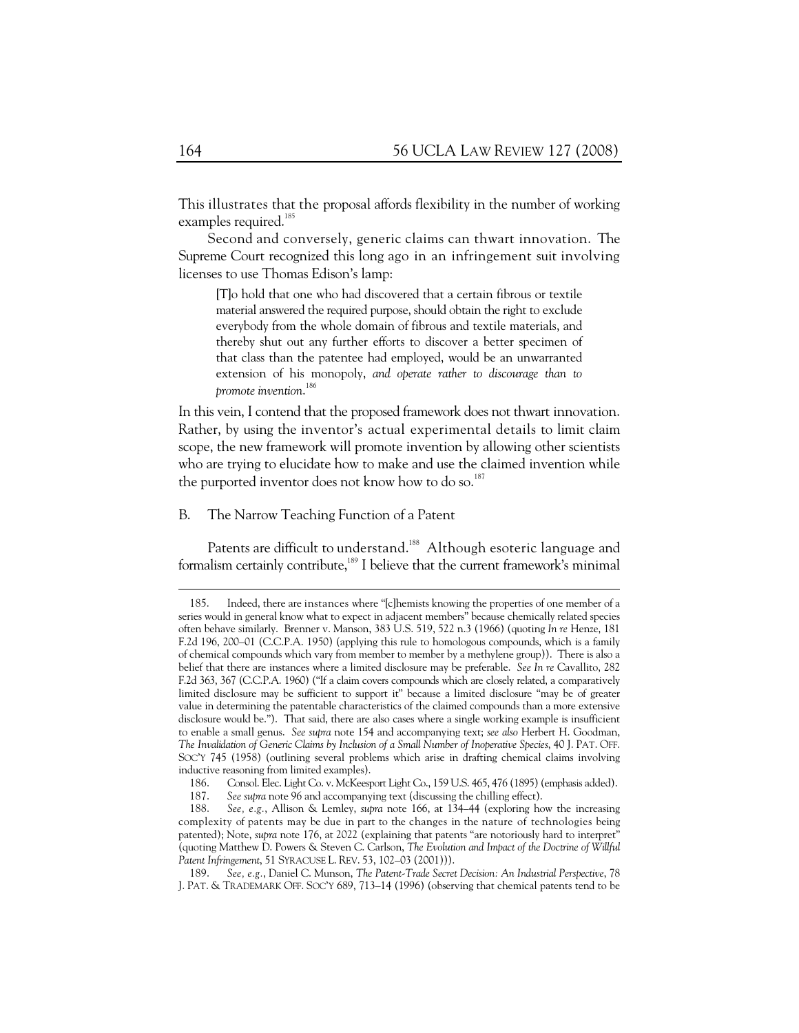This illustrates that the proposal affords flexibility in the number of working examples required.[185]

Second and conversely, generic claims can thwart innovation. The Supreme Court recognized this long ago in an infringement suit involving licenses to use Thomas Edison's lamp:

> [T]o hold that one who had discovered that a certain fibrous or textile material answered the required purpose, should obtain the right to exclude everybody from the whole domain of fibrous and textile materials, and thereby shut out any further efforts to discover a better specimen of that class than the patentee had employed, would be an unwarranted extension of his monopoly, *and operate rather to discourage than to promote invention*.[186]

In this vein, I contend that the proposed framework does not thwart innovation. Rather, by using the inventor's actual experimental details to limit claim scope, the new framework will promote invention by allowing other scientists who are trying to elucidate how to make and use the claimed invention while the purported inventor does not know how to do so.[187]

## B. The Narrow Teaching Function of a Patent

Patents are difficult to understand.[188] Although esoteric language and formalism certainly contribute,[189] I believe that the current framework's minimal

---

185. Indeed, there are instances where "[c]hemists knowing the properties of one member of a series would in general know what to expect in adjacent members" because chemically related species often behave similarly. Brenner v. Manson, 383 U.S. 519, 522 n.3 (1966) (quoting *In re* Henze, 181 F.2d 196, 200–01 (C.C.P.A. 1950) (applying this rule to homologous compounds, which is a family of chemical compounds which vary from member to member by a methylene group)). There is also a belief that there are instances where a limited disclosure may be preferable. *See In re* Cavallito, 282 F.2d 363, 367 (C.C.P.A. 1960) ("If a claim covers compounds which are closely related, a comparatively limited disclosure may be sufficient to support it" because a limited disclosure "may be of greater value in determining the patentable characteristics of the claimed compounds than a more extensive disclosure would be."). That said, there are also cases where a single working example is insufficient to enable a small genus. *See supra* note 154 and accompanying text; *see also* Herbert H. Goodman, *The Invalidation of Generic Claims by Inclusion of a Small Number of Inoperative Species*, 40 J. PAT. OFF. SOC'Y 745 (1958) (outlining several problems which arise in drafting chemical claims involving inductive reasoning from limited examples).

186. Consol. Elec. Light Co. v. McKeesport Light Co., 159 U.S. 465, 476 (1895) (emphasis added).

187. *See supra* note 96 and accompanying text (discussing the chilling effect).

188. *See, e.g.*, Allison & Lemley, *supra* note 166, at 134–44 (exploring how the increasing complexity of patents may be due in part to the changes in the nature of technologies being patented); Note, *supra* note 176, at 2022 (explaining that patents "are notoriously hard to interpret" (quoting Matthew D. Powers & Steven C. Carlson, *The Evolution and Impact of the Doctrine of Willful Patent Infringement*, 51 SYRACUSE L. REV. 53, 102–03 (2001))).

189. *See, e.g.*, Daniel C. Munson, *The Patent-Trade Secret Decision: An Industrial Perspective*, 78 J. PAT. & TRADEMARK OFF. SOC'Y 689, 713–14 (1996) (observing that chemical patents tend to be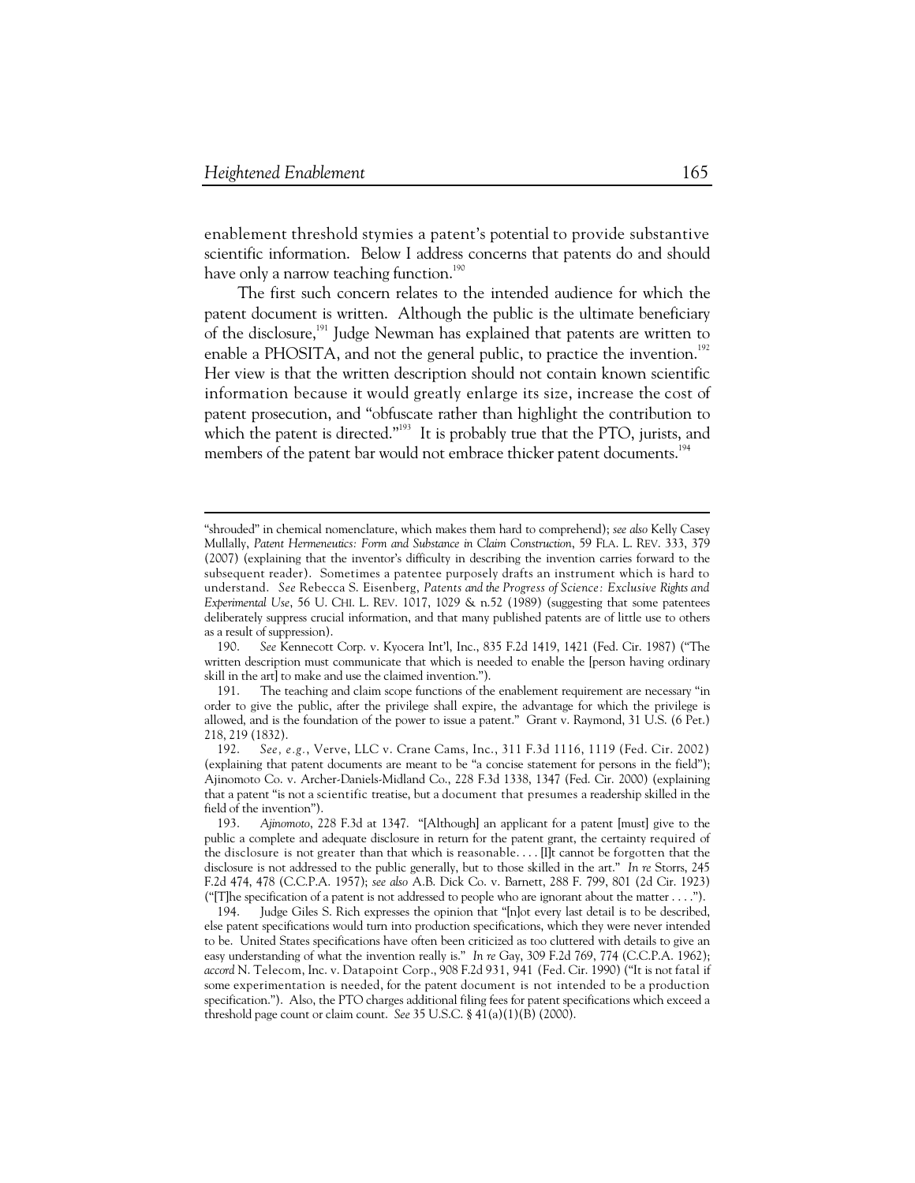enablement threshold stymies a patent's potential to provide substantive scientific information. Below I address concerns that patents do and should have only a narrow teaching function.[190]

The first such concern relates to the intended audience for which the patent document is written. Although the public is the ultimate beneficiary of the disclosure,[191] Judge Newman has explained that patents are written to enable a PHOSITA, and not the general public, to practice the invention.[192] Her view is that the written description should not contain known scientific information because it would greatly enlarge its size, increase the cost of patent prosecution, and "obfuscate rather than highlight the contribution to which the patent is directed."[193] It is probably true that the PTO, jurists, and members of the patent bar would not embrace thicker patent documents.[194]

---

"shrouded" in chemical nomenclature, which makes them hard to comprehend); *see also* Kelly Casey Mullally, *Patent Hermeneutics: Form and Substance in Claim Construction*, 59 FLA. L. REV. 333, 379 (2007) (explaining that the inventor's difficulty in describing the invention carries forward to the subsequent reader). Sometimes a patentee purposely drafts an instrument which is hard to understand. *See* Rebecca S. Eisenberg, *Patents and the Progress of Science: Exclusive Rights and Experimental Use*, 56 U. CHI. L. REV. 1017, 1029 & n.52 (1989) (suggesting that some patentees deliberately suppress crucial information, and that many published patents are of little use to others as a result of suppression).

190. *See* Kennecott Corp. v. Kyocera Int'l, Inc., 835 F.2d 1419, 1421 (Fed. Cir. 1987) ("The written description must communicate that which is needed to enable the [person having ordinary skill in the art] to make and use the claimed invention.").

191. The teaching and claim scope functions of the enablement requirement are necessary "in order to give the public, after the privilege shall expire, the advantage for which the privilege is allowed, and is the foundation of the power to issue a patent." Grant v. Raymond, 31 U.S. (6 Pet.) 218, 219 (1832).

192. *See, e.g.*, Verve, LLC v. Crane Cams, Inc., 311 F.3d 1116, 1119 (Fed. Cir. 2002) (explaining that patent documents are meant to be "a concise statement for persons in the field"); Ajinomoto Co. v. Archer-Daniels-Midland Co., 228 F.3d 1338, 1347 (Fed. Cir. 2000) (explaining that a patent "is not a scientific treatise, but a document that presumes a readership skilled in the field of the invention").

193. *Ajinomoto*, 228 F.3d at 1347. "[Although] an applicant for a patent [must] give to the public a complete and adequate disclosure in return for the patent grant, the certainty required of the disclosure is not greater than that which is reasonable. . . . [I]t cannot be forgotten that the disclosure is not addressed to the public generally, but to those skilled in the art." *In re* Storrs, 245 F.2d 474, 478 (C.C.P.A. 1957); *see also* A.B. Dick Co. v. Barnett, 288 F. 799, 801 (2d Cir. 1923) ("[T]he specification of a patent is not addressed to people who are ignorant about the matter . . . .").

194. Judge Giles S. Rich expresses the opinion that "[n]ot every last detail is to be described, else patent specifications would turn into production specifications, which they were never intended to be. United States specifications have often been criticized as too cluttered with details to give an easy understanding of what the invention really is." *In re* Gay, 309 F.2d 769, 774 (C.C.P.A. 1962); *accord* N. Telecom, Inc. v. Datapoint Corp., 908 F.2d 931, 941 (Fed. Cir. 1990) ("It is not fatal if some experimentation is needed, for the patent document is not intended to be a production specification."). Also, the PTO charges additional filing fees for patent specifications which exceed a threshold page count or claim count. *See* 35 U.S.C. § 41(a)(1)(B) (2000).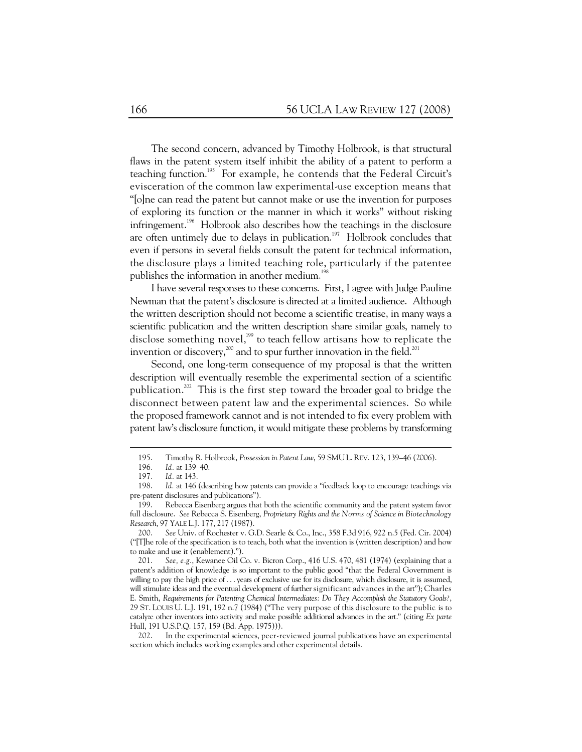The second concern, advanced by Timothy Holbrook, is that structural flaws in the patent system itself inhibit the ability of a patent to perform a teaching function.[195] For example, he contends that the Federal Circuit's evisceration of the common law experimental-use exception means that "[o]ne can read the patent but cannot make or use the invention for purposes of exploring its function or the manner in which it works" without risking infringement.[196] Holbrook also describes how the teachings in the disclosure are often untimely due to delays in publication.[197] Holbrook concludes that even if persons in several fields consult the patent for technical information, the disclosure plays a limited teaching role, particularly if the patentee publishes the information in another medium.[198]

I have several responses to these concerns. First, I agree with Judge Pauline Newman that the patent's disclosure is directed at a limited audience. Although the written description should not become a scientific treatise, in many ways a scientific publication and the written description share similar goals, namely to disclose something novel,[199] to teach fellow artisans how to replicate the invention or discovery,[200] and to spur further innovation in the field.[201]

Second, one long-term consequence of my proposal is that the written description will eventually resemble the experimental section of a scientific publication.[202] This is the first step toward the broader goal to bridge the disconnect between patent law and the experimental sciences. So while the proposed framework cannot and is not intended to fix every problem with patent law's disclosure function, it would mitigate these problems by transforming

---

195. Timothy R. Holbrook, *Possession in Patent Law*, 59 SMU L. REV. 123, 139–46 (2006).

196. *Id.* at 139–40.

197. *Id.* at 143.

198. *Id.* at 146 (describing how patents can provide a "feedback loop to encourage teachings via pre-patent disclosures and publications").

199. Rebecca Eisenberg argues that both the scientific community and the patent system favor full disclosure. *See* Rebecca S. Eisenberg, *Proprietary Rights and the Norms of Science in Biotechnology Research*, 97 YALE L.J. 177, 217 (1987).

200. *See* Univ. of Rochester v. G.D. Searle & Co., Inc., 358 F.3d 916, 922 n.5 (Fed. Cir. 2004) ("[T]he role of the specification is to teach, both what the invention is (written description) and how to make and use it (enablement).").

201. *See, e.g.*, Kewanee Oil Co. v. Bicron Corp., 416 U.S. 470, 481 (1974) (explaining that a patent's addition of knowledge is so important to the public good "that the Federal Government is willing to pay the high price of . . . years of exclusive use for its disclosure, which disclosure, it is assumed, will stimulate ideas and the eventual development of further significant advances in the art"); Charles E. Smith, *Requirements for Patenting Chemical Intermediates: Do They Accomplish the Statutory Goals?*, 29 ST. LOUIS U. L.J. 191, 192 n.7 (1984) ("The very purpose of this disclosure to the public is to catalyze other inventors into activity and make possible additional advances in the art." (citing *Ex parte* Hull, 191 U.S.P.Q. 157, 159 (Bd. App. 1975))).

202. In the experimental sciences, peer-reviewed journal publications have an experimental section which includes working examples and other experimental details.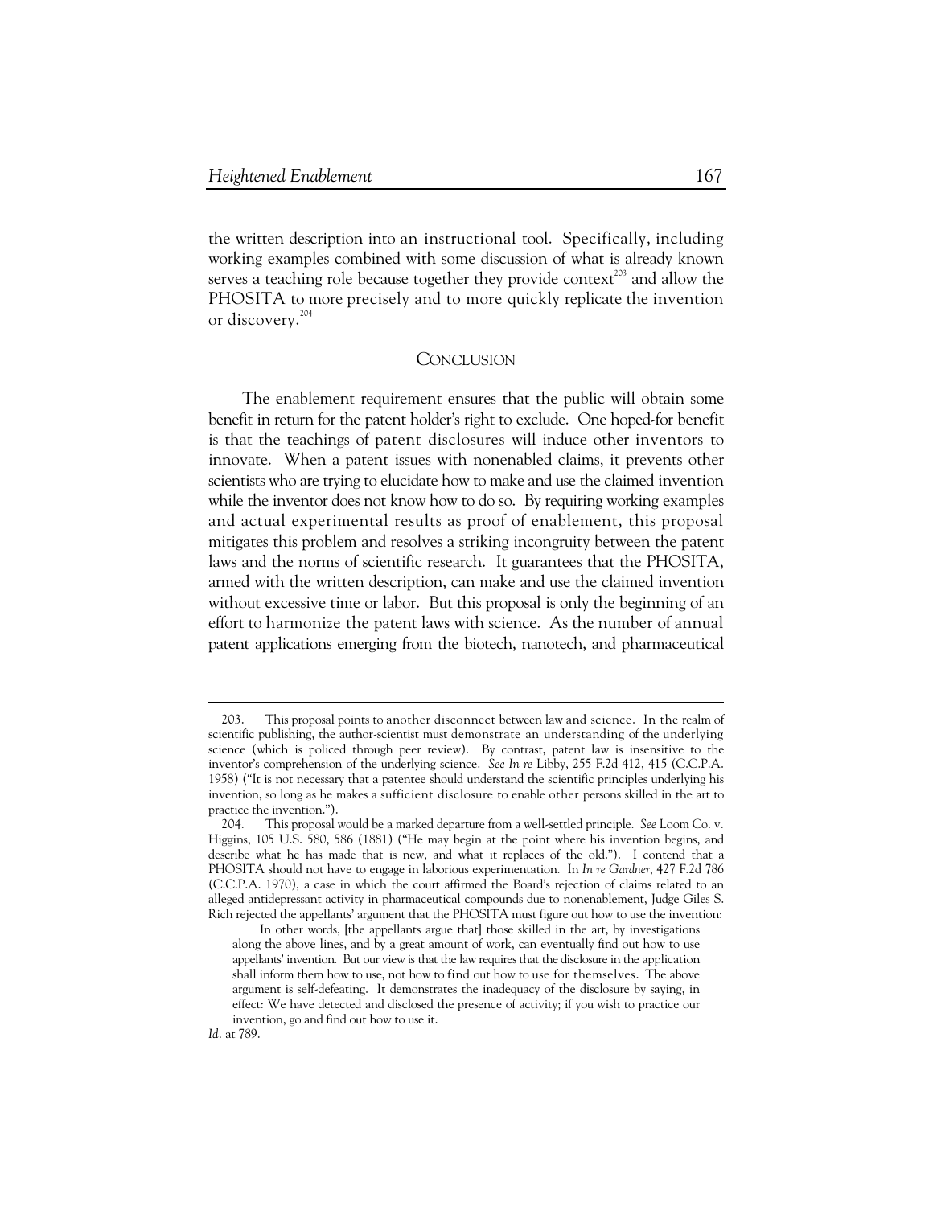the written description into an instructional tool. Specifically, including working examples combined with some discussion of what is already known serves a teaching role because together they provide context[203] and allow the PHOSITA to more precisely and to more quickly replicate the invention or discovery.[204]

## CONCLUSION

The enablement requirement ensures that the public will obtain some benefit in return for the patent holder's right to exclude. One hoped-for benefit is that the teachings of patent disclosures will induce other inventors to innovate. When a patent issues with nonenabled claims, it prevents other scientists who are trying to elucidate how to make and use the claimed invention while the inventor does not know how to do so. By requiring working examples and actual experimental results as proof of enablement, this proposal mitigates this problem and resolves a striking incongruity between the patent laws and the norms of scientific research. It guarantees that the PHOSITA, armed with the written description, can make and use the claimed invention without excessive time or labor. But this proposal is only the beginning of an effort to harmonize the patent laws with science. As the number of annual patent applications emerging from the biotech, nanotech, and pharmaceutical

---

203. This proposal points to another disconnect between law and science. In the realm of scientific publishing, the author-scientist must demonstrate an understanding of the underlying science (which is policed through peer review). By contrast, patent law is insensitive to the inventor's comprehension of the underlying science. *See In re* Libby, 255 F.2d 412, 415 (C.C.P.A. 1958) ("It is not necessary that a patentee should understand the scientific principles underlying his invention, so long as he makes a sufficient disclosure to enable other persons skilled in the art to practice the invention.").

204. This proposal would be a marked departure from a well-settled principle. *See* Loom Co. v. Higgins, 105 U.S. 580, 586 (1881) ("He may begin at the point where his invention begins, and describe what he has made that is new, and what it replaces of the old."). I contend that a PHOSITA should not have to engage in laborious experimentation. In *In re Gardner*, 427 F.2d 786 (C.C.P.A. 1970), a case in which the court affirmed the Board's rejection of claims related to an alleged antidepressant activity in pharmaceutical compounds due to nonenablement, Judge Giles S. Rich rejected the appellants' argument that the PHOSITA must figure out how to use the invention:

> In other words, [the appellants argue that] those skilled in the art, by investigations along the above lines, and by a great amount of work, can eventually find out how to use appellants' invention. But our view is that the law requires that the disclosure in the application shall inform them how to use, not how to find out how to use for themselves. The above argument is self-defeating. It demonstrates the inadequacy of the disclosure by saying, in effect: We have detected and disclosed the presence of activity; if you wish to practice our invention, go and find out how to use it.

*Id.* at 789.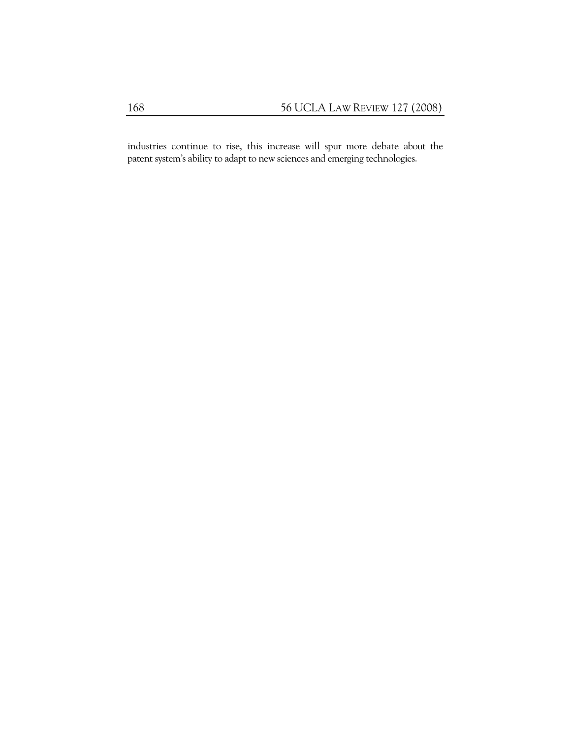industries continue to rise, this increase will spur more debate about the patent system's ability to adapt to new sciences and emerging technologies.